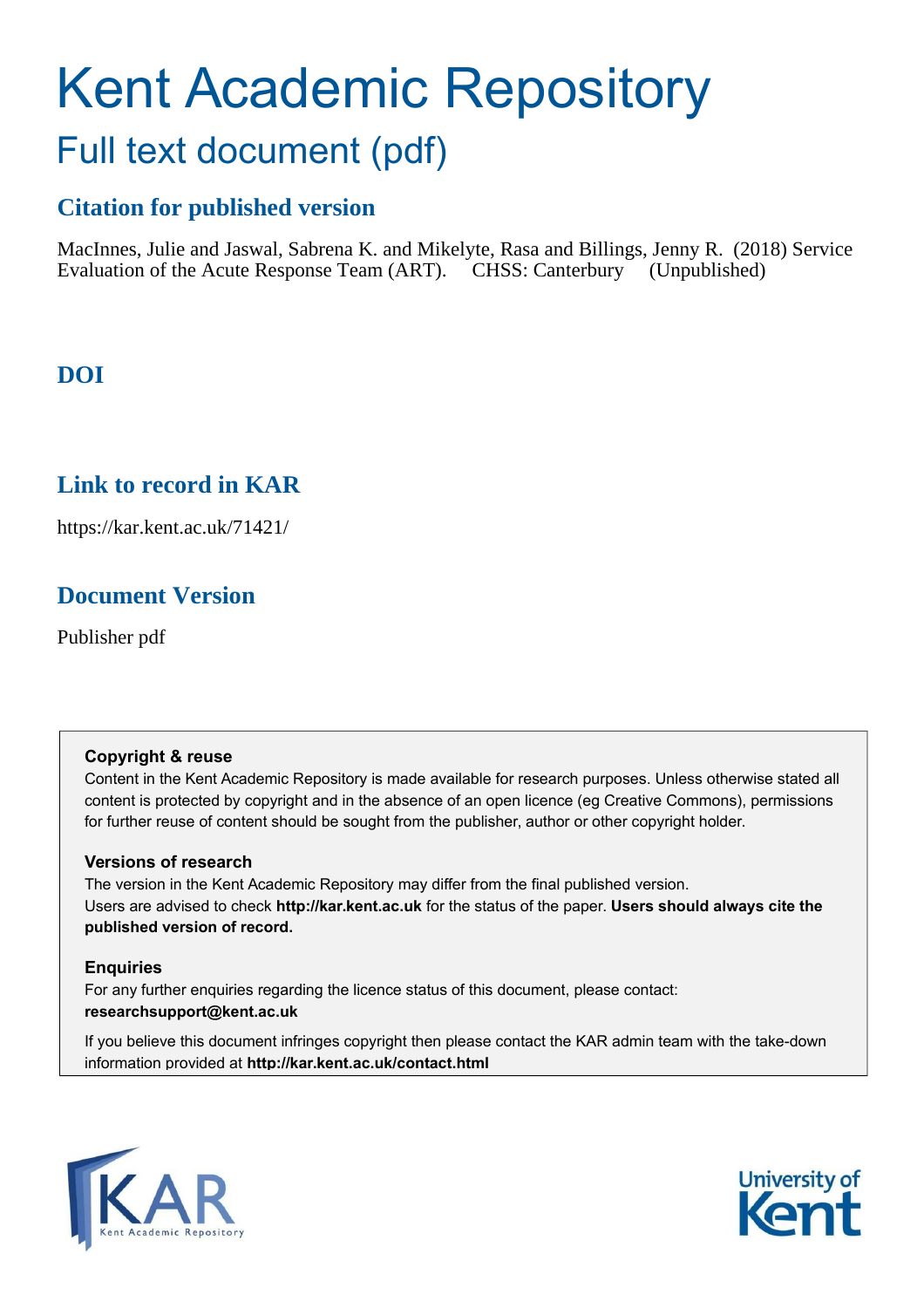# Kent Academic Repository

## Full text document (pdf)

### Citation for published version

MacInnes, Julie and Jaswal, Sabrena K. and Mikelyte, Rasa and Billings, Jenny R. (2018) Service Evaluation of the Acute Response Team (ART). CHSS: Canterbury (Unpublished)

### DOI

### Link to record in KAR

https://kar.kent.ac.uk/71421/

### Document Version

Publisher pdf

**Copyright & reuse**

Content in the Kent Academic Repository is made available for research purposes. Unless otherwise stated all content is protected by copyright and in the absence of an open licence (eg Creative Commons), permissions for further reuse of content should be sought from the publisher, author or other copyright holder.

**Versions of research**

The version in the Kent Academic Repository may differ from the final published version. Users are advised to check **http://kar.kent.ac.uk** for the status of the paper. **Users should always cite the published version of record.**

**Enquiries**

For any further enquiries regarding the licence status of this document, please contact: **researchsupport@kent.ac.uk**

If you believe this document infringes copyright then please contact the KAR admin team with the take-down information provided at **http://kar.kent.ac.uk/contact.html**

KAR Kent Academic Repository

University of Kent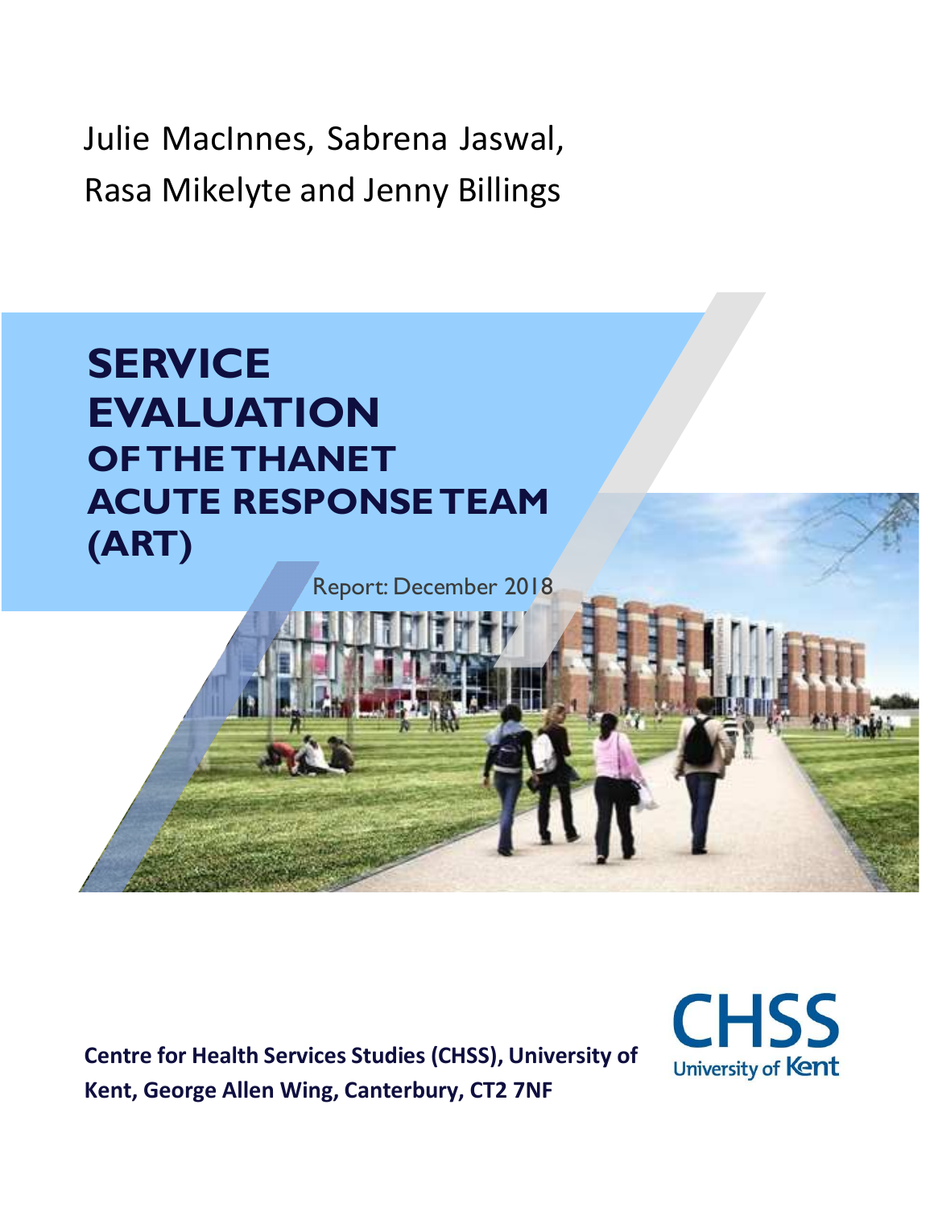Julie MacInnes, Sabrena Jaswal, Rasa Mikelyte and Jenny Billings

# SERVICE EVALUATION OF THE THANET ACUTE RESPONSE TEAM (ART)

Report: December 2018

**Centre for Health Services Studies (CHSS), University of Kent, George Allen Wing, Canterbury, CT2 7NF**

CHSS University of Kent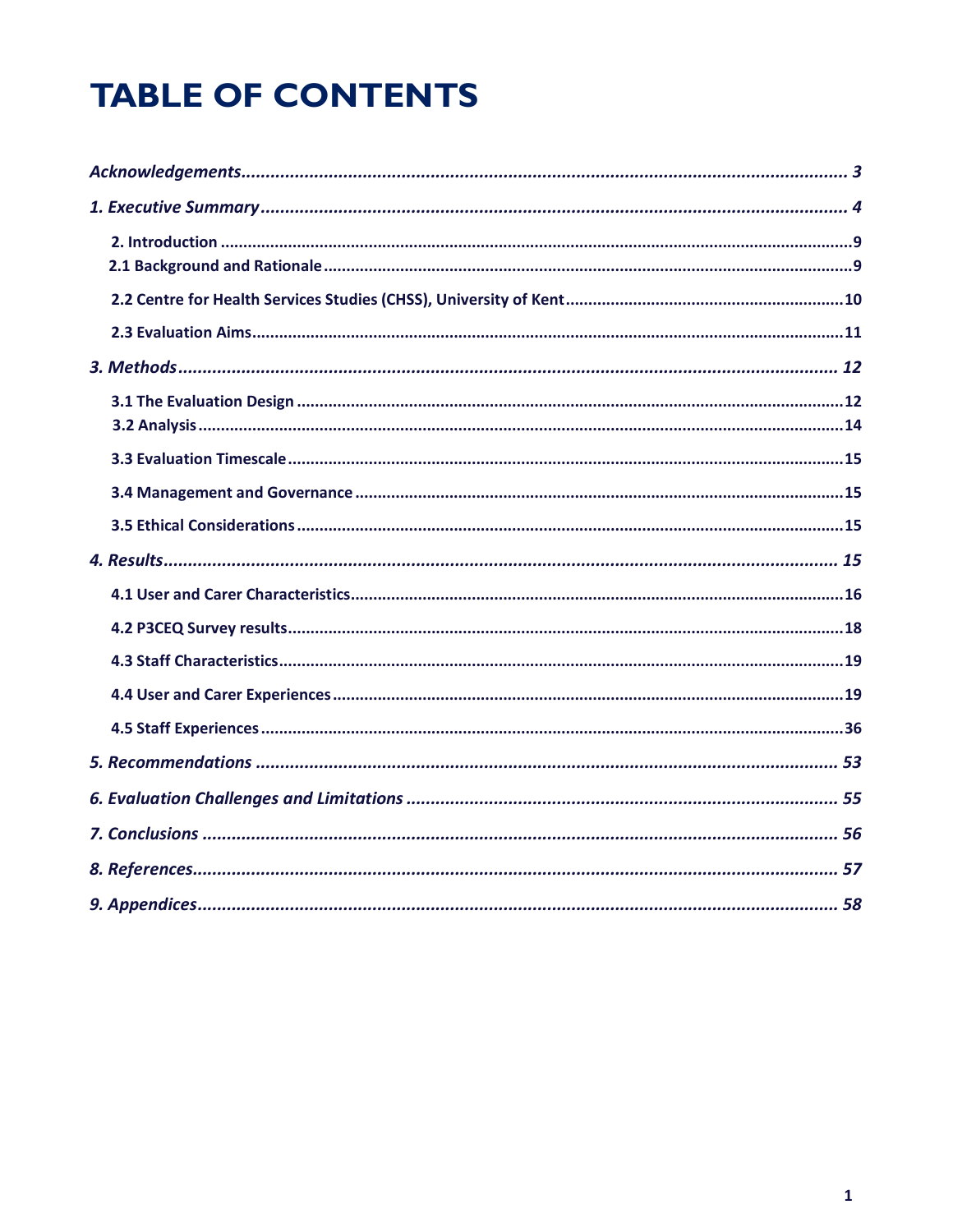# TABLE OF CONTENTS

*Acknowledgements* ........................................................................................................ *3*

*1. Executive Summary* ..................................................................................................... *4*

2. Introduction ..................................................................................................................9

2.1 Background and Rationale ..........................................................................................9

2.2 Centre for Health Services Studies (CHSS), University of Kent ...................................10

2.3 Evaluation Aims ..........................................................................................................11

*3. Methods* ...................................................................................................................... *12*

3.1 The Evaluation Design .................................................................................................12

3.2 Analysis .......................................................................................................................14

3.3 Evaluation Timescale ...................................................................................................15

3.4 Management and Governance ....................................................................................15

3.5 Ethical Considerations ..................................................................................................15

*4. Results* ......................................................................................................................... *15*

4.1 User and Carer Characteristics .....................................................................................16

4.2 P3CEQ Survey results ....................................................................................................18

4.3 Staff Characteristics ......................................................................................................19

4.4 User and Carer Experiences ..........................................................................................19

4.5 Staff Experiences ...........................................................................................................36

*5. Recommendations* ........................................................................................................ *53*

*6. Evaluation Challenges and Limitations* ......................................................................... *55*

*7. Conclusions* ................................................................................................................... *56*

*8. References* .................................................................................................................... *57*

*9. Appendices* .................................................................................................................... *58*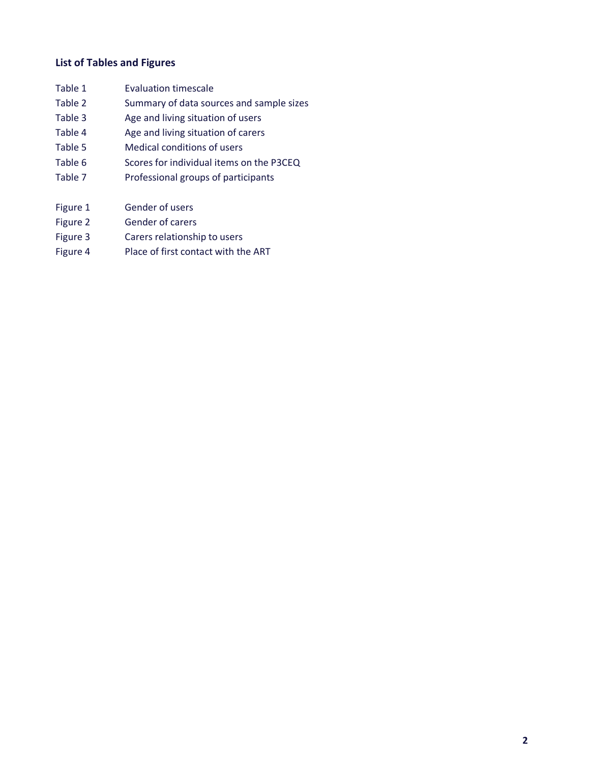## List of Tables and Figures

| | |
|---|---|
| Table 1 | Evaluation timescale |
| Table 2 | Summary of data sources and sample sizes |
| Table 3 | Age and living situation of users |
| Table 4 | Age and living situation of carers |
| Table 5 | Medical conditions of users |
| Table 6 | Scores for individual items on the P3CEQ |
| Table 7 | Professional groups of participants |

| | |
|---|---|
| Figure 1 | Gender of users |
| Figure 2 | Gender of carers |
| Figure 3 | Carers relationship to users |
| Figure 4 | Place of first contact with the ART |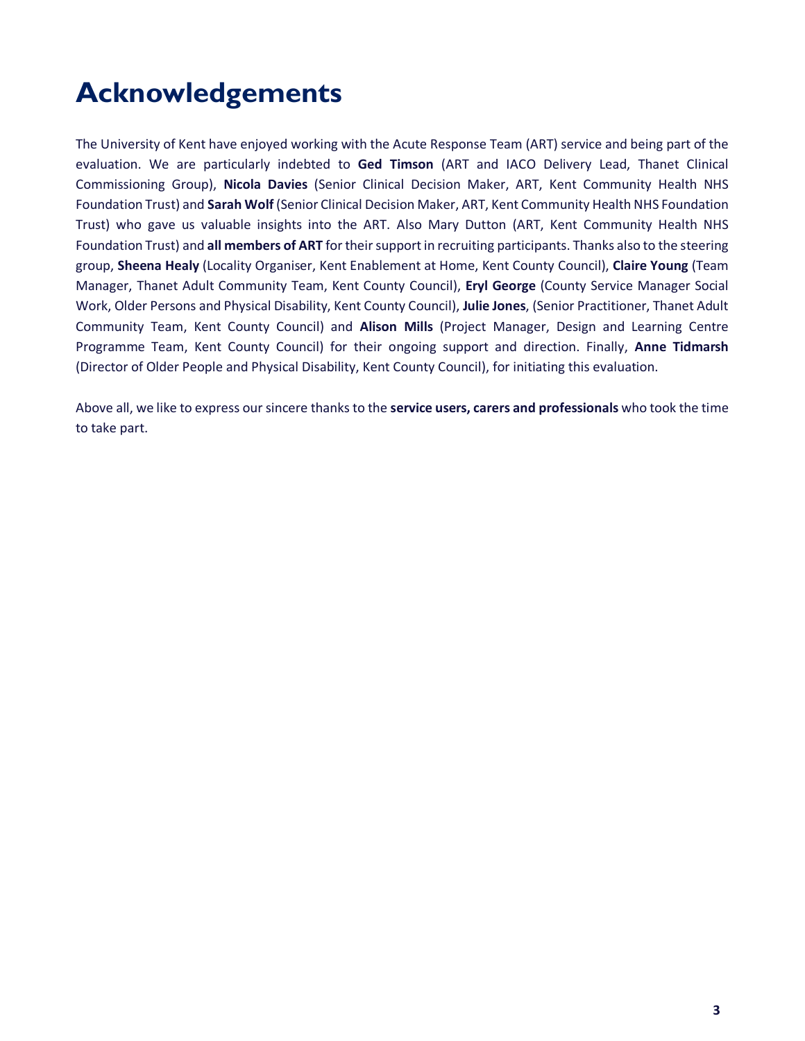# Acknowledgements

The University of Kent have enjoyed working with the Acute Response Team (ART) service and being part of the evaluation. We are particularly indebted to **Ged Timson** (ART and IACO Delivery Lead, Thanet Clinical Commissioning Group), **Nicola Davies** (Senior Clinical Decision Maker, ART, Kent Community Health NHS Foundation Trust) and **Sarah Wolf** (Senior Clinical Decision Maker, ART, Kent Community Health NHS Foundation Trust) who gave us valuable insights into the ART. Also Mary Dutton (ART, Kent Community Health NHS Foundation Trust) and **all members of ART** for their support in recruiting participants. Thanks also to the steering group, **Sheena Healy** (Locality Organiser, Kent Enablement at Home, Kent County Council), **Claire Young** (Team Manager, Thanet Adult Community Team, Kent County Council), **Eryl George** (County Service Manager Social Work, Older Persons and Physical Disability, Kent County Council), **Julie Jones**, (Senior Practitioner, Thanet Adult Community Team, Kent County Council) and **Alison Mills** (Project Manager, Design and Learning Centre Programme Team, Kent County Council) for their ongoing support and direction. Finally, **Anne Tidmarsh** (Director of Older People and Physical Disability, Kent County Council), for initiating this evaluation.

Above all, we like to express our sincere thanks to the **service users, carers and professionals** who took the time to take part.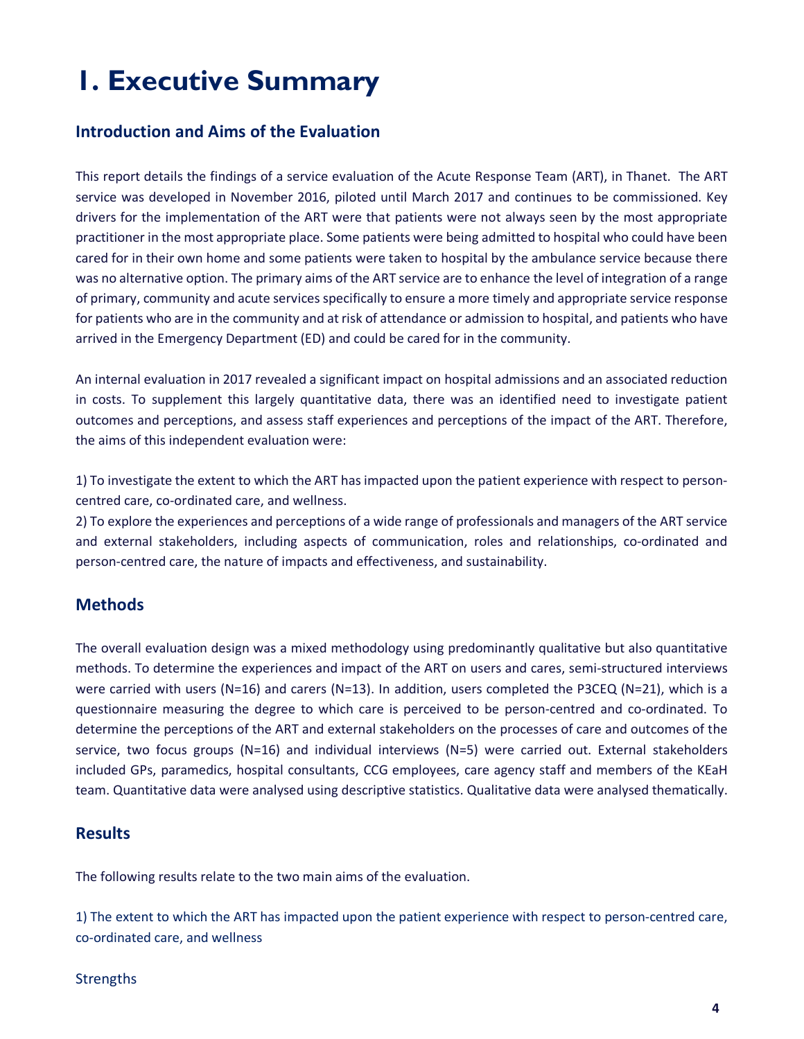# 1. Executive Summary

## Introduction and Aims of the Evaluation

This report details the findings of a service evaluation of the Acute Response Team (ART), in Thanet. The ART service was developed in November 2016, piloted until March 2017 and continues to be commissioned. Key drivers for the implementation of the ART were that patients were not always seen by the most appropriate practitioner in the most appropriate place. Some patients were being admitted to hospital who could have been cared for in their own home and some patients were taken to hospital by the ambulance service because there was no alternative option. The primary aims of the ART service are to enhance the level of integration of a range of primary, community and acute services specifically to ensure a more timely and appropriate service response for patients who are in the community and at risk of attendance or admission to hospital, and patients who have arrived in the Emergency Department (ED) and could be cared for in the community.

An internal evaluation in 2017 revealed a significant impact on hospital admissions and an associated reduction in costs. To supplement this largely quantitative data, there was an identified need to investigate patient outcomes and perceptions, and assess staff experiences and perceptions of the impact of the ART. Therefore, the aims of this independent evaluation were:

1) To investigate the extent to which the ART has impacted upon the patient experience with respect to person-centred care, co-ordinated care, and wellness.
2) To explore the experiences and perceptions of a wide range of professionals and managers of the ART service and external stakeholders, including aspects of communication, roles and relationships, co-ordinated and person-centred care, the nature of impacts and effectiveness, and sustainability.

## Methods

The overall evaluation design was a mixed methodology using predominantly qualitative but also quantitative methods. To determine the experiences and impact of the ART on users and cares, semi-structured interviews were carried with users (N=16) and carers (N=13). In addition, users completed the P3CEQ (N=21), which is a questionnaire measuring the degree to which care is perceived to be person-centred and co-ordinated. To determine the perceptions of the ART and external stakeholders on the processes of care and outcomes of the service, two focus groups (N=16) and individual interviews (N=5) were carried out. External stakeholders included GPs, paramedics, hospital consultants, CCG employees, care agency staff and members of the KEaH team. Quantitative data were analysed using descriptive statistics. Qualitative data were analysed thematically.

## Results

The following results relate to the two main aims of the evaluation.

1) The extent to which the ART has impacted upon the patient experience with respect to person-centred care, co-ordinated care, and wellness

Strengths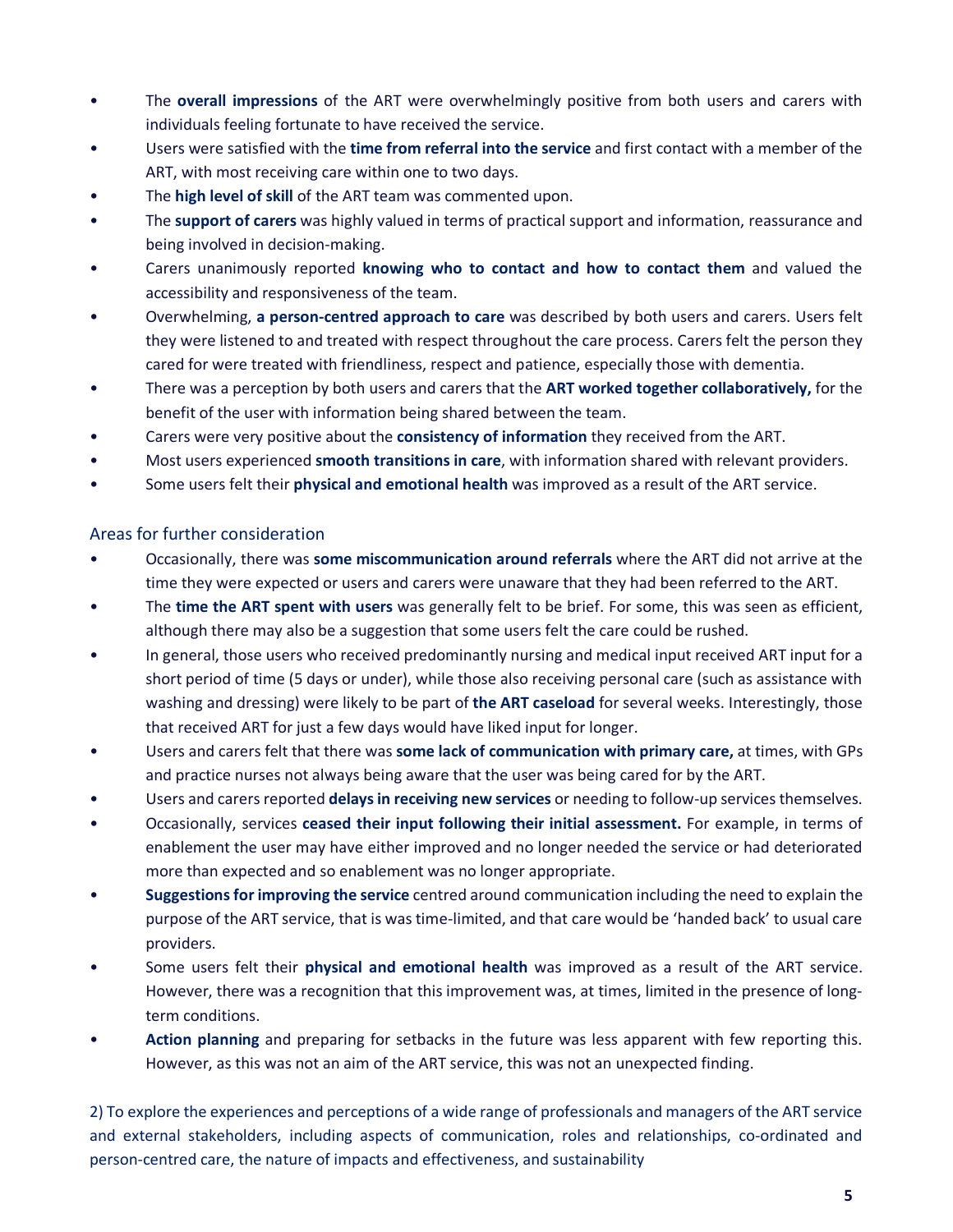- The **overall impressions** of the ART were overwhelmingly positive from both users and carers with individuals feeling fortunate to have received the service.
- Users were satisfied with the **time from referral into the service** and first contact with a member of the ART, with most receiving care within one to two days.
- The **high level of skill** of the ART team was commented upon.
- The **support of carers** was highly valued in terms of practical support and information, reassurance and being involved in decision-making.
- Carers unanimously reported **knowing who to contact and how to contact them** and valued the accessibility and responsiveness of the team.
- Overwhelming, **a person-centred approach to care** was described by both users and carers. Users felt they were listened to and treated with respect throughout the care process. Carers felt the person they cared for were treated with friendliness, respect and patience, especially those with dementia.
- There was a perception by both users and carers that the **ART worked together collaboratively,** for the benefit of the user with information being shared between the team.
- Carers were very positive about the **consistency of information** they received from the ART.
- Most users experienced **smooth transitions in care**, with information shared with relevant providers.
- Some users felt their **physical and emotional health** was improved as a result of the ART service.

### Areas for further consideration

- Occasionally, there was **some miscommunication around referrals** where the ART did not arrive at the time they were expected or users and carers were unaware that they had been referred to the ART.
- The **time the ART spent with users** was generally felt to be brief. For some, this was seen as efficient, although there may also be a suggestion that some users felt the care could be rushed.
- In general, those users who received predominantly nursing and medical input received ART input for a short period of time (5 days or under), while those also receiving personal care (such as assistance with washing and dressing) were likely to be part of **the ART caseload** for several weeks. Interestingly, those that received ART for just a few days would have liked input for longer.
- Users and carers felt that there was **some lack of communication with primary care,** at times, with GPs and practice nurses not always being aware that the user was being cared for by the ART.
- Users and carers reported **delays in receiving new services** or needing to follow-up services themselves.
- Occasionally, services **ceased their input following their initial assessment.** For example, in terms of enablement the user may have either improved and no longer needed the service or had deteriorated more than expected and so enablement was no longer appropriate.
- **Suggestions for improving the service** centred around communication including the need to explain the purpose of the ART service, that is was time-limited, and that care would be 'handed back' to usual care providers.
- Some users felt their **physical and emotional health** was improved as a result of the ART service. However, there was a recognition that this improvement was, at times, limited in the presence of long-term conditions.
- **Action planning** and preparing for setbacks in the future was less apparent with few reporting this. However, as this was not an aim of the ART service, this was not an unexpected finding.

2) To explore the experiences and perceptions of a wide range of professionals and managers of the ART service and external stakeholders, including aspects of communication, roles and relationships, co-ordinated and person-centred care, the nature of impacts and effectiveness, and sustainability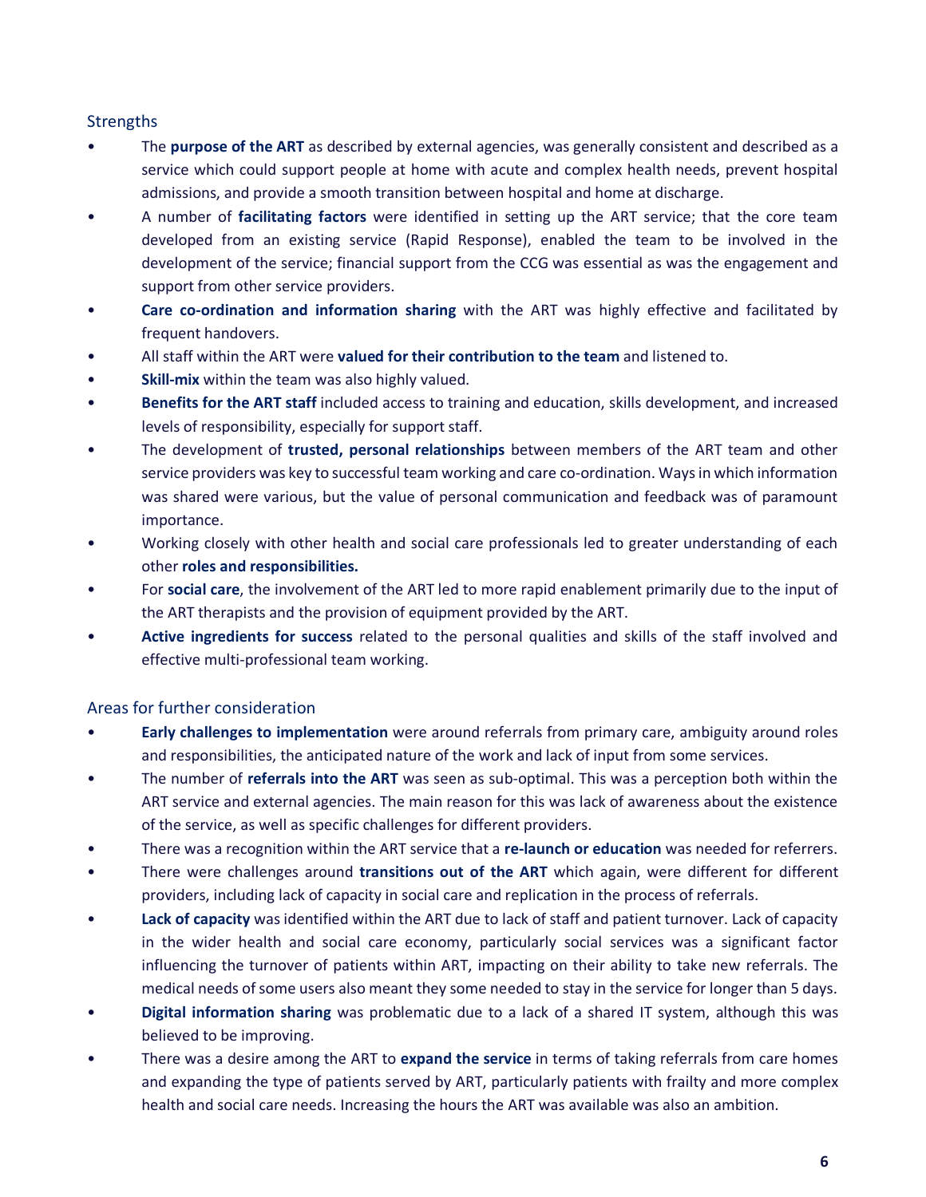## Strengths

- The **purpose of the ART** as described by external agencies, was generally consistent and described as a service which could support people at home with acute and complex health needs, prevent hospital admissions, and provide a smooth transition between hospital and home at discharge.
- A number of **facilitating factors** were identified in setting up the ART service; that the core team developed from an existing service (Rapid Response), enabled the team to be involved in the development of the service; financial support from the CCG was essential as was the engagement and support from other service providers.
- **Care co-ordination and information sharing** with the ART was highly effective and facilitated by frequent handovers.
- All staff within the ART were **valued for their contribution to the team** and listened to.
- **Skill-mix** within the team was also highly valued.
- **Benefits for the ART staff** included access to training and education, skills development, and increased levels of responsibility, especially for support staff.
- The development of **trusted, personal relationships** between members of the ART team and other service providers was key to successful team working and care co-ordination. Ways in which information was shared were various, but the value of personal communication and feedback was of paramount importance.
- Working closely with other health and social care professionals led to greater understanding of each other **roles and responsibilities.**
- For **social care**, the involvement of the ART led to more rapid enablement primarily due to the input of the ART therapists and the provision of equipment provided by the ART.
- **Active ingredients for success** related to the personal qualities and skills of the staff involved and effective multi-professional team working.

## Areas for further consideration

- **Early challenges to implementation** were around referrals from primary care, ambiguity around roles and responsibilities, the anticipated nature of the work and lack of input from some services.
- The number of **referrals into the ART** was seen as sub-optimal. This was a perception both within the ART service and external agencies. The main reason for this was lack of awareness about the existence of the service, as well as specific challenges for different providers.
- There was a recognition within the ART service that a **re-launch or education** was needed for referrers.
- There were challenges around **transitions out of the ART** which again, were different for different providers, including lack of capacity in social care and replication in the process of referrals.
- **Lack of capacity** was identified within the ART due to lack of staff and patient turnover. Lack of capacity in the wider health and social care economy, particularly social services was a significant factor influencing the turnover of patients within ART, impacting on their ability to take new referrals. The medical needs of some users also meant they some needed to stay in the service for longer than 5 days.
- **Digital information sharing** was problematic due to a lack of a shared IT system, although this was believed to be improving.
- There was a desire among the ART to **expand the service** in terms of taking referrals from care homes and expanding the type of patients served by ART, particularly patients with frailty and more complex health and social care needs. Increasing the hours the ART was available was also an ambition.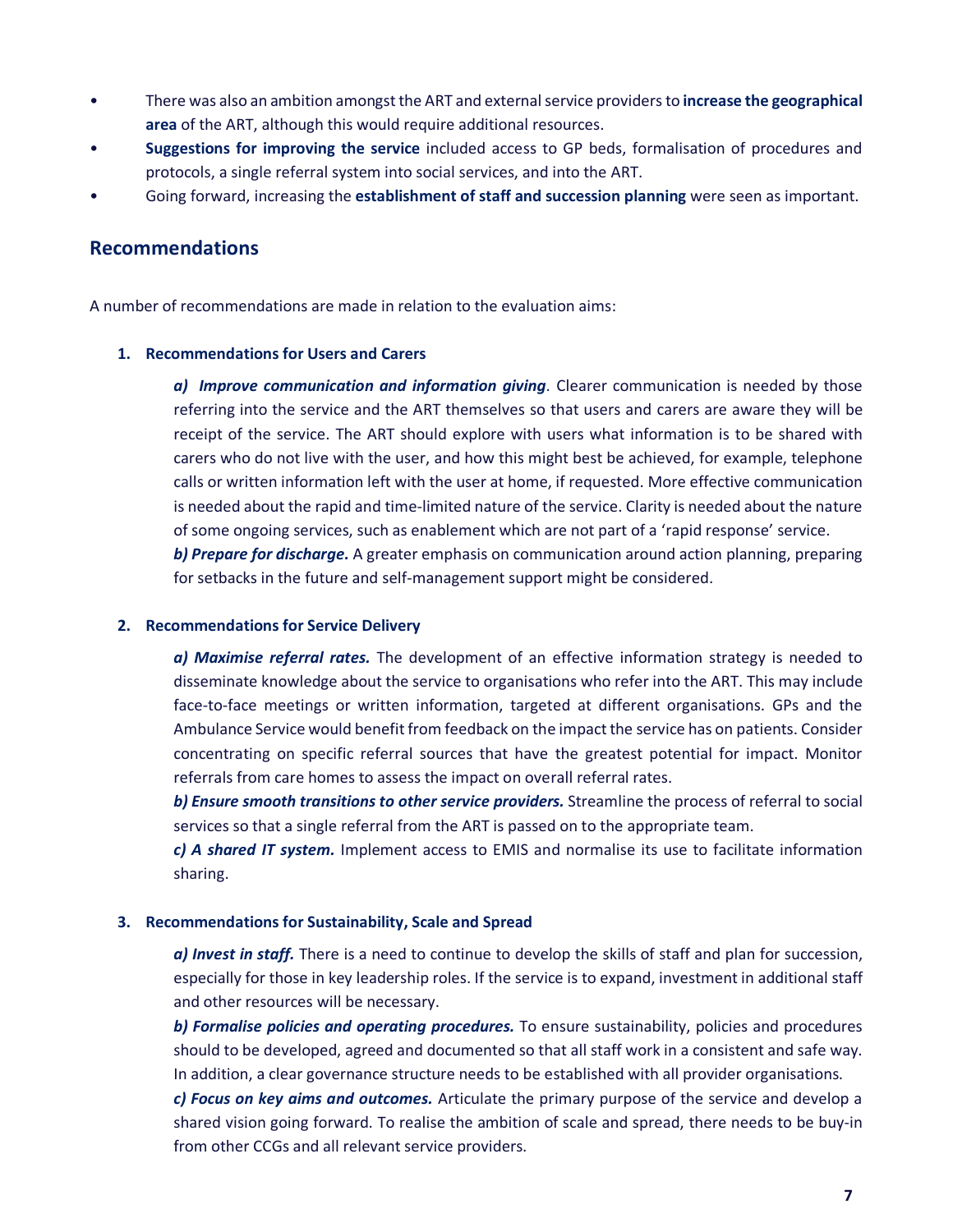- There was also an ambition amongst the ART and external service providers to **increase the geographical area** of the ART, although this would require additional resources.
- **Suggestions for improving the service** included access to GP beds, formalisation of procedures and protocols, a single referral system into social services, and into the ART.
- Going forward, increasing the **establishment of staff and succession planning** were seen as important.

## Recommendations

A number of recommendations are made in relation to the evaluation aims:

1. **Recommendations for Users and Carers**

   ***a) Improve communication and information giving***. Clearer communication is needed by those referring into the service and the ART themselves so that users and carers are aware they will be receipt of the service. The ART should explore with users what information is to be shared with carers who do not live with the user, and how this might best be achieved, for example, telephone calls or written information left with the user at home, if requested. More effective communication is needed about the rapid and time-limited nature of the service. Clarity is needed about the nature of some ongoing services, such as enablement which are not part of a 'rapid response' service.

   ***b) Prepare for discharge.*** A greater emphasis on communication around action planning, preparing for setbacks in the future and self-management support might be considered.

2. **Recommendations for Service Delivery**

   ***a) Maximise referral rates.*** The development of an effective information strategy is needed to disseminate knowledge about the service to organisations who refer into the ART. This may include face-to-face meetings or written information, targeted at different organisations. GPs and the Ambulance Service would benefit from feedback on the impact the service has on patients. Consider concentrating on specific referral sources that have the greatest potential for impact. Monitor referrals from care homes to assess the impact on overall referral rates.

   ***b) Ensure smooth transitions to other service providers.*** Streamline the process of referral to social services so that a single referral from the ART is passed on to the appropriate team.

   ***c) A shared IT system.*** Implement access to EMIS and normalise its use to facilitate information sharing.

3. **Recommendations for Sustainability, Scale and Spread**

   ***a) Invest in staff.*** There is a need to continue to develop the skills of staff and plan for succession, especially for those in key leadership roles. If the service is to expand, investment in additional staff and other resources will be necessary.

   ***b) Formalise policies and operating procedures.*** To ensure sustainability, policies and procedures should to be developed, agreed and documented so that all staff work in a consistent and safe way. In addition, a clear governance structure needs to be established with all provider organisations.

   ***c) Focus on key aims and outcomes.*** Articulate the primary purpose of the service and develop a shared vision going forward. To realise the ambition of scale and spread, there needs to be buy-in from other CCGs and all relevant service providers.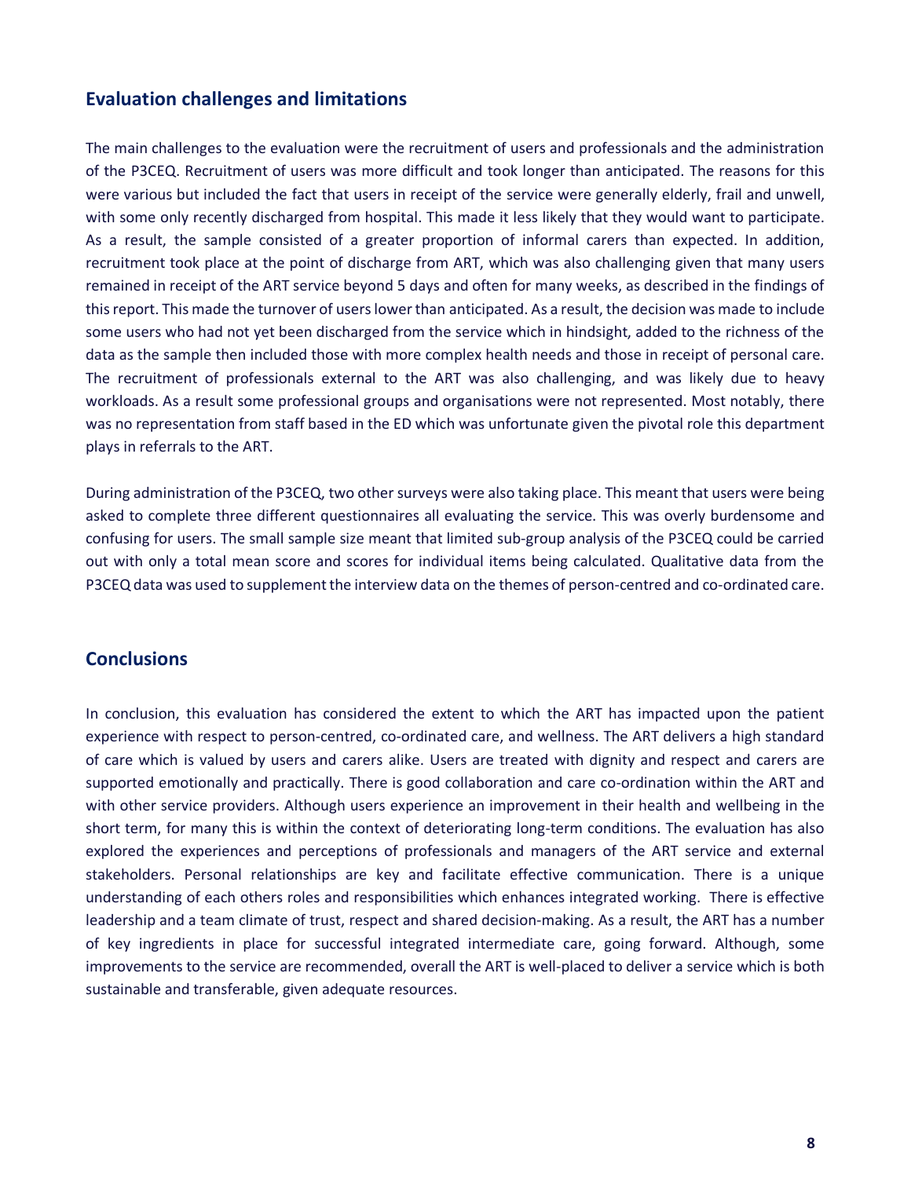## Evaluation challenges and limitations

The main challenges to the evaluation were the recruitment of users and professionals and the administration of the P3CEQ. Recruitment of users was more difficult and took longer than anticipated. The reasons for this were various but included the fact that users in receipt of the service were generally elderly, frail and unwell, with some only recently discharged from hospital. This made it less likely that they would want to participate. As a result, the sample consisted of a greater proportion of informal carers than expected. In addition, recruitment took place at the point of discharge from ART, which was also challenging given that many users remained in receipt of the ART service beyond 5 days and often for many weeks, as described in the findings of this report. This made the turnover of users lower than anticipated. As a result, the decision was made to include some users who had not yet been discharged from the service which in hindsight, added to the richness of the data as the sample then included those with more complex health needs and those in receipt of personal care. The recruitment of professionals external to the ART was also challenging, and was likely due to heavy workloads. As a result some professional groups and organisations were not represented. Most notably, there was no representation from staff based in the ED which was unfortunate given the pivotal role this department plays in referrals to the ART.

During administration of the P3CEQ, two other surveys were also taking place. This meant that users were being asked to complete three different questionnaires all evaluating the service. This was overly burdensome and confusing for users. The small sample size meant that limited sub-group analysis of the P3CEQ could be carried out with only a total mean score and scores for individual items being calculated. Qualitative data from the P3CEQ data was used to supplement the interview data on the themes of person-centred and co-ordinated care.

## Conclusions

In conclusion, this evaluation has considered the extent to which the ART has impacted upon the patient experience with respect to person-centred, co-ordinated care, and wellness. The ART delivers a high standard of care which is valued by users and carers alike. Users are treated with dignity and respect and carers are supported emotionally and practically. There is good collaboration and care co-ordination within the ART and with other service providers. Although users experience an improvement in their health and wellbeing in the short term, for many this is within the context of deteriorating long-term conditions. The evaluation has also explored the experiences and perceptions of professionals and managers of the ART service and external stakeholders. Personal relationships are key and facilitate effective communication. There is a unique understanding of each others roles and responsibilities which enhances integrated working. There is effective leadership and a team climate of trust, respect and shared decision-making. As a result, the ART has a number of key ingredients in place for successful integrated intermediate care, going forward. Although, some improvements to the service are recommended, overall the ART is well-placed to deliver a service which is both sustainable and transferable, given adequate resources.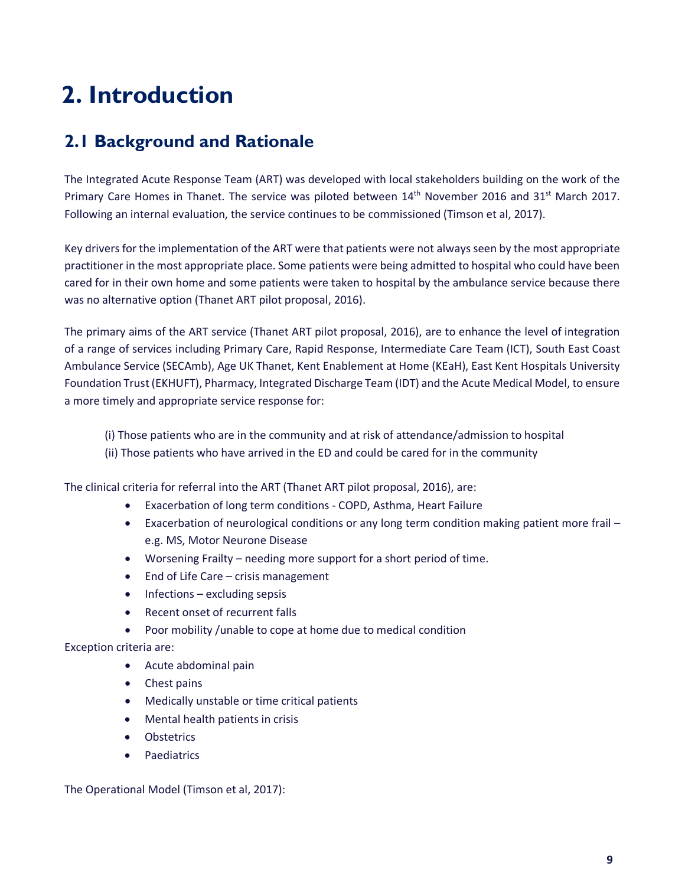# 2. Introduction

## 2.1 Background and Rationale

The Integrated Acute Response Team (ART) was developed with local stakeholders building on the work of the Primary Care Homes in Thanet. The service was piloted between 14th November 2016 and 31st March 2017. Following an internal evaluation, the service continues to be commissioned (Timson et al, 2017).

Key drivers for the implementation of the ART were that patients were not always seen by the most appropriate practitioner in the most appropriate place. Some patients were being admitted to hospital who could have been cared for in their own home and some patients were taken to hospital by the ambulance service because there was no alternative option (Thanet ART pilot proposal, 2016).

The primary aims of the ART service (Thanet ART pilot proposal, 2016), are to enhance the level of integration of a range of services including Primary Care, Rapid Response, Intermediate Care Team (ICT), South East Coast Ambulance Service (SECAmb), Age UK Thanet, Kent Enablement at Home (KEaH), East Kent Hospitals University Foundation Trust (EKHUFT), Pharmacy, Integrated Discharge Team (IDT) and the Acute Medical Model, to ensure a more timely and appropriate service response for:

(i) Those patients who are in the community and at risk of attendance/admission to hospital
(ii) Those patients who have arrived in the ED and could be cared for in the community

The clinical criteria for referral into the ART (Thanet ART pilot proposal, 2016), are:

- Exacerbation of long term conditions - COPD, Asthma, Heart Failure
- Exacerbation of neurological conditions or any long term condition making patient more frail – e.g. MS, Motor Neurone Disease
- Worsening Frailty – needing more support for a short period of time.
- End of Life Care – crisis management
- Infections – excluding sepsis
- Recent onset of recurrent falls
- Poor mobility /unable to cope at home due to medical condition

Exception criteria are:

- Acute abdominal pain
- Chest pains
- Medically unstable or time critical patients
- Mental health patients in crisis
- Obstetrics
- Paediatrics

The Operational Model (Timson et al, 2017):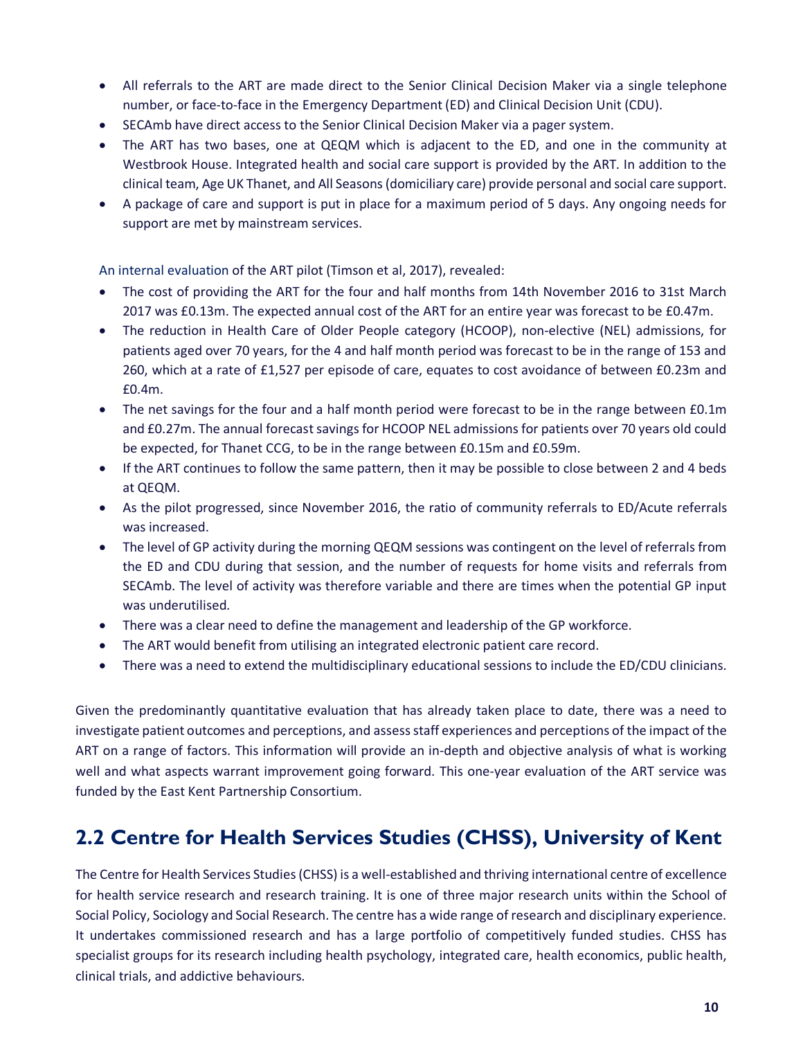- All referrals to the ART are made direct to the Senior Clinical Decision Maker via a single telephone number, or face-to-face in the Emergency Department (ED) and Clinical Decision Unit (CDU).
- SECAmb have direct access to the Senior Clinical Decision Maker via a pager system.
- The ART has two bases, one at QEQM which is adjacent to the ED, and one in the community at Westbrook House. Integrated health and social care support is provided by the ART. In addition to the clinical team, Age UK Thanet, and All Seasons (domiciliary care) provide personal and social care support.
- A package of care and support is put in place for a maximum period of 5 days. Any ongoing needs for support are met by mainstream services.

An internal evaluation of the ART pilot (Timson et al, 2017), revealed:

- The cost of providing the ART for the four and half months from 14th November 2016 to 31st March 2017 was £0.13m. The expected annual cost of the ART for an entire year was forecast to be £0.47m.
- The reduction in Health Care of Older People category (HCOOP), non-elective (NEL) admissions, for patients aged over 70 years, for the 4 and half month period was forecast to be in the range of 153 and 260, which at a rate of £1,527 per episode of care, equates to cost avoidance of between £0.23m and £0.4m.
- The net savings for the four and a half month period were forecast to be in the range between £0.1m and £0.27m. The annual forecast savings for HCOOP NEL admissions for patients over 70 years old could be expected, for Thanet CCG, to be in the range between £0.15m and £0.59m.
- If the ART continues to follow the same pattern, then it may be possible to close between 2 and 4 beds at QEQM.
- As the pilot progressed, since November 2016, the ratio of community referrals to ED/Acute referrals was increased.
- The level of GP activity during the morning QEQM sessions was contingent on the level of referrals from the ED and CDU during that session, and the number of requests for home visits and referrals from SECAmb. The level of activity was therefore variable and there are times when the potential GP input was underutilised.
- There was a clear need to define the management and leadership of the GP workforce.
- The ART would benefit from utilising an integrated electronic patient care record.
- There was a need to extend the multidisciplinary educational sessions to include the ED/CDU clinicians.

Given the predominantly quantitative evaluation that has already taken place to date, there was a need to investigate patient outcomes and perceptions, and assess staff experiences and perceptions of the impact of the ART on a range of factors. This information will provide an in-depth and objective analysis of what is working well and what aspects warrant improvement going forward. This one-year evaluation of the ART service was funded by the East Kent Partnership Consortium.

## 2.2 Centre for Health Services Studies (CHSS), University of Kent

The Centre for Health Services Studies (CHSS) is a well-established and thriving international centre of excellence for health service research and research training. It is one of three major research units within the School of Social Policy, Sociology and Social Research. The centre has a wide range of research and disciplinary experience. It undertakes commissioned research and has a large portfolio of competitively funded studies. CHSS has specialist groups for its research including health psychology, integrated care, health economics, public health, clinical trials, and addictive behaviours.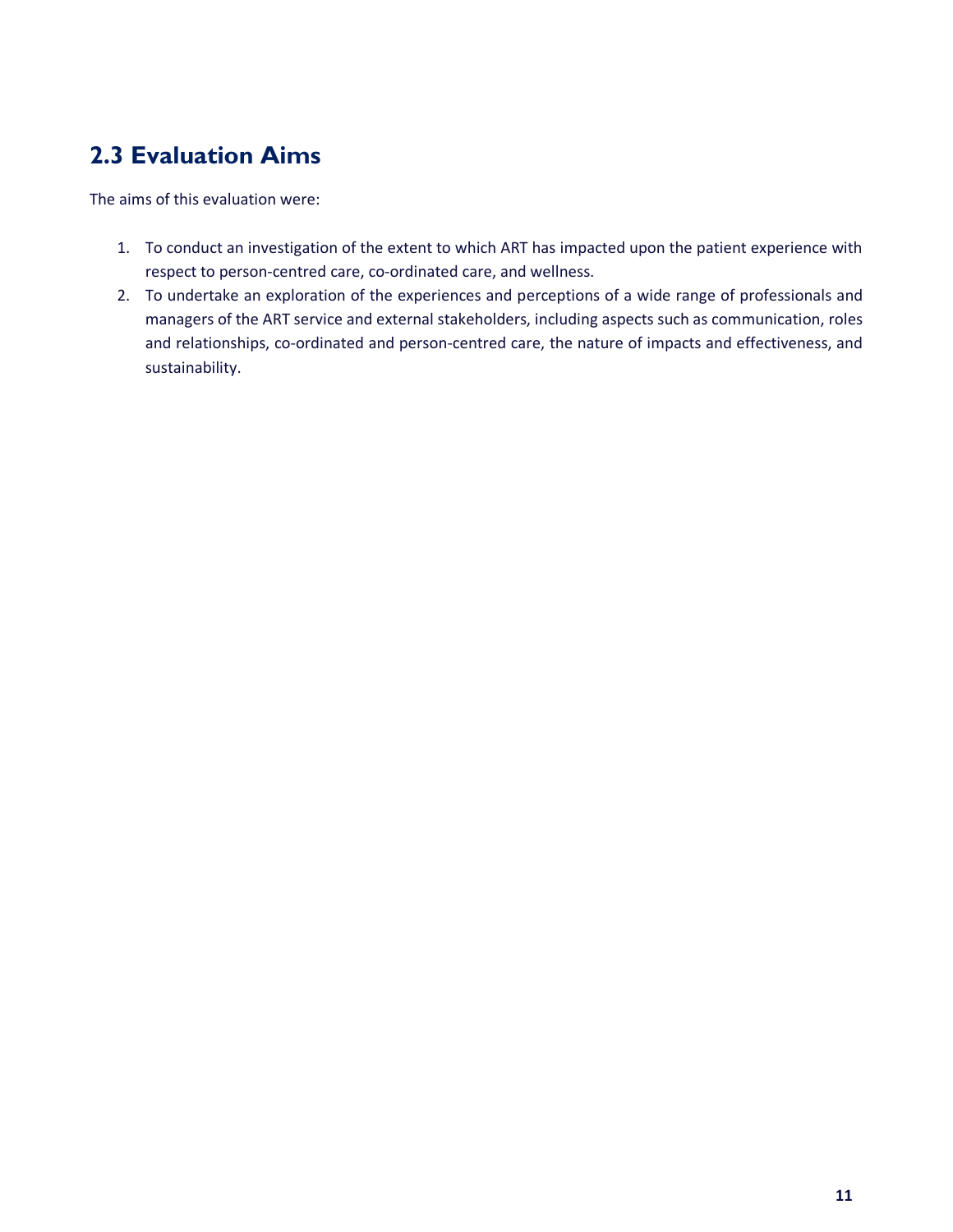## 2.3 Evaluation Aims

The aims of this evaluation were:

1. To conduct an investigation of the extent to which ART has impacted upon the patient experience with respect to person-centred care, co-ordinated care, and wellness.
2. To undertake an exploration of the experiences and perceptions of a wide range of professionals and managers of the ART service and external stakeholders, including aspects such as communication, roles and relationships, co-ordinated and person-centred care, the nature of impacts and effectiveness, and sustainability.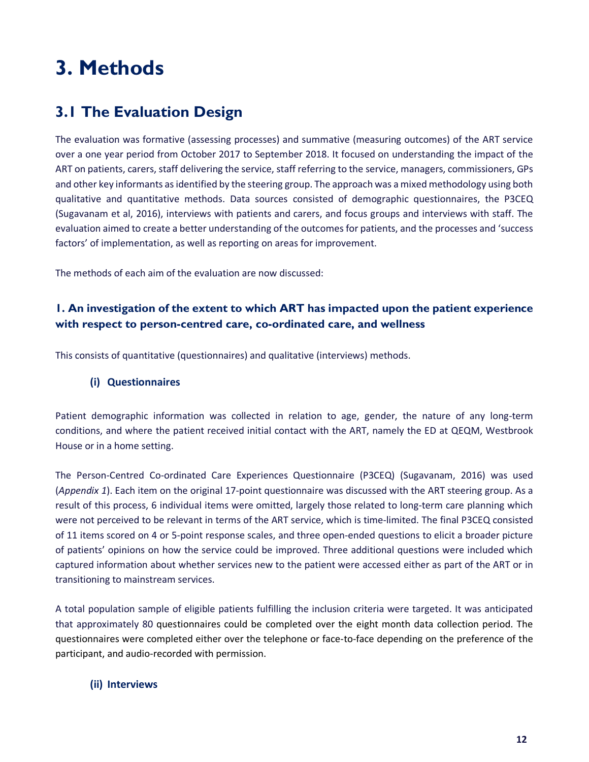# 3. Methods

## 3.1 The Evaluation Design

The evaluation was formative (assessing processes) and summative (measuring outcomes) of the ART service over a one year period from October 2017 to September 2018. It focused on understanding the impact of the ART on patients, carers, staff delivering the service, staff referring to the service, managers, commissioners, GPs and other key informants as identified by the steering group. The approach was a mixed methodology using both qualitative and quantitative methods. Data sources consisted of demographic questionnaires, the P3CEQ (Sugavanam et al, 2016), interviews with patients and carers, and focus groups and interviews with staff. The evaluation aimed to create a better understanding of the outcomes for patients, and the processes and 'success factors' of implementation, as well as reporting on areas for improvement.

The methods of each aim of the evaluation are now discussed:

### 1. An investigation of the extent to which ART has impacted upon the patient experience with respect to person-centred care, co-ordinated care, and wellness

This consists of quantitative (questionnaires) and qualitative (interviews) methods.

#### (i) Questionnaires

Patient demographic information was collected in relation to age, gender, the nature of any long-term conditions, and where the patient received initial contact with the ART, namely the ED at QEQM, Westbrook House or in a home setting.

The Person-Centred Co-ordinated Care Experiences Questionnaire (P3CEQ) (Sugavanam, 2016) was used (*Appendix 1*). Each item on the original 17-point questionnaire was discussed with the ART steering group. As a result of this process, 6 individual items were omitted, largely those related to long-term care planning which were not perceived to be relevant in terms of the ART service, which is time-limited. The final P3CEQ consisted of 11 items scored on 4 or 5-point response scales, and three open-ended questions to elicit a broader picture of patients' opinions on how the service could be improved. Three additional questions were included which captured information about whether services new to the patient were accessed either as part of the ART or in transitioning to mainstream services.

A total population sample of eligible patients fulfilling the inclusion criteria were targeted. It was anticipated that approximately 80 questionnaires could be completed over the eight month data collection period. The questionnaires were completed either over the telephone or face-to-face depending on the preference of the participant, and audio-recorded with permission.

#### (ii) Interviews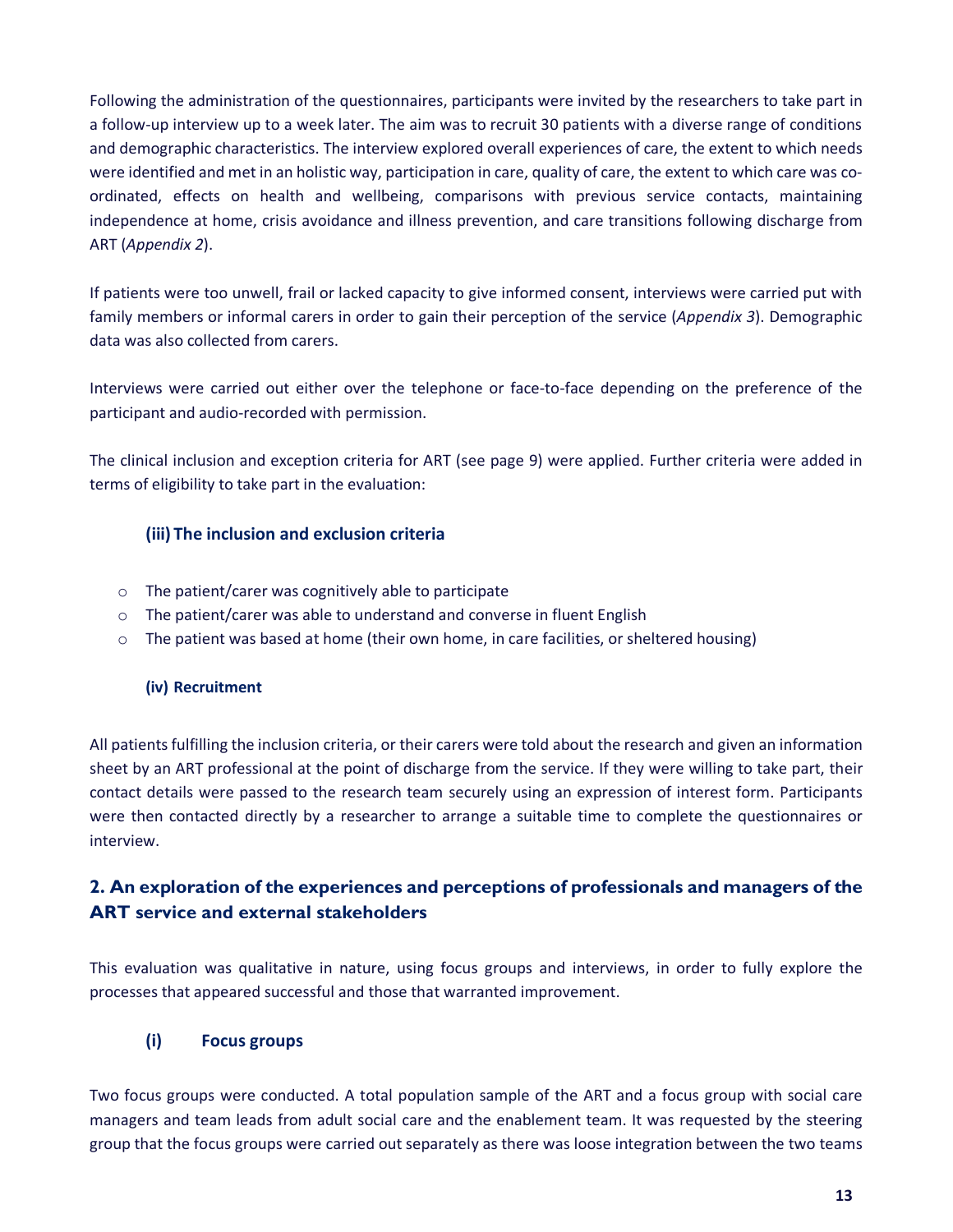Following the administration of the questionnaires, participants were invited by the researchers to take part in a follow-up interview up to a week later. The aim was to recruit 30 patients with a diverse range of conditions and demographic characteristics. The interview explored overall experiences of care, the extent to which needs were identified and met in an holistic way, participation in care, quality of care, the extent to which care was co-ordinated, effects on health and wellbeing, comparisons with previous service contacts, maintaining independence at home, crisis avoidance and illness prevention, and care transitions following discharge from ART (*Appendix 2*).

If patients were too unwell, frail or lacked capacity to give informed consent, interviews were carried put with family members or informal carers in order to gain their perception of the service (*Appendix 3*). Demographic data was also collected from carers.

Interviews were carried out either over the telephone or face-to-face depending on the preference of the participant and audio-recorded with permission.

The clinical inclusion and exception criteria for ART (see page 9) were applied. Further criteria were added in terms of eligibility to take part in the evaluation:

#### (iii) The inclusion and exclusion criteria

- The patient/carer was cognitively able to participate
- The patient/carer was able to understand and converse in fluent English
- The patient was based at home (their own home, in care facilities, or sheltered housing)

#### (iv) Recruitment

All patients fulfilling the inclusion criteria, or their carers were told about the research and given an information sheet by an ART professional at the point of discharge from the service. If they were willing to take part, their contact details were passed to the research team securely using an expression of interest form. Participants were then contacted directly by a researcher to arrange a suitable time to complete the questionnaires or interview.

### 2. An exploration of the experiences and perceptions of professionals and managers of the ART service and external stakeholders

This evaluation was qualitative in nature, using focus groups and interviews, in order to fully explore the processes that appeared successful and those that warranted improvement.

#### (i) Focus groups

Two focus groups were conducted. A total population sample of the ART and a focus group with social care managers and team leads from adult social care and the enablement team. It was requested by the steering group that the focus groups were carried out separately as there was loose integration between the two teams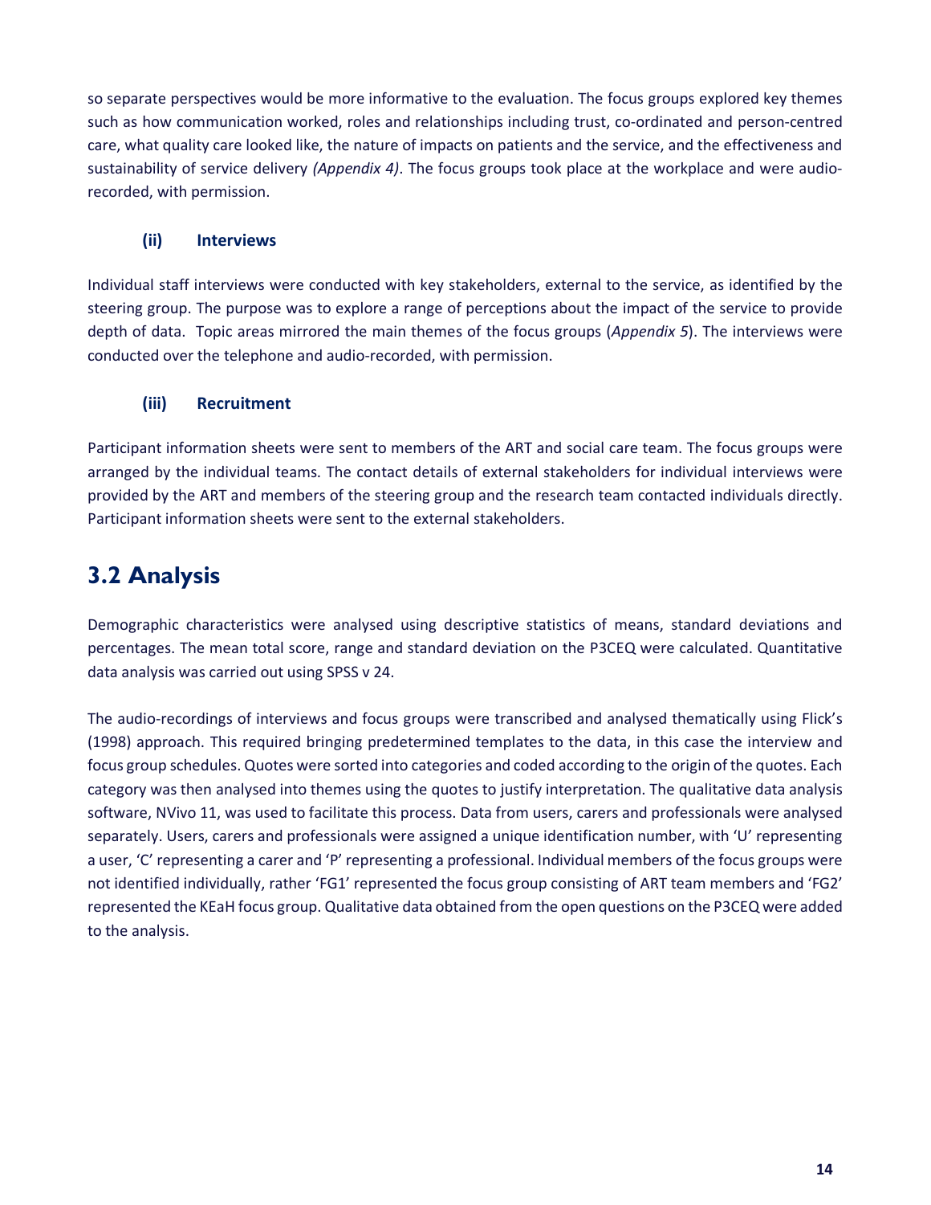so separate perspectives would be more informative to the evaluation. The focus groups explored key themes such as how communication worked, roles and relationships including trust, co-ordinated and person-centred care, what quality care looked like, the nature of impacts on patients and the service, and the effectiveness and sustainability of service delivery *(Appendix 4)*. The focus groups took place at the workplace and were audio-recorded, with permission.

### (ii) Interviews

Individual staff interviews were conducted with key stakeholders, external to the service, as identified by the steering group. The purpose was to explore a range of perceptions about the impact of the service to provide depth of data. Topic areas mirrored the main themes of the focus groups (*Appendix 5*). The interviews were conducted over the telephone and audio-recorded, with permission.

### (iii) Recruitment

Participant information sheets were sent to members of the ART and social care team. The focus groups were arranged by the individual teams. The contact details of external stakeholders for individual interviews were provided by the ART and members of the steering group and the research team contacted individuals directly. Participant information sheets were sent to the external stakeholders.

## 3.2 Analysis

Demographic characteristics were analysed using descriptive statistics of means, standard deviations and percentages. The mean total score, range and standard deviation on the P3CEQ were calculated. Quantitative data analysis was carried out using SPSS v 24.

The audio-recordings of interviews and focus groups were transcribed and analysed thematically using Flick's (1998) approach. This required bringing predetermined templates to the data, in this case the interview and focus group schedules. Quotes were sorted into categories and coded according to the origin of the quotes. Each category was then analysed into themes using the quotes to justify interpretation. The qualitative data analysis software, NVivo 11, was used to facilitate this process. Data from users, carers and professionals were analysed separately. Users, carers and professionals were assigned a unique identification number, with 'U' representing a user, 'C' representing a carer and 'P' representing a professional. Individual members of the focus groups were not identified individually, rather 'FG1' represented the focus group consisting of ART team members and 'FG2' represented the KEaH focus group. Qualitative data obtained from the open questions on the P3CEQ were added to the analysis.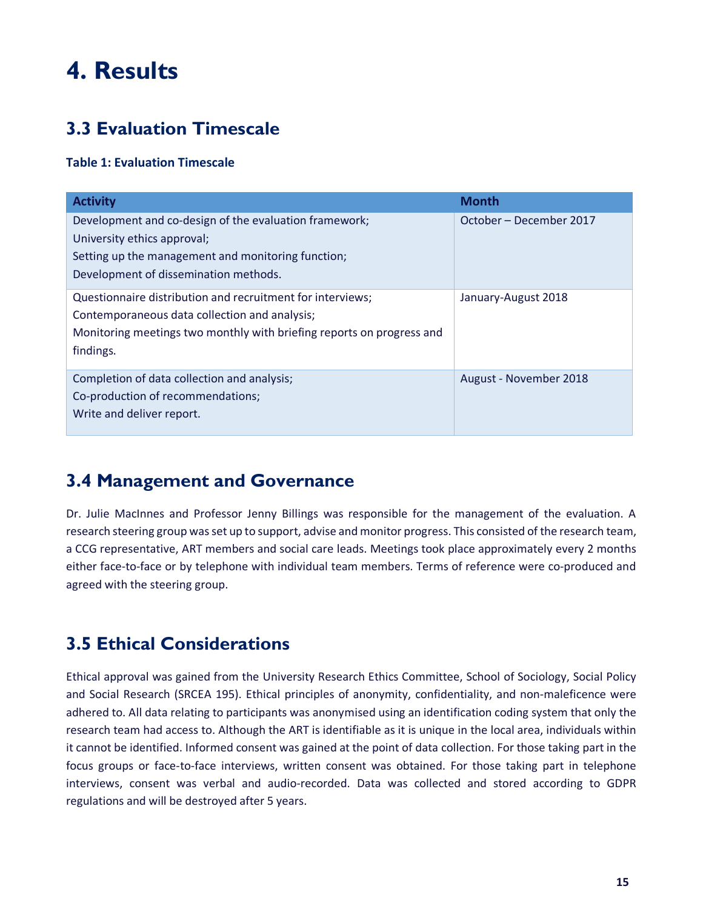# 4. Results

## 3.3 Evaluation Timescale

**Table 1: Evaluation Timescale**

| Activity | Month |
|---|---|
| Development and co-design of the evaluation framework;<br>University ethics approval;<br>Setting up the management and monitoring function;<br>Development of dissemination methods. | October – December 2017 |
| Questionnaire distribution and recruitment for interviews;<br>Contemporaneous data collection and analysis;<br>Monitoring meetings two monthly with briefing reports on progress and findings. | January-August 2018 |
| Completion of data collection and analysis;<br>Co-production of recommendations;<br>Write and deliver report. | August - November 2018 |

## 3.4 Management and Governance

Dr. Julie MacInnes and Professor Jenny Billings was responsible for the management of the evaluation. A research steering group was set up to support, advise and monitor progress. This consisted of the research team, a CCG representative, ART members and social care leads. Meetings took place approximately every 2 months either face-to-face or by telephone with individual team members. Terms of reference were co-produced and agreed with the steering group.

## 3.5 Ethical Considerations

Ethical approval was gained from the University Research Ethics Committee, School of Sociology, Social Policy and Social Research (SRCEA 195). Ethical principles of anonymity, confidentiality, and non-maleficence were adhered to. All data relating to participants was anonymised using an identification coding system that only the research team had access to. Although the ART is identifiable as it is unique in the local area, individuals within it cannot be identified. Informed consent was gained at the point of data collection. For those taking part in the focus groups or face-to-face interviews, written consent was obtained. For those taking part in telephone interviews, consent was verbal and audio-recorded. Data was collected and stored according to GDPR regulations and will be destroyed after 5 years.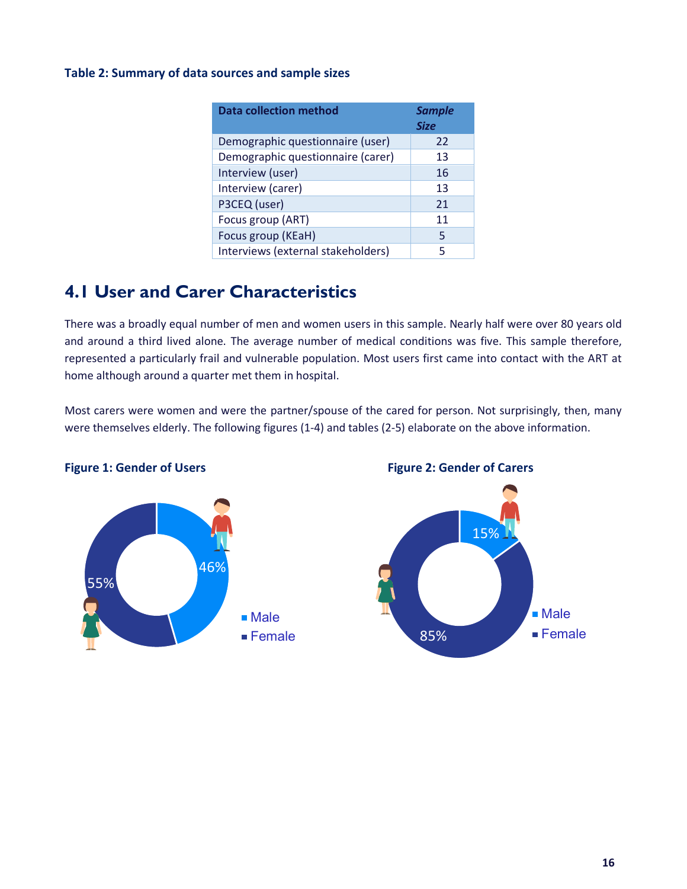**Table 2: Summary of data sources and sample sizes**

| Data collection method | *Sample Size* |
|---|---|
| Demographic questionnaire (user) | 22 |
| Demographic questionnaire (carer) | 13 |
| Interview (user) | 16 |
| Interview (carer) | 13 |
| P3CEQ (user) | 21 |
| Focus group (ART) | 11 |
| Focus group (KEaH) | 5 |
| Interviews (external stakeholders) | 5 |

## 4.1 User and Carer Characteristics

There was a broadly equal number of men and women users in this sample. Nearly half were over 80 years old and around a third lived alone. The average number of medical conditions was five. This sample therefore, represented a particularly frail and vulnerable population. Most users first came into contact with the ART at home although around a quarter met them in hospital.

Most carers were women and were the partner/spouse of the cared for person. Not surprisingly, then, many were themselves elderly. The following figures (1-4) and tables (2-5) elaborate on the above information.

**Figure 1: Gender of Users**

- Male: 46%
- Female: 55%

**Figure 2: Gender of Carers**

- Male: 15%
- Female: 85%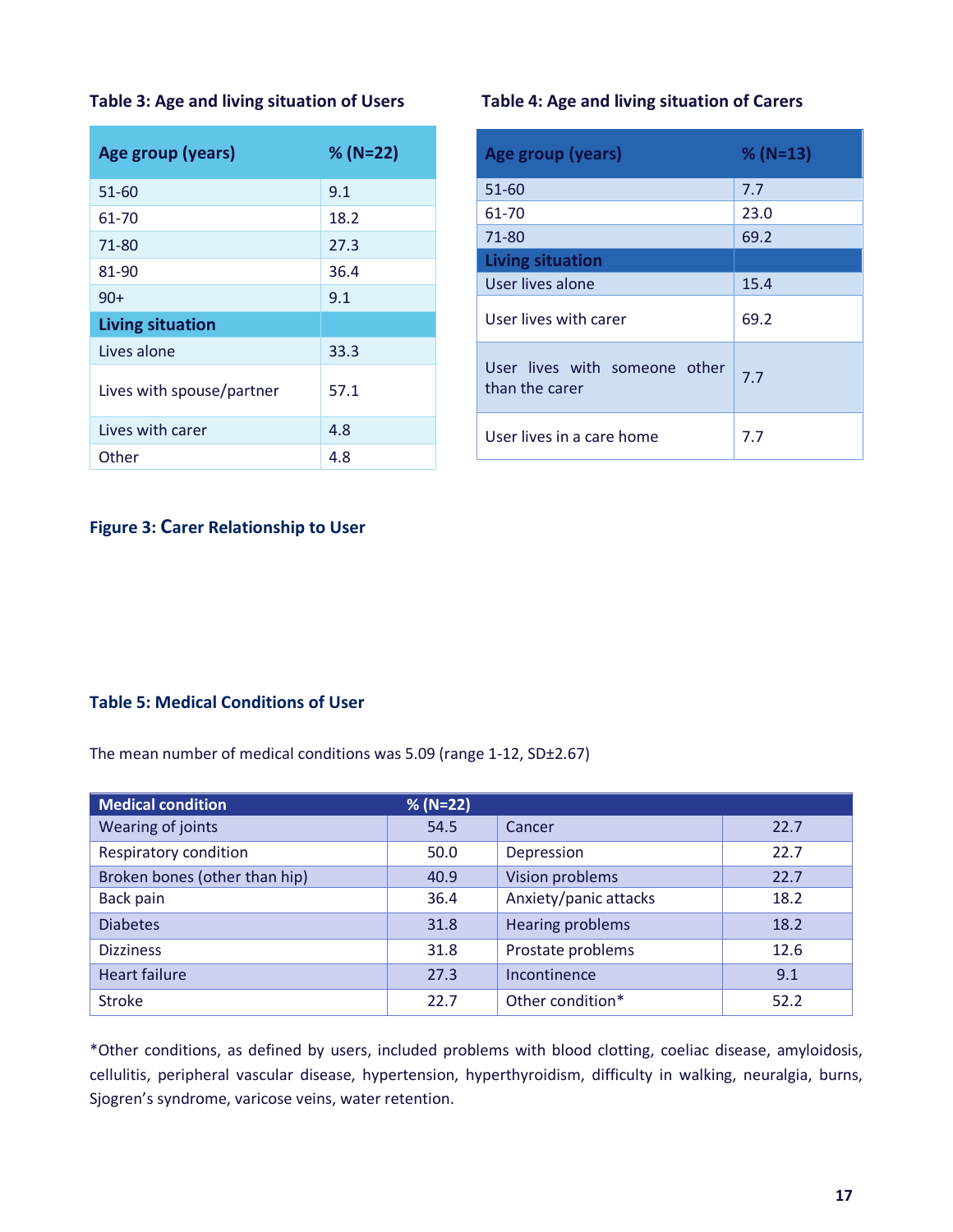**Table 3: Age and living situation of Users**

| Age group (years) | % (N=22) |
|---|---|
| 51-60 | 9.1 |
| 61-70 | 18.2 |
| 71-80 | 27.3 |
| 81-90 | 36.4 |
| 90+ | 9.1 |
| **Living situation** | |
| Lives alone | 33.3 |
| Lives with spouse/partner | 57.1 |
| Lives with carer | 4.8 |
| Other | 4.8 |

**Table 4: Age and living situation of Carers**

| Age group (years) | % (N=13) |
|---|---|
| 51-60 | 7.7 |
| 61-70 | 23.0 |
| 71-80 | 69.2 |
| **Living situation** | |
| User lives alone | 15.4 |
| User lives with carer | 69.2 |
| User lives with someone other than the carer | 7.7 |
| User lives in a care home | 7.7 |

**Figure 3: Carer Relationship to User**

**Table 5: Medical Conditions of User**

The mean number of medical conditions was 5.09 (range 1-12, SD±2.67)

| Medical condition | % (N=22) | | |
|---|---|---|---|
| Wearing of joints | 54.5 | Cancer | 22.7 |
| Respiratory condition | 50.0 | Depression | 22.7 |
| Broken bones (other than hip) | 40.9 | Vision problems | 22.7 |
| Back pain | 36.4 | Anxiety/panic attacks | 18.2 |
| Diabetes | 31.8 | Hearing problems | 18.2 |
| Dizziness | 31.8 | Prostate problems | 12.6 |
| Heart failure | 27.3 | Incontinence | 9.1 |
| Stroke | 22.7 | Other condition* | 52.2 |

*Other conditions, as defined by users, included problems with blood clotting, coeliac disease, amyloidosis, cellulitis, peripheral vascular disease, hypertension, hyperthyroidism, difficulty in walking, neuralgia, burns, Sjogren's syndrome, varicose veins, water retention.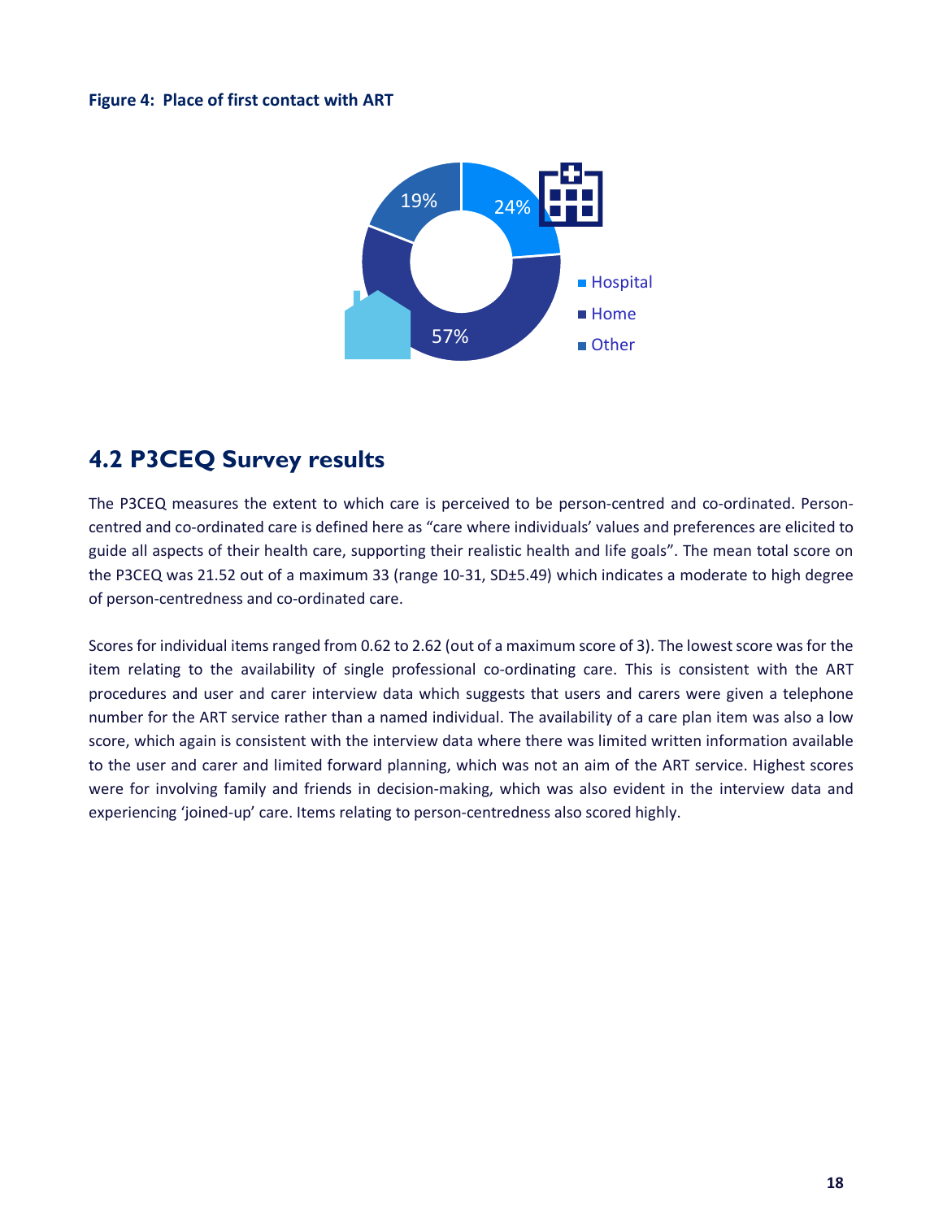**Figure 4: Place of first contact with ART**

## 4.2 P3CEQ Survey results

The P3CEQ measures the extent to which care is perceived to be person-centred and co-ordinated. Person-centred and co-ordinated care is defined here as "care where individuals' values and preferences are elicited to guide all aspects of their health care, supporting their realistic health and life goals". The mean total score on the P3CEQ was 21.52 out of a maximum 33 (range 10-31, SD±5.49) which indicates a moderate to high degree of person-centredness and co-ordinated care.

Scores for individual items ranged from 0.62 to 2.62 (out of a maximum score of 3). The lowest score was for the item relating to the availability of single professional co-ordinating care. This is consistent with the ART procedures and user and carer interview data which suggests that users and carers were given a telephone number for the ART service rather than a named individual. The availability of a care plan item was also a low score, which again is consistent with the interview data where there was limited written information available to the user and carer and limited forward planning, which was not an aim of the ART service. Highest scores were for involving family and friends in decision-making, which was also evident in the interview data and experiencing 'joined-up' care. Items relating to person-centredness also scored highly.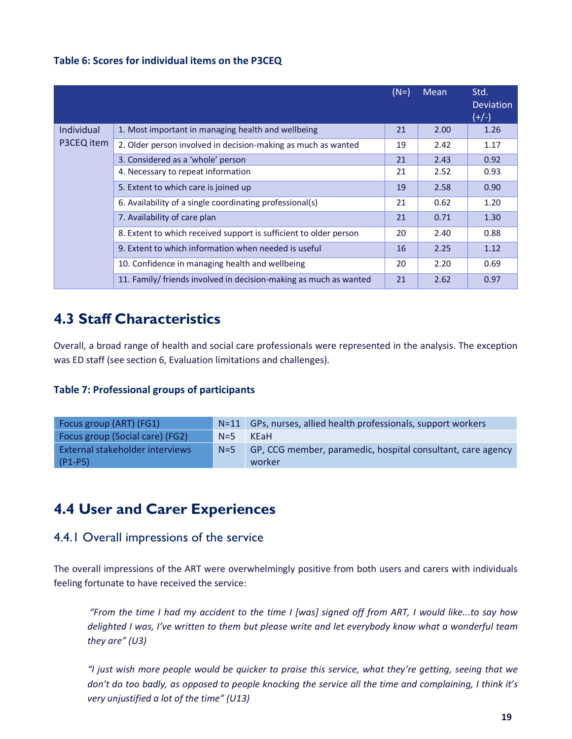**Table 6: Scores for individual items on the P3CEQ**

| | | (N=) | Mean | Std. Deviation (+/-) |
|---|---|---|---|---|
| Individual P3CEQ item | 1. Most important in managing health and wellbeing | 21 | 2.00 | 1.26 |
| | 2. Older person involved in decision-making as much as wanted | 19 | 2.42 | 1.17 |
| | 3. Considered as a 'whole' person | 21 | 2.43 | 0.92 |
| | 4. Necessary to repeat information | 21 | 2.52 | 0.93 |
| | 5. Extent to which care is joined up | 19 | 2.58 | 0.90 |
| | 6. Availability of a single coordinating professional(s) | 21 | 0.62 | 1.20 |
| | 7. Availability of care plan | 21 | 0.71 | 1.30 |
| | 8. Extent to which received support is sufficient to older person | 20 | 2.40 | 0.88 |
| | 9. Extent to which information when needed is useful | 16 | 2.25 | 1.12 |
| | 10. Confidence in managing health and wellbeing | 20 | 2.20 | 0.69 |
| | 11. Family/ friends involved in decision-making as much as wanted | 21 | 2.62 | 0.97 |

## 4.3 Staff Characteristics

Overall, a broad range of health and social care professionals were represented in the analysis. The exception was ED staff (see section 6, Evaluation limitations and challenges).

**Table 7: Professional groups of participants**

| | | |
|---|---|---|
| Focus group (ART) (FG1) | N=11 | GPs, nurses, allied health professionals, support workers |
| Focus group (Social care) (FG2) | N=5 | KEaH |
| External stakeholder interviews (P1-P5) | N=5 | GP, CCG member, paramedic, hospital consultant, care agency worker |

## 4.4 User and Carer Experiences

### 4.4.1 Overall impressions of the service

The overall impressions of the ART were overwhelmingly positive from both users and carers with individuals feeling fortunate to have received the service:

> *"From the time I had my accident to the time I [was] signed off from ART, I would like...to say how delighted I was, I've written to them but please write and let everybody know what a wonderful team they are" (U3)*

> *"I just wish more people would be quicker to praise this service, what they're getting, seeing that we don't do too badly, as opposed to people knocking the service all the time and complaining, I think it's very unjustified a lot of the time" (U13)*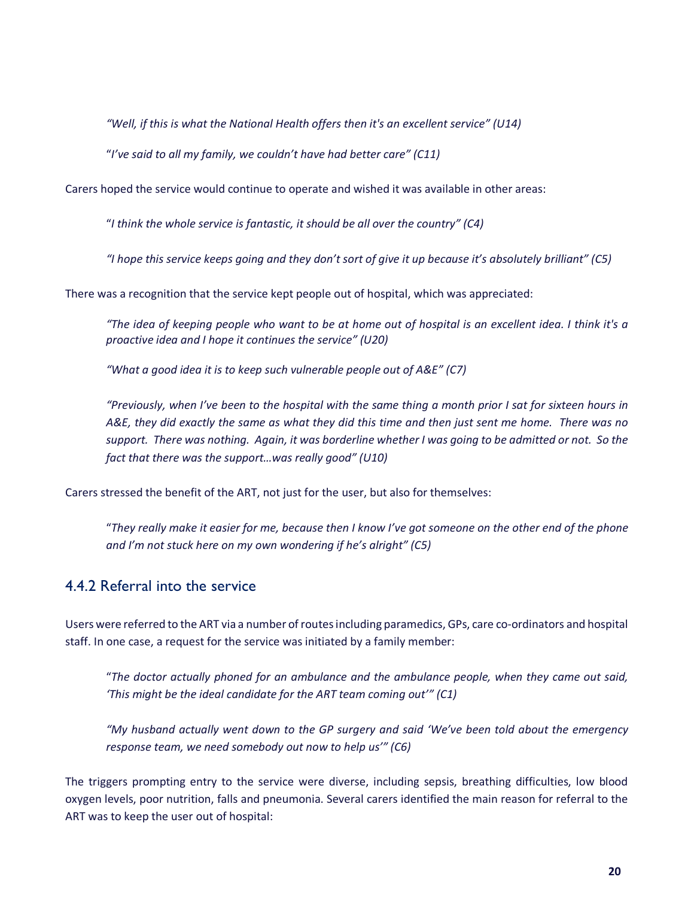*"Well, if this is what the National Health offers then it's an excellent service" (U14)*

*"I've said to all my family, we couldn't have had better care" (C11)*

Carers hoped the service would continue to operate and wished it was available in other areas:

*"I think the whole service is fantastic, it should be all over the country" (C4)*

*"I hope this service keeps going and they don't sort of give it up because it's absolutely brilliant" (C5)*

There was a recognition that the service kept people out of hospital, which was appreciated:

*"The idea of keeping people who want to be at home out of hospital is an excellent idea. I think it's a proactive idea and I hope it continues the service" (U20)*

*"What a good idea it is to keep such vulnerable people out of A&E" (C7)*

*"Previously, when I've been to the hospital with the same thing a month prior I sat for sixteen hours in A&E, they did exactly the same as what they did this time and then just sent me home. There was no support. There was nothing. Again, it was borderline whether I was going to be admitted or not. So the fact that there was the support…was really good" (U10)*

Carers stressed the benefit of the ART, not just for the user, but also for themselves:

*"They really make it easier for me, because then I know I've got someone on the other end of the phone and I'm not stuck here on my own wondering if he's alright" (C5)*

## 4.4.2 Referral into the service

Users were referred to the ART via a number of routes including paramedics, GPs, care co-ordinators and hospital staff. In one case, a request for the service was initiated by a family member:

*"The doctor actually phoned for an ambulance and the ambulance people, when they came out said, 'This might be the ideal candidate for the ART team coming out'" (C1)*

*"My husband actually went down to the GP surgery and said 'We've been told about the emergency response team, we need somebody out now to help us'" (C6)*

The triggers prompting entry to the service were diverse, including sepsis, breathing difficulties, low blood oxygen levels, poor nutrition, falls and pneumonia. Several carers identified the main reason for referral to the ART was to keep the user out of hospital: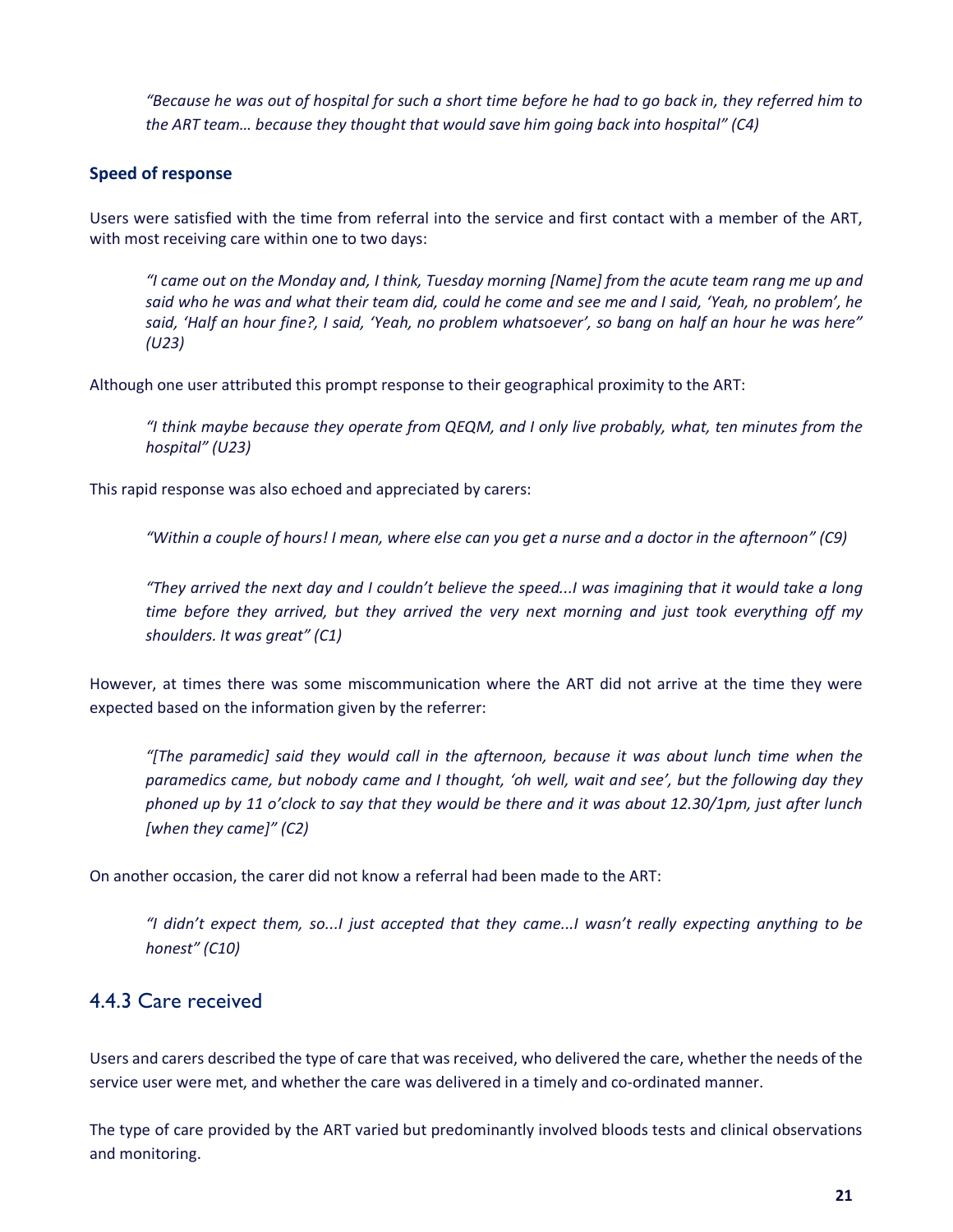> *"Because he was out of hospital for such a short time before he had to go back in, they referred him to the ART team… because they thought that would save him going back into hospital" (C4)*

#### Speed of response

Users were satisfied with the time from referral into the service and first contact with a member of the ART, with most receiving care within one to two days:

> *"I came out on the Monday and, I think, Tuesday morning [Name] from the acute team rang me up and said who he was and what their team did, could he come and see me and I said, 'Yeah, no problem', he said, 'Half an hour fine?, I said, 'Yeah, no problem whatsoever', so bang on half an hour he was here" (U23)*

Although one user attributed this prompt response to their geographical proximity to the ART:

> *"I think maybe because they operate from QEQM, and I only live probably, what, ten minutes from the hospital" (U23)*

This rapid response was also echoed and appreciated by carers:

> *"Within a couple of hours! I mean, where else can you get a nurse and a doctor in the afternoon" (C9)*

> *"They arrived the next day and I couldn't believe the speed...I was imagining that it would take a long time before they arrived, but they arrived the very next morning and just took everything off my shoulders. It was great" (C1)*

However, at times there was some miscommunication where the ART did not arrive at the time they were expected based on the information given by the referrer:

> *"[The paramedic] said they would call in the afternoon, because it was about lunch time when the paramedics came, but nobody came and I thought, 'oh well, wait and see', but the following day they phoned up by 11 o'clock to say that they would be there and it was about 12.30/1pm, just after lunch [when they came]" (C2)*

On another occasion, the carer did not know a referral had been made to the ART:

> *"I didn't expect them, so...I just accepted that they came...I wasn't really expecting anything to be honest" (C10)*

### 4.4.3 Care received

Users and carers described the type of care that was received, who delivered the care, whether the needs of the service user were met, and whether the care was delivered in a timely and co-ordinated manner.

The type of care provided by the ART varied but predominantly involved bloods tests and clinical observations and monitoring.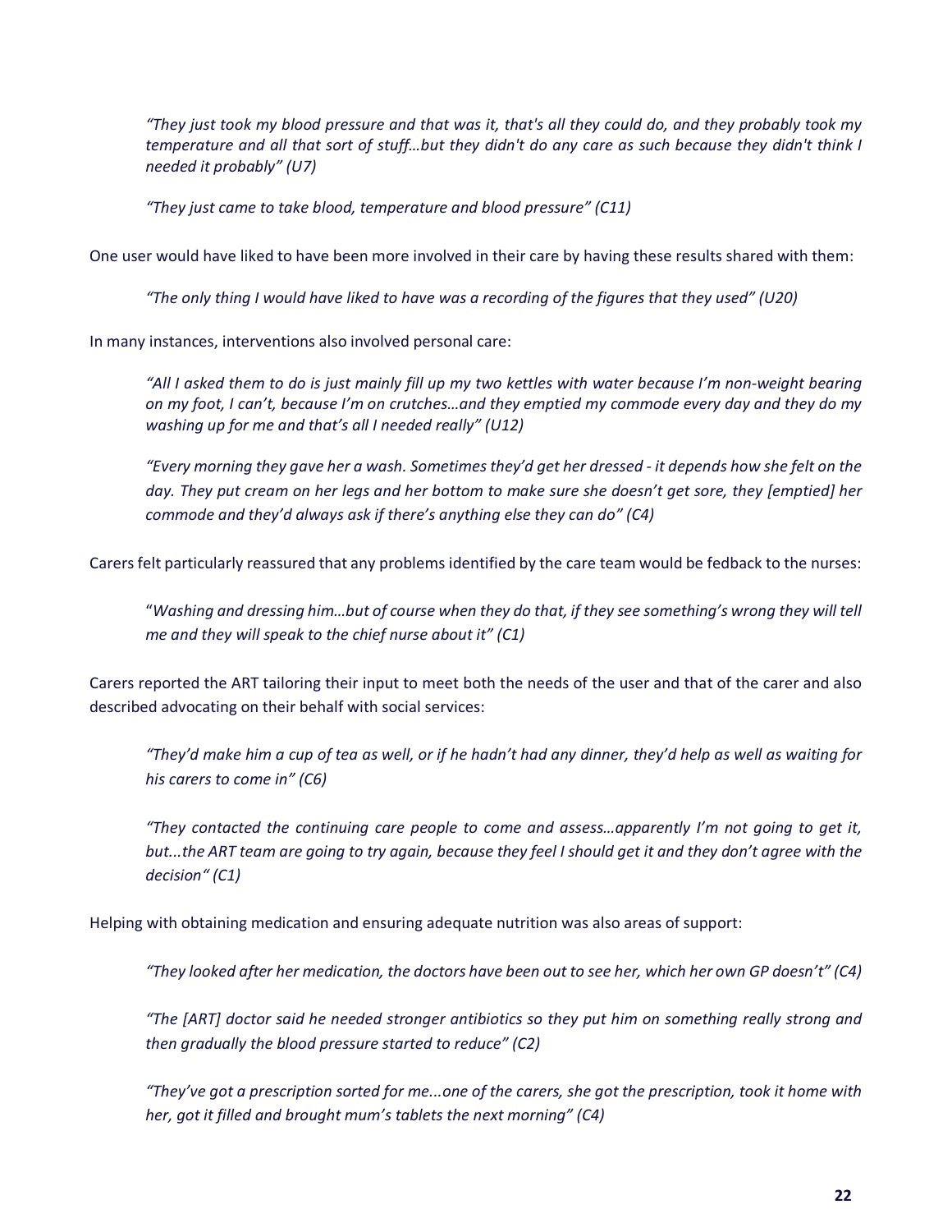*"They just took my blood pressure and that was it, that's all they could do, and they probably took my temperature and all that sort of stuff…but they didn't do any care as such because they didn't think I needed it probably" (U7)*

*"They just came to take blood, temperature and blood pressure" (C11)*

One user would have liked to have been more involved in their care by having these results shared with them:

*"The only thing I would have liked to have was a recording of the figures that they used" (U20)*

In many instances, interventions also involved personal care:

*"All I asked them to do is just mainly fill up my two kettles with water because I'm non-weight bearing on my foot, I can't, because I'm on crutches…and they emptied my commode every day and they do my washing up for me and that's all I needed really" (U12)*

*"Every morning they gave her a wash. Sometimes they'd get her dressed - it depends how she felt on the day. They put cream on her legs and her bottom to make sure she doesn't get sore, they [emptied] her commode and they'd always ask if there's anything else they can do" (C4)*

Carers felt particularly reassured that any problems identified by the care team would be fedback to the nurses:

"*Washing and dressing him…but of course when they do that, if they see something's wrong they will tell me and they will speak to the chief nurse about it" (C1)*

Carers reported the ART tailoring their input to meet both the needs of the user and that of the carer and also described advocating on their behalf with social services:

*"They'd make him a cup of tea as well, or if he hadn't had any dinner, they'd help as well as waiting for his carers to come in" (C6)*

*"They contacted the continuing care people to come and assess…apparently I'm not going to get it, but...the ART team are going to try again, because they feel I should get it and they don't agree with the decision" (C1)*

Helping with obtaining medication and ensuring adequate nutrition was also areas of support:

*"They looked after her medication, the doctors have been out to see her, which her own GP doesn't" (C4)*

*"The [ART] doctor said he needed stronger antibiotics so they put him on something really strong and then gradually the blood pressure started to reduce" (C2)*

*"They've got a prescription sorted for me...one of the carers, she got the prescription, took it home with her, got it filled and brought mum's tablets the next morning" (C4)*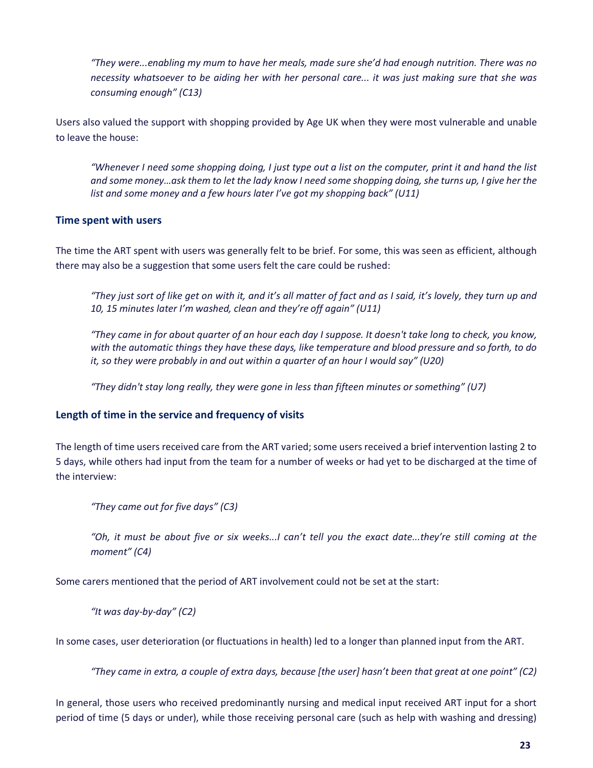*"They were...enabling my mum to have her meals, made sure she'd had enough nutrition. There was no necessity whatsoever to be aiding her with her personal care... it was just making sure that she was consuming enough" (C13)*

Users also valued the support with shopping provided by Age UK when they were most vulnerable and unable to leave the house:

*"Whenever I need some shopping doing, I just type out a list on the computer, print it and hand the list and some money…ask them to let the lady know I need some shopping doing, she turns up, I give her the list and some money and a few hours later I've got my shopping back" (U11)*

### Time spent with users

The time the ART spent with users was generally felt to be brief. For some, this was seen as efficient, although there may also be a suggestion that some users felt the care could be rushed:

*"They just sort of like get on with it, and it's all matter of fact and as I said, it's lovely, they turn up and 10, 15 minutes later I'm washed, clean and they're off again" (U11)*

*"They came in for about quarter of an hour each day I suppose. It doesn't take long to check, you know, with the automatic things they have these days, like temperature and blood pressure and so forth, to do it, so they were probably in and out within a quarter of an hour I would say" (U20)*

*"They didn't stay long really, they were gone in less than fifteen minutes or something" (U7)*

### Length of time in the service and frequency of visits

The length of time users received care from the ART varied; some users received a brief intervention lasting 2 to 5 days, while others had input from the team for a number of weeks or had yet to be discharged at the time of the interview:

*"They came out for five days" (C3)*

*"Oh, it must be about five or six weeks...I can't tell you the exact date...they're still coming at the moment" (C4)*

Some carers mentioned that the period of ART involvement could not be set at the start:

*"It was day-by-day" (C2)*

In some cases, user deterioration (or fluctuations in health) led to a longer than planned input from the ART.

*"They came in extra, a couple of extra days, because [the user] hasn't been that great at one point" (C2)*

In general, those users who received predominantly nursing and medical input received ART input for a short period of time (5 days or under), while those receiving personal care (such as help with washing and dressing)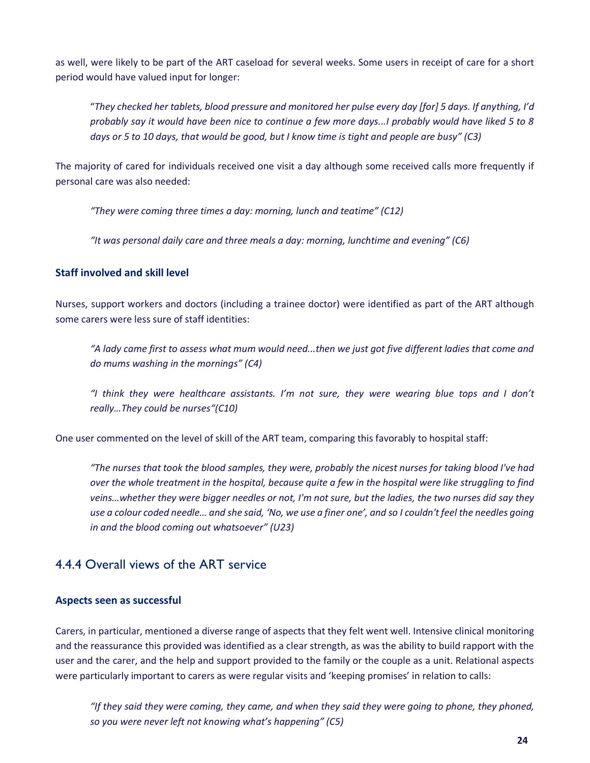as well, were likely to be part of the ART caseload for several weeks. Some users in receipt of care for a short period would have valued input for longer:

> "*They checked her tablets, blood pressure and monitored her pulse every day [for] 5 days. If anything, I'd probably say it would have been nice to continue a few more days...I probably would have liked 5 to 8 days or 5 to 10 days, that would be good, but I know time is tight and people are busy" (C3)*

The majority of cared for individuals received one visit a day although some received calls more frequently if personal care was also needed:

> *"They were coming three times a day: morning, lunch and teatime" (C12)*

> *"It was personal daily care and three meals a day: morning, lunchtime and evening" (C6)*

### Staff involved and skill level

Nurses, support workers and doctors (including a trainee doctor) were identified as part of the ART although some carers were less sure of staff identities:

> *"A lady came first to assess what mum would need...then we just got five different ladies that come and do mums washing in the mornings" (C4)*

> *"I think they were healthcare assistants. I'm not sure, they were wearing blue tops and I don't really…They could be nurses"(C10)*

One user commented on the level of skill of the ART team, comparing this favorably to hospital staff:

> *"The nurses that took the blood samples, they were, probably the nicest nurses for taking blood I've had over the whole treatment in the hospital, because quite a few in the hospital were like struggling to find veins…whether they were bigger needles or not, I'm not sure, but the ladies, the two nurses did say they use a colour coded needle… and she said, 'No, we use a finer one', and so I couldn't feel the needles going in and the blood coming out whatsoever" (U23)*

## 4.4.4 Overall views of the ART service

### Aspects seen as successful

Carers, in particular, mentioned a diverse range of aspects that they felt went well. Intensive clinical monitoring and the reassurance this provided was identified as a clear strength, as was the ability to build rapport with the user and the carer, and the help and support provided to the family or the couple as a unit. Relational aspects were particularly important to carers as were regular visits and 'keeping promises' in relation to calls:

> *"If they said they were coming, they came, and when they said they were going to phone, they phoned, so you were never left not knowing what's happening" (C5)*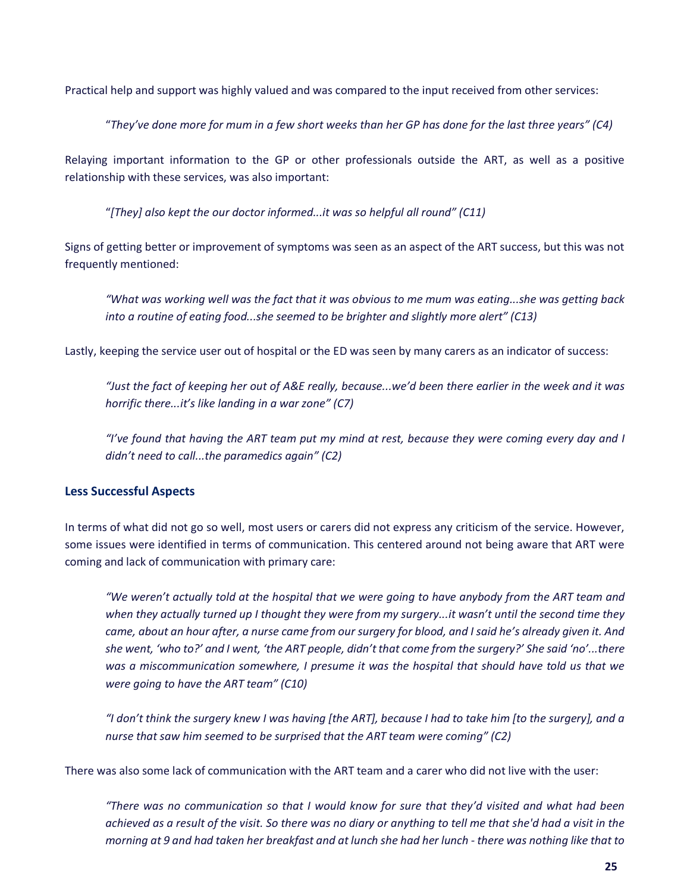Practical help and support was highly valued and was compared to the input received from other services:

> "*They've done more for mum in a few short weeks than her GP has done for the last three years" (C4)*

Relaying important information to the GP or other professionals outside the ART, as well as a positive relationship with these services, was also important:

> "*[They] also kept the our doctor informed...it was so helpful all round" (C11)*

Signs of getting better or improvement of symptoms was seen as an aspect of the ART success, but this was not frequently mentioned:

> *"What was working well was the fact that it was obvious to me mum was eating...she was getting back into a routine of eating food...she seemed to be brighter and slightly more alert" (C13)*

Lastly, keeping the service user out of hospital or the ED was seen by many carers as an indicator of success:

> *"Just the fact of keeping her out of A&E really, because...we'd been there earlier in the week and it was horrific there...it's like landing in a war zone" (C7)*

> *"I've found that having the ART team put my mind at rest, because they were coming every day and I didn't need to call...the paramedics again" (C2)*

### Less Successful Aspects

In terms of what did not go so well, most users or carers did not express any criticism of the service. However, some issues were identified in terms of communication. This centered around not being aware that ART were coming and lack of communication with primary care:

> *"We weren't actually told at the hospital that we were going to have anybody from the ART team and when they actually turned up I thought they were from my surgery...it wasn't until the second time they came, about an hour after, a nurse came from our surgery for blood, and I said he's already given it. And she went, 'who to?' and I went, 'the ART people, didn't that come from the surgery?' She said 'no'...there was a miscommunication somewhere, I presume it was the hospital that should have told us that we were going to have the ART team" (C10)*

> *"I don't think the surgery knew I was having [the ART], because I had to take him [to the surgery], and a nurse that saw him seemed to be surprised that the ART team were coming" (C2)*

There was also some lack of communication with the ART team and a carer who did not live with the user:

> *"There was no communication so that I would know for sure that they'd visited and what had been achieved as a result of the visit. So there was no diary or anything to tell me that she'd had a visit in the morning at 9 and had taken her breakfast and at lunch she had her lunch - there was nothing like that to*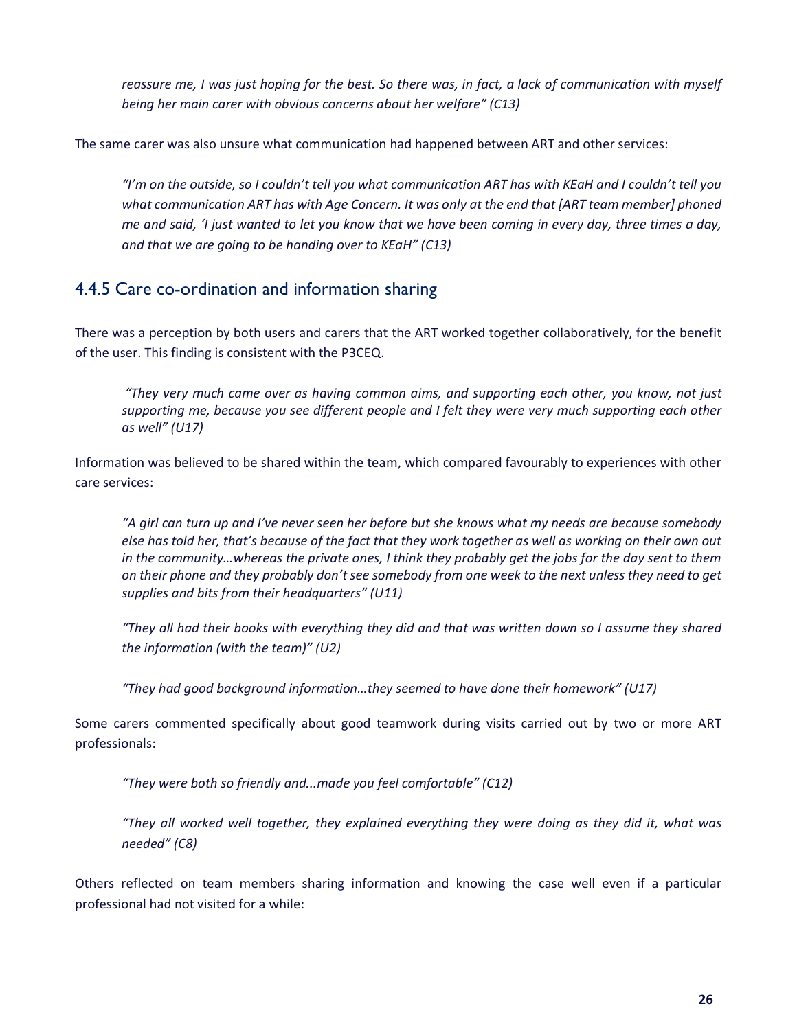*reassure me, I was just hoping for the best. So there was, in fact, a lack of communication with myself being her main carer with obvious concerns about her welfare" (C13)*

The same carer was also unsure what communication had happened between ART and other services:

> *"I'm on the outside, so I couldn't tell you what communication ART has with KEaH and I couldn't tell you what communication ART has with Age Concern. It was only at the end that [ART team member] phoned me and said, 'I just wanted to let you know that we have been coming in every day, three times a day, and that we are going to be handing over to KEaH" (C13)*

### 4.4.5 Care co-ordination and information sharing

There was a perception by both users and carers that the ART worked together collaboratively, for the benefit of the user. This finding is consistent with the P3CEQ.

> *"They very much came over as having common aims, and supporting each other, you know, not just supporting me, because you see different people and I felt they were very much supporting each other as well" (U17)*

Information was believed to be shared within the team, which compared favourably to experiences with other care services:

> *"A girl can turn up and I've never seen her before but she knows what my needs are because somebody else has told her, that's because of the fact that they work together as well as working on their own out in the community…whereas the private ones, I think they probably get the jobs for the day sent to them on their phone and they probably don't see somebody from one week to the next unless they need to get supplies and bits from their headquarters" (U11)*

> *"They all had their books with everything they did and that was written down so I assume they shared the information (with the team)" (U2)*

> *"They had good background information…they seemed to have done their homework" (U17)*

Some carers commented specifically about good teamwork during visits carried out by two or more ART professionals:

> *"They were both so friendly and...made you feel comfortable" (C12)*

> *"They all worked well together, they explained everything they were doing as they did it, what was needed" (C8)*

Others reflected on team members sharing information and knowing the case well even if a particular professional had not visited for a while: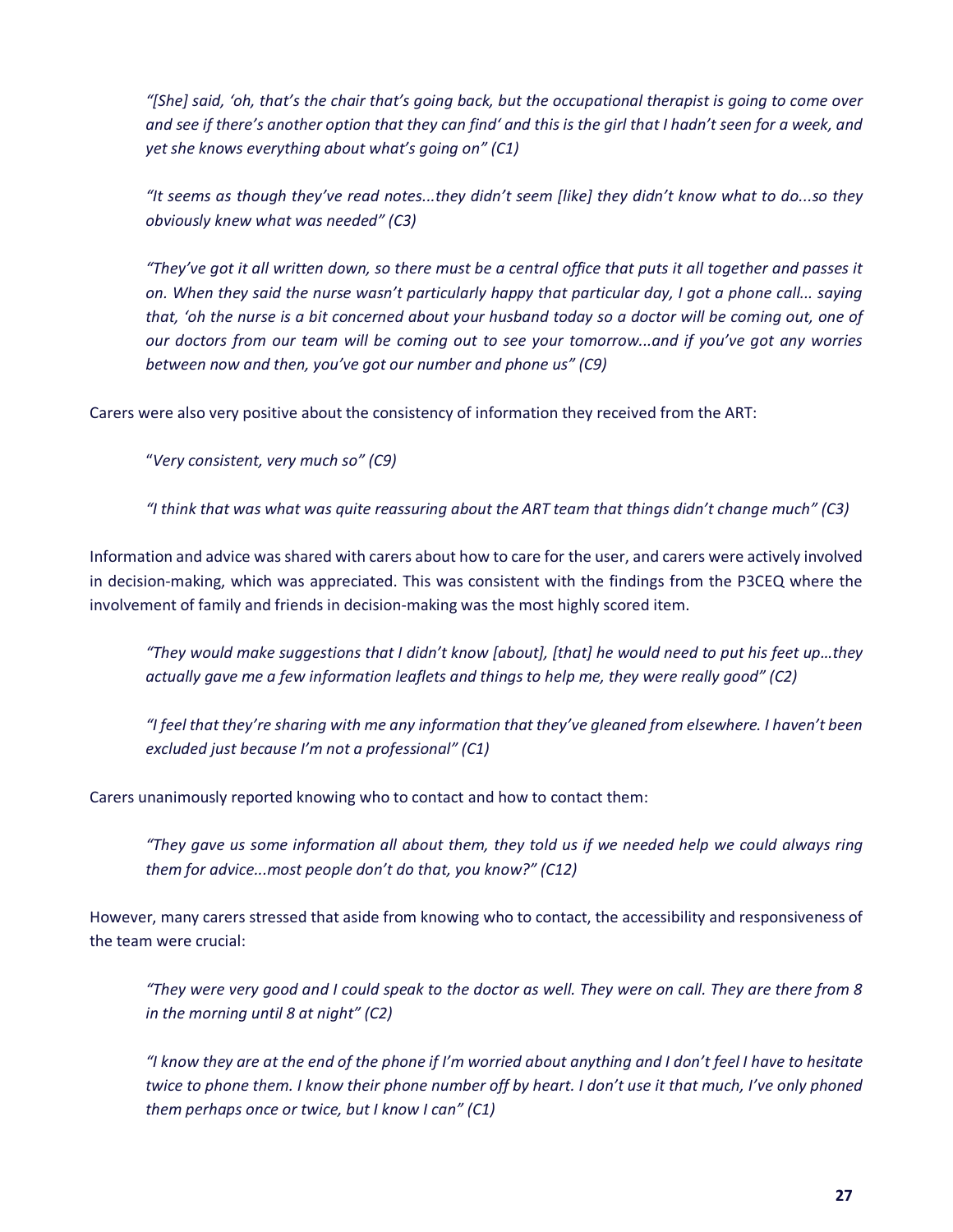*"[She] said, 'oh, that's the chair that's going back, but the occupational therapist is going to come over and see if there's another option that they can find' and this is the girl that I hadn't seen for a week, and yet she knows everything about what's going on" (C1)*

*"It seems as though they've read notes...they didn't seem [like] they didn't know what to do...so they obviously knew what was needed" (C3)*

*"They've got it all written down, so there must be a central office that puts it all together and passes it on. When they said the nurse wasn't particularly happy that particular day, I got a phone call... saying that, 'oh the nurse is a bit concerned about your husband today so a doctor will be coming out, one of our doctors from our team will be coming out to see your tomorrow...and if you've got any worries between now and then, you've got our number and phone us" (C9)*

Carers were also very positive about the consistency of information they received from the ART:

"*Very consistent, very much so" (C9)*

*"I think that was what was quite reassuring about the ART team that things didn't change much" (C3)*

Information and advice was shared with carers about how to care for the user, and carers were actively involved in decision-making, which was appreciated. This was consistent with the findings from the P3CEQ where the involvement of family and friends in decision-making was the most highly scored item.

*"They would make suggestions that I didn't know [about], [that] he would need to put his feet up…they actually gave me a few information leaflets and things to help me, they were really good" (C2)*

*"I feel that they're sharing with me any information that they've gleaned from elsewhere. I haven't been excluded just because I'm not a professional" (C1)*

Carers unanimously reported knowing who to contact and how to contact them:

*"They gave us some information all about them, they told us if we needed help we could always ring them for advice...most people don't do that, you know?" (C12)*

However, many carers stressed that aside from knowing who to contact, the accessibility and responsiveness of the team were crucial:

*"They were very good and I could speak to the doctor as well. They were on call. They are there from 8 in the morning until 8 at night" (C2)*

*"I know they are at the end of the phone if I'm worried about anything and I don't feel I have to hesitate twice to phone them. I know their phone number off by heart. I don't use it that much, I've only phoned them perhaps once or twice, but I know I can" (C1)*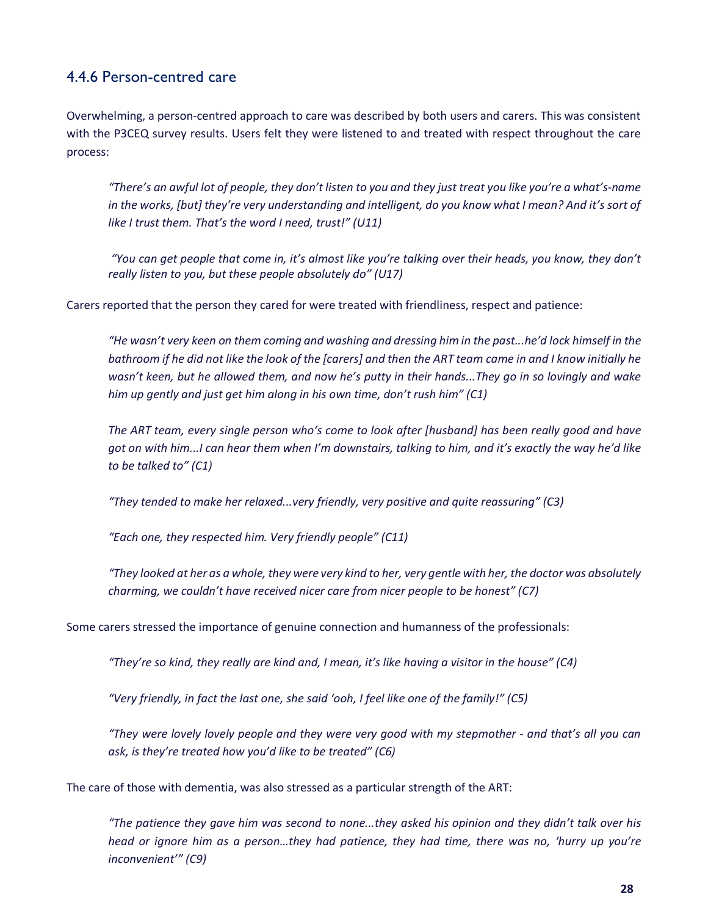### 4.4.6 Person-centred care

Overwhelming, a person-centred approach to care was described by both users and carers. This was consistent with the P3CEQ survey results. Users felt they were listened to and treated with respect throughout the care process:

> *"There's an awful lot of people, they don't listen to you and they just treat you like you're a what's-name in the works, [but] they're very understanding and intelligent, do you know what I mean? And it's sort of like I trust them. That's the word I need, trust!" (U11)*

> *"You can get people that come in, it's almost like you're talking over their heads, you know, they don't really listen to you, but these people absolutely do" (U17)*

Carers reported that the person they cared for were treated with friendliness, respect and patience:

> *"He wasn't very keen on them coming and washing and dressing him in the past...he'd lock himself in the bathroom if he did not like the look of the [carers] and then the ART team came in and I know initially he wasn't keen, but he allowed them, and now he's putty in their hands...They go in so lovingly and wake him up gently and just get him along in his own time, don't rush him" (C1)*

> *The ART team, every single person who's come to look after [husband] has been really good and have got on with him...I can hear them when I'm downstairs, talking to him, and it's exactly the way he'd like to be talked to" (C1)*

> *"They tended to make her relaxed...very friendly, very positive and quite reassuring" (C3)*

> *"Each one, they respected him. Very friendly people" (C11)*

> *"They looked at her as a whole, they were very kind to her, very gentle with her, the doctor was absolutely charming, we couldn't have received nicer care from nicer people to be honest" (C7)*

Some carers stressed the importance of genuine connection and humanness of the professionals:

> *"They're so kind, they really are kind and, I mean, it's like having a visitor in the house" (C4)*

> *"Very friendly, in fact the last one, she said 'ooh, I feel like one of the family!" (C5)*

> *"They were lovely lovely people and they were very good with my stepmother - and that's all you can ask, is they're treated how you'd like to be treated" (C6)*

The care of those with dementia, was also stressed as a particular strength of the ART:

> *"The patience they gave him was second to none...they asked his opinion and they didn't talk over his head or ignore him as a person…they had patience, they had time, there was no, 'hurry up you're inconvenient'" (C9)*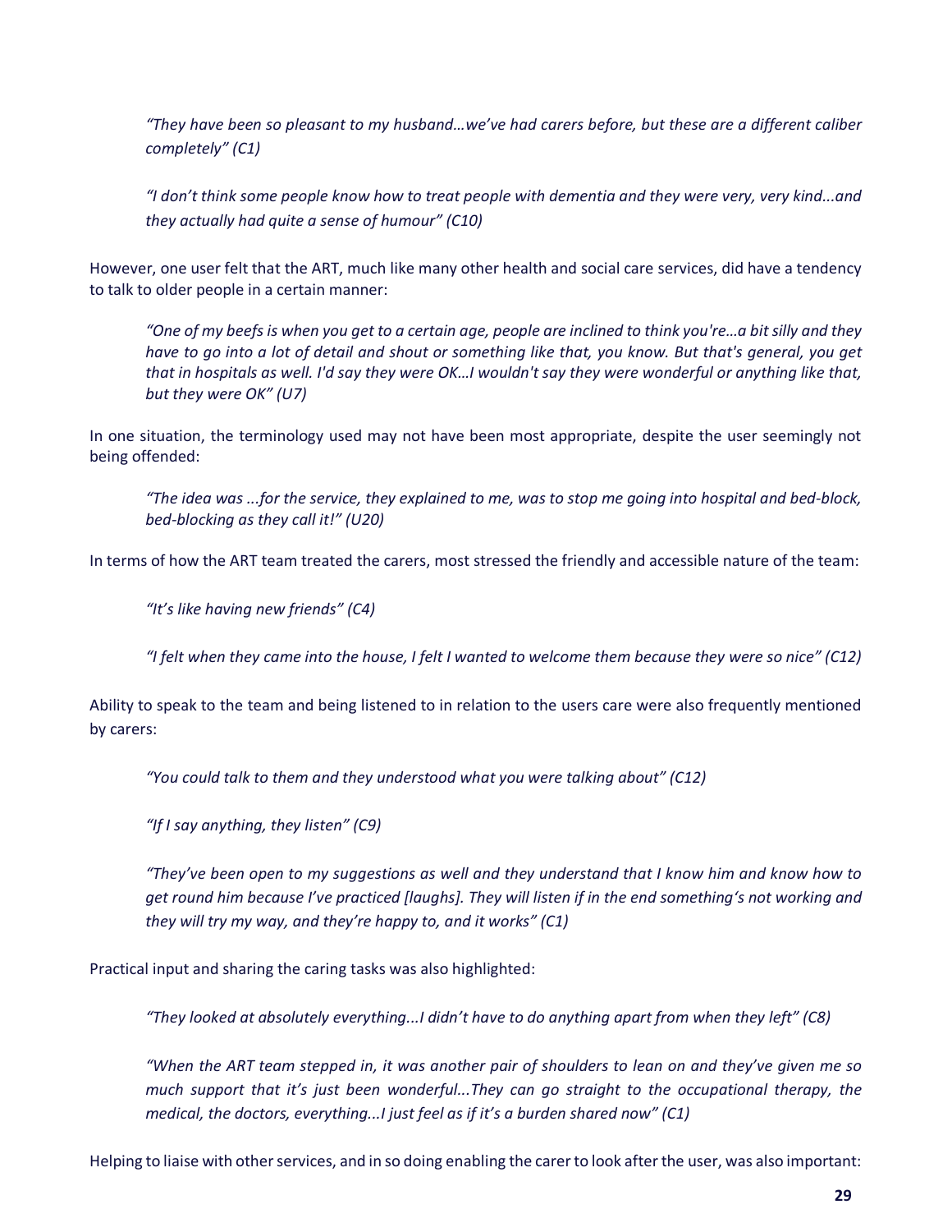> *"They have been so pleasant to my husband…we've had carers before, but these are a different caliber completely" (C1)*

> *"I don't think some people know how to treat people with dementia and they were very, very kind...and they actually had quite a sense of humour" (C10)*

However, one user felt that the ART, much like many other health and social care services, did have a tendency to talk to older people in a certain manner:

> *"One of my beefs is when you get to a certain age, people are inclined to think you're…a bit silly and they have to go into a lot of detail and shout or something like that, you know. But that's general, you get that in hospitals as well. I'd say they were OK…I wouldn't say they were wonderful or anything like that, but they were OK" (U7)*

In one situation, the terminology used may not have been most appropriate, despite the user seemingly not being offended:

> *"The idea was ...for the service, they explained to me, was to stop me going into hospital and bed-block, bed-blocking as they call it!" (U20)*

In terms of how the ART team treated the carers, most stressed the friendly and accessible nature of the team:

> *"It's like having new friends" (C4)*

> *"I felt when they came into the house, I felt I wanted to welcome them because they were so nice" (C12)*

Ability to speak to the team and being listened to in relation to the users care were also frequently mentioned by carers:

> *"You could talk to them and they understood what you were talking about" (C12)*

> *"If I say anything, they listen" (C9)*

> *"They've been open to my suggestions as well and they understand that I know him and know how to get round him because I've practiced [laughs]. They will listen if in the end something's not working and they will try my way, and they're happy to, and it works" (C1)*

Practical input and sharing the caring tasks was also highlighted:

> *"They looked at absolutely everything...I didn't have to do anything apart from when they left" (C8)*

> *"When the ART team stepped in, it was another pair of shoulders to lean on and they've given me so much support that it's just been wonderful...They can go straight to the occupational therapy, the medical, the doctors, everything...I just feel as if it's a burden shared now" (C1)*

Helping to liaise with other services, and in so doing enabling the carer to look after the user, was also important: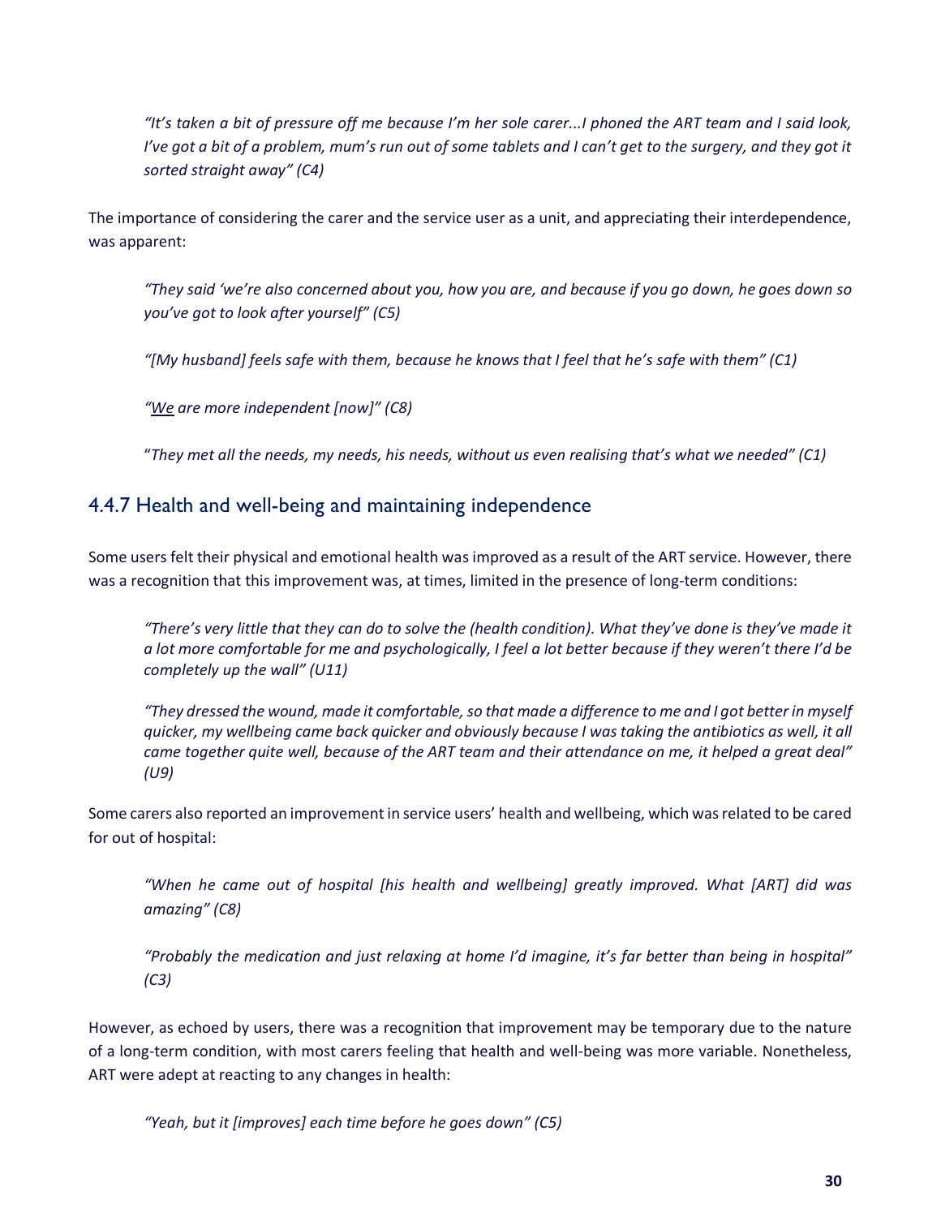*"It's taken a bit of pressure off me because I'm her sole carer...I phoned the ART team and I said look, I've got a bit of a problem, mum's run out of some tablets and I can't get to the surgery, and they got it sorted straight away" (C4)*

The importance of considering the carer and the service user as a unit, and appreciating their interdependence, was apparent:

*"They said 'we're also concerned about you, how you are, and because if you go down, he goes down so you've got to look after yourself" (C5)*

*"[My husband] feels safe with them, because he knows that I feel that he's safe with them" (C1)*

*"<u>We</u> are more independent [now]" (C8)*

*"They met all the needs, my needs, his needs, without us even realising that's what we needed" (C1)*

### 4.4.7 Health and well-being and maintaining independence

Some users felt their physical and emotional health was improved as a result of the ART service. However, there was a recognition that this improvement was, at times, limited in the presence of long-term conditions:

*"There's very little that they can do to solve the (health condition). What they've done is they've made it a lot more comfortable for me and psychologically, I feel a lot better because if they weren't there I'd be completely up the wall" (U11)*

*"They dressed the wound, made it comfortable, so that made a difference to me and I got better in myself quicker, my wellbeing came back quicker and obviously because I was taking the antibiotics as well, it all came together quite well, because of the ART team and their attendance on me, it helped a great deal" (U9)*

Some carers also reported an improvement in service users' health and wellbeing, which was related to be cared for out of hospital:

*"When he came out of hospital [his health and wellbeing] greatly improved. What [ART] did was amazing" (C8)*

*"Probably the medication and just relaxing at home I'd imagine, it's far better than being in hospital" (C3)*

However, as echoed by users, there was a recognition that improvement may be temporary due to the nature of a long-term condition, with most carers feeling that health and well-being was more variable. Nonetheless, ART were adept at reacting to any changes in health:

*"Yeah, but it [improves] each time before he goes down" (C5)*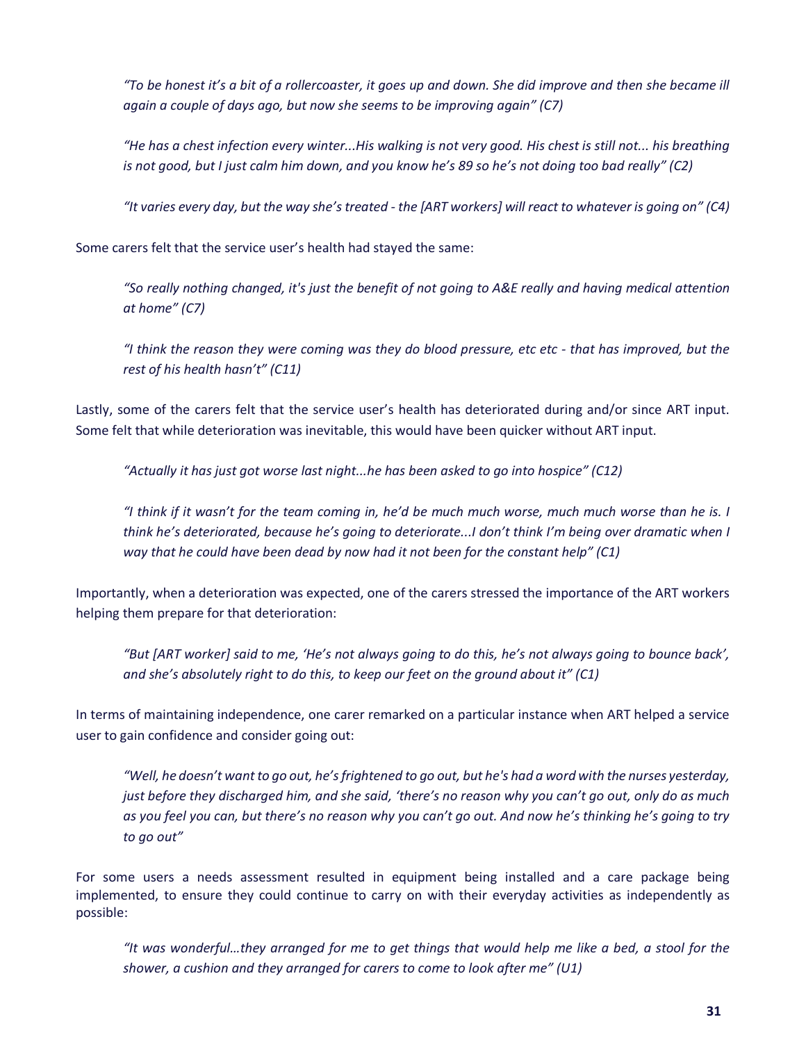*"To be honest it's a bit of a rollercoaster, it goes up and down. She did improve and then she became ill again a couple of days ago, but now she seems to be improving again" (C7)*

*"He has a chest infection every winter...His walking is not very good. His chest is still not... his breathing is not good, but I just calm him down, and you know he's 89 so he's not doing too bad really" (C2)*

*"It varies every day, but the way she's treated - the [ART workers] will react to whatever is going on" (C4)*

Some carers felt that the service user's health had stayed the same:

*"So really nothing changed, it's just the benefit of not going to A&E really and having medical attention at home" (C7)*

*"I think the reason they were coming was they do blood pressure, etc etc - that has improved, but the rest of his health hasn't" (C11)*

Lastly, some of the carers felt that the service user's health has deteriorated during and/or since ART input. Some felt that while deterioration was inevitable, this would have been quicker without ART input.

*"Actually it has just got worse last night...he has been asked to go into hospice" (C12)*

*"I think if it wasn't for the team coming in, he'd be much much worse, much much worse than he is. I think he's deteriorated, because he's going to deteriorate...I don't think I'm being over dramatic when I way that he could have been dead by now had it not been for the constant help" (C1)*

Importantly, when a deterioration was expected, one of the carers stressed the importance of the ART workers helping them prepare for that deterioration:

*"But [ART worker] said to me, 'He's not always going to do this, he's not always going to bounce back', and she's absolutely right to do this, to keep our feet on the ground about it" (C1)*

In terms of maintaining independence, one carer remarked on a particular instance when ART helped a service user to gain confidence and consider going out:

*"Well, he doesn't want to go out, he's frightened to go out, but he's had a word with the nurses yesterday, just before they discharged him, and she said, 'there's no reason why you can't go out, only do as much as you feel you can, but there's no reason why you can't go out. And now he's thinking he's going to try to go out"*

For some users a needs assessment resulted in equipment being installed and a care package being implemented, to ensure they could continue to carry on with their everyday activities as independently as possible:

*"It was wonderful…they arranged for me to get things that would help me like a bed, a stool for the shower, a cushion and they arranged for carers to come to look after me" (U1)*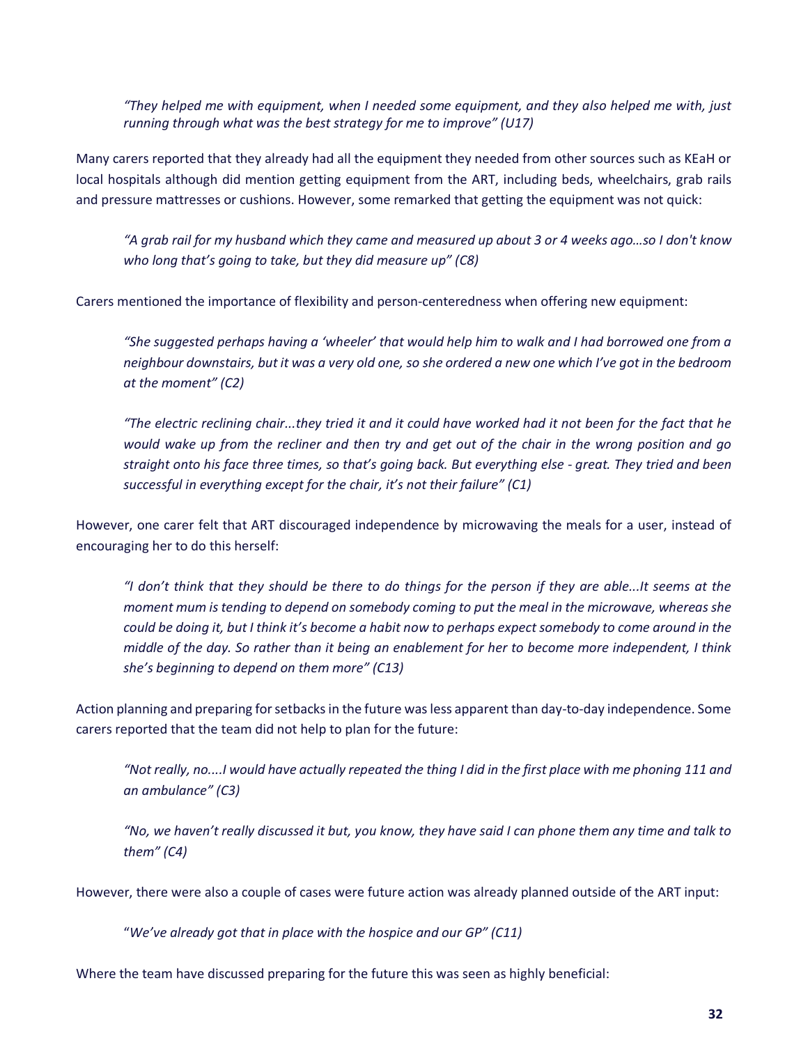> *"They helped me with equipment, when I needed some equipment, and they also helped me with, just running through what was the best strategy for me to improve" (U17)*

Many carers reported that they already had all the equipment they needed from other sources such as KEaH or local hospitals although did mention getting equipment from the ART, including beds, wheelchairs, grab rails and pressure mattresses or cushions. However, some remarked that getting the equipment was not quick:

> *"A grab rail for my husband which they came and measured up about 3 or 4 weeks ago…so I don't know who long that's going to take, but they did measure up" (C8)*

Carers mentioned the importance of flexibility and person-centeredness when offering new equipment:

> *"She suggested perhaps having a 'wheeler' that would help him to walk and I had borrowed one from a neighbour downstairs, but it was a very old one, so she ordered a new one which I've got in the bedroom at the moment" (C2)*

> *"The electric reclining chair...they tried it and it could have worked had it not been for the fact that he would wake up from the recliner and then try and get out of the chair in the wrong position and go straight onto his face three times, so that's going back. But everything else - great. They tried and been successful in everything except for the chair, it's not their failure" (C1)*

However, one carer felt that ART discouraged independence by microwaving the meals for a user, instead of encouraging her to do this herself:

> *"I don't think that they should be there to do things for the person if they are able...It seems at the moment mum is tending to depend on somebody coming to put the meal in the microwave, whereas she could be doing it, but I think it's become a habit now to perhaps expect somebody to come around in the middle of the day. So rather than it being an enablement for her to become more independent, I think she's beginning to depend on them more" (C13)*

Action planning and preparing for setbacks in the future was less apparent than day-to-day independence. Some carers reported that the team did not help to plan for the future:

> *"Not really, no....I would have actually repeated the thing I did in the first place with me phoning 111 and an ambulance" (C3)*

> *"No, we haven't really discussed it but, you know, they have said I can phone them any time and talk to them" (C4)*

However, there were also a couple of cases were future action was already planned outside of the ART input:

> *"We've already got that in place with the hospice and our GP" (C11)*

Where the team have discussed preparing for the future this was seen as highly beneficial: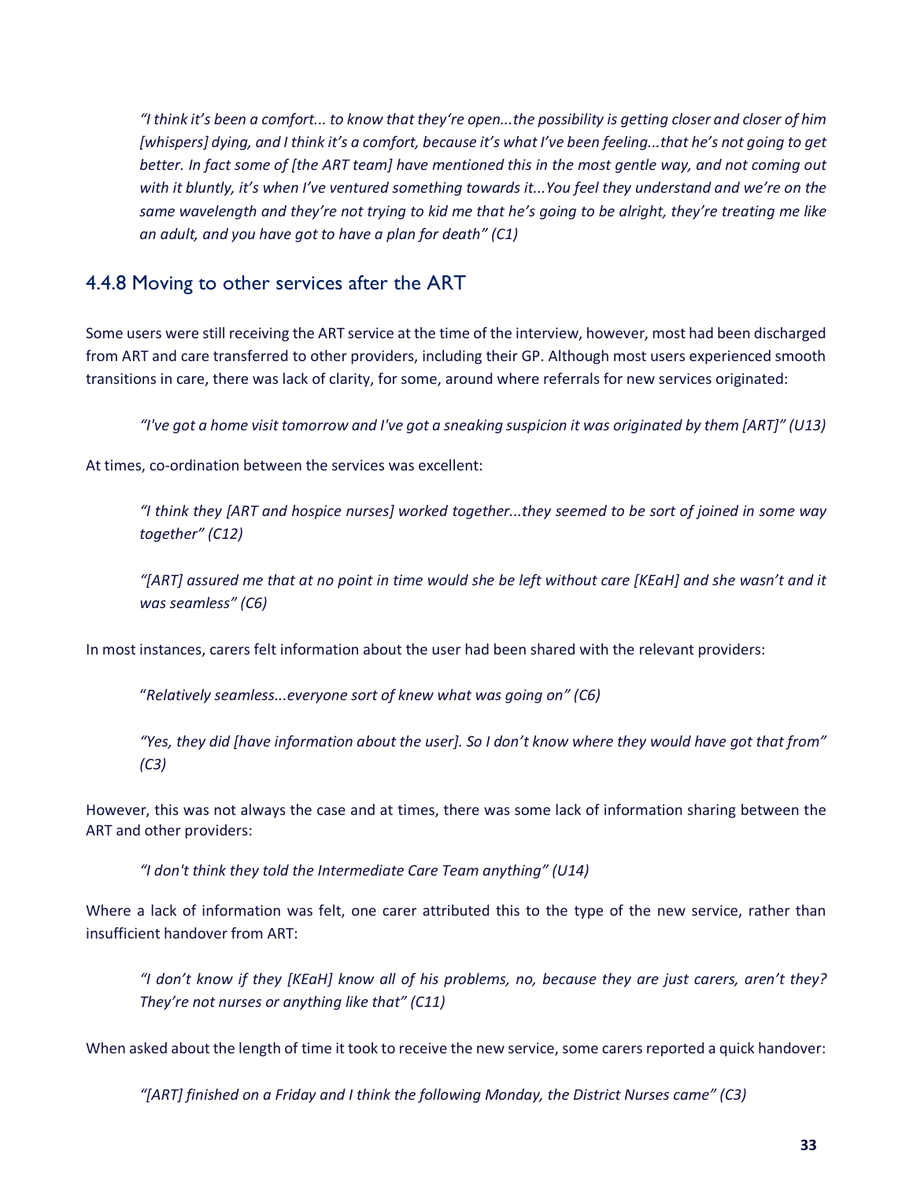*"I think it's been a comfort... to know that they're open...the possibility is getting closer and closer of him [whispers] dying, and I think it's a comfort, because it's what I've been feeling...that he's not going to get better. In fact some of [the ART team] have mentioned this in the most gentle way, and not coming out with it bluntly, it's when I've ventured something towards it...You feel they understand and we're on the same wavelength and they're not trying to kid me that he's going to be alright, they're treating me like an adult, and you have got to have a plan for death" (C1)*

### 4.4.8 Moving to other services after the ART

Some users were still receiving the ART service at the time of the interview, however, most had been discharged from ART and care transferred to other providers, including their GP. Although most users experienced smooth transitions in care, there was lack of clarity, for some, around where referrals for new services originated:

*"I've got a home visit tomorrow and I've got a sneaking suspicion it was originated by them [ART]" (U13)*

At times, co-ordination between the services was excellent:

*"I think they [ART and hospice nurses] worked together...they seemed to be sort of joined in some way together" (C12)*

*"[ART] assured me that at no point in time would she be left without care [KEaH] and she wasn't and it was seamless" (C6)*

In most instances, carers felt information about the user had been shared with the relevant providers:

"*Relatively seamless...everyone sort of knew what was going on" (C6)*

*"Yes, they did [have information about the user]. So I don't know where they would have got that from" (C3)*

However, this was not always the case and at times, there was some lack of information sharing between the ART and other providers:

*"I don't think they told the Intermediate Care Team anything" (U14)*

Where a lack of information was felt, one carer attributed this to the type of the new service, rather than insufficient handover from ART:

*"I don't know if they [KEaH] know all of his problems, no, because they are just carers, aren't they? They're not nurses or anything like that" (C11)*

When asked about the length of time it took to receive the new service, some carers reported a quick handover:

*"[ART] finished on a Friday and I think the following Monday, the District Nurses came" (C3)*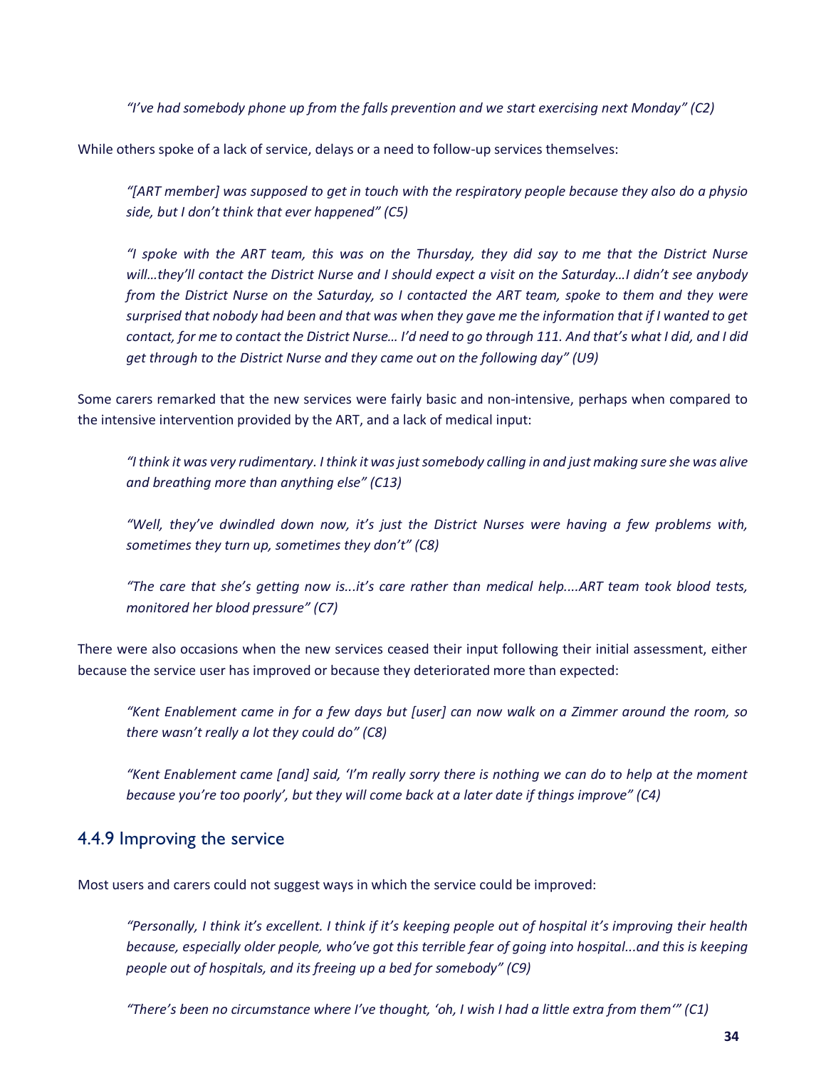*"I've had somebody phone up from the falls prevention and we start exercising next Monday" (C2)*

While others spoke of a lack of service, delays or a need to follow-up services themselves:

*"[ART member] was supposed to get in touch with the respiratory people because they also do a physio side, but I don't think that ever happened" (C5)*

*"I spoke with the ART team, this was on the Thursday, they did say to me that the District Nurse will…they'll contact the District Nurse and I should expect a visit on the Saturday…I didn't see anybody from the District Nurse on the Saturday, so I contacted the ART team, spoke to them and they were surprised that nobody had been and that was when they gave me the information that if I wanted to get contact, for me to contact the District Nurse… I'd need to go through 111. And that's what I did, and I did get through to the District Nurse and they came out on the following day" (U9)*

Some carers remarked that the new services were fairly basic and non-intensive, perhaps when compared to the intensive intervention provided by the ART, and a lack of medical input:

*"I think it was very rudimentary. I think it was just somebody calling in and just making sure she was alive and breathing more than anything else" (C13)*

*"Well, they've dwindled down now, it's just the District Nurses were having a few problems with, sometimes they turn up, sometimes they don't" (C8)*

*"The care that she's getting now is...it's care rather than medical help....ART team took blood tests, monitored her blood pressure" (C7)*

There were also occasions when the new services ceased their input following their initial assessment, either because the service user has improved or because they deteriorated more than expected:

*"Kent Enablement came in for a few days but [user] can now walk on a Zimmer around the room, so there wasn't really a lot they could do" (C8)*

*"Kent Enablement came [and] said, 'I'm really sorry there is nothing we can do to help at the moment because you're too poorly', but they will come back at a later date if things improve" (C4)*

### 4.4.9 Improving the service

Most users and carers could not suggest ways in which the service could be improved:

*"Personally, I think it's excellent. I think if it's keeping people out of hospital it's improving their health because, especially older people, who've got this terrible fear of going into hospital...and this is keeping people out of hospitals, and its freeing up a bed for somebody" (C9)*

*"There's been no circumstance where I've thought, 'oh, I wish I had a little extra from them'" (C1)*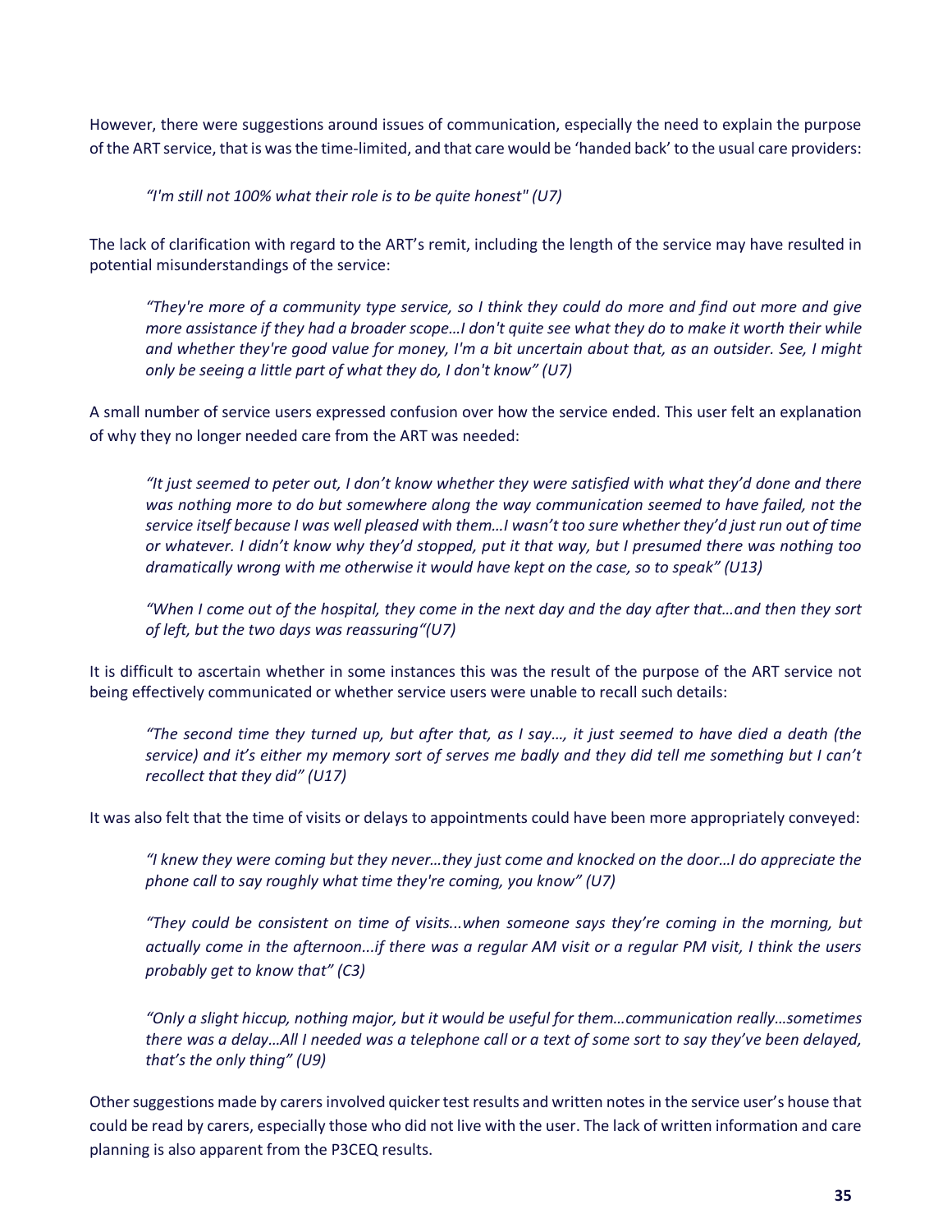However, there were suggestions around issues of communication, especially the need to explain the purpose of the ART service, that is was the time-limited, and that care would be 'handed back' to the usual care providers:

> *"I'm still not 100% what their role is to be quite honest" (U7)*

The lack of clarification with regard to the ART's remit, including the length of the service may have resulted in potential misunderstandings of the service:

> *"They're more of a community type service, so I think they could do more and find out more and give more assistance if they had a broader scope…I don't quite see what they do to make it worth their while and whether they're good value for money, I'm a bit uncertain about that, as an outsider. See, I might only be seeing a little part of what they do, I don't know" (U7)*

A small number of service users expressed confusion over how the service ended. This user felt an explanation of why they no longer needed care from the ART was needed:

> *"It just seemed to peter out, I don't know whether they were satisfied with what they'd done and there was nothing more to do but somewhere along the way communication seemed to have failed, not the service itself because I was well pleased with them…I wasn't too sure whether they'd just run out of time or whatever. I didn't know why they'd stopped, put it that way, but I presumed there was nothing too dramatically wrong with me otherwise it would have kept on the case, so to speak" (U13)*

> *"When I come out of the hospital, they come in the next day and the day after that…and then they sort of left, but the two days was reassuring"(U7)*

It is difficult to ascertain whether in some instances this was the result of the purpose of the ART service not being effectively communicated or whether service users were unable to recall such details:

> *"The second time they turned up, but after that, as I say…, it just seemed to have died a death (the service) and it's either my memory sort of serves me badly and they did tell me something but I can't recollect that they did" (U17)*

It was also felt that the time of visits or delays to appointments could have been more appropriately conveyed:

> *"I knew they were coming but they never…they just come and knocked on the door…I do appreciate the phone call to say roughly what time they're coming, you know" (U7)*

> *"They could be consistent on time of visits...when someone says they're coming in the morning, but actually come in the afternoon...if there was a regular AM visit or a regular PM visit, I think the users probably get to know that" (C3)*

> *"Only a slight hiccup, nothing major, but it would be useful for them…communication really…sometimes there was a delay…All I needed was a telephone call or a text of some sort to say they've been delayed, that's the only thing" (U9)*

Other suggestions made by carers involved quicker test results and written notes in the service user's house that could be read by carers, especially those who did not live with the user. The lack of written information and care planning is also apparent from the P3CEQ results.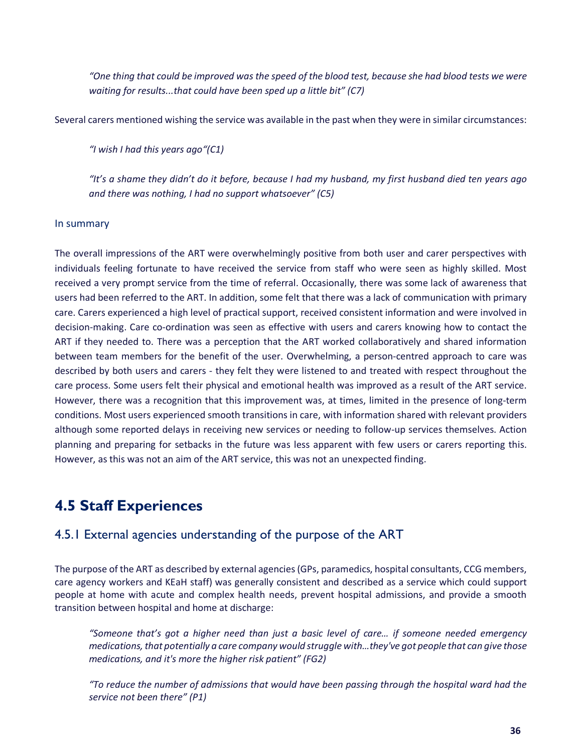> *"One thing that could be improved was the speed of the blood test, because she had blood tests we were waiting for results...that could have been sped up a little bit" (C7)*

Several carers mentioned wishing the service was available in the past when they were in similar circumstances:

> *"I wish I had this years ago"(C1)*

> *"It's a shame they didn't do it before, because I had my husband, my first husband died ten years ago and there was nothing, I had no support whatsoever" (C5)*

### In summary

The overall impressions of the ART were overwhelmingly positive from both user and carer perspectives with individuals feeling fortunate to have received the service from staff who were seen as highly skilled. Most received a very prompt service from the time of referral. Occasionally, there was some lack of awareness that users had been referred to the ART. In addition, some felt that there was a lack of communication with primary care. Carers experienced a high level of practical support, received consistent information and were involved in decision-making. Care co-ordination was seen as effective with users and carers knowing how to contact the ART if they needed to. There was a perception that the ART worked collaboratively and shared information between team members for the benefit of the user. Overwhelming, a person-centred approach to care was described by both users and carers - they felt they were listened to and treated with respect throughout the care process. Some users felt their physical and emotional health was improved as a result of the ART service. However, there was a recognition that this improvement was, at times, limited in the presence of long-term conditions. Most users experienced smooth transitions in care, with information shared with relevant providers although some reported delays in receiving new services or needing to follow-up services themselves. Action planning and preparing for setbacks in the future was less apparent with few users or carers reporting this. However, as this was not an aim of the ART service, this was not an unexpected finding.

## 4.5 Staff Experiences

### 4.5.1 External agencies understanding of the purpose of the ART

The purpose of the ART as described by external agencies (GPs, paramedics, hospital consultants, CCG members, care agency workers and KEaH staff) was generally consistent and described as a service which could support people at home with acute and complex health needs, prevent hospital admissions, and provide a smooth transition between hospital and home at discharge:

> *"Someone that's got a higher need than just a basic level of care… if someone needed emergency medications, that potentially a care company would struggle with…they've got people that can give those medications, and it's more the higher risk patient" (FG2)*

> *"To reduce the number of admissions that would have been passing through the hospital ward had the service not been there" (P1)*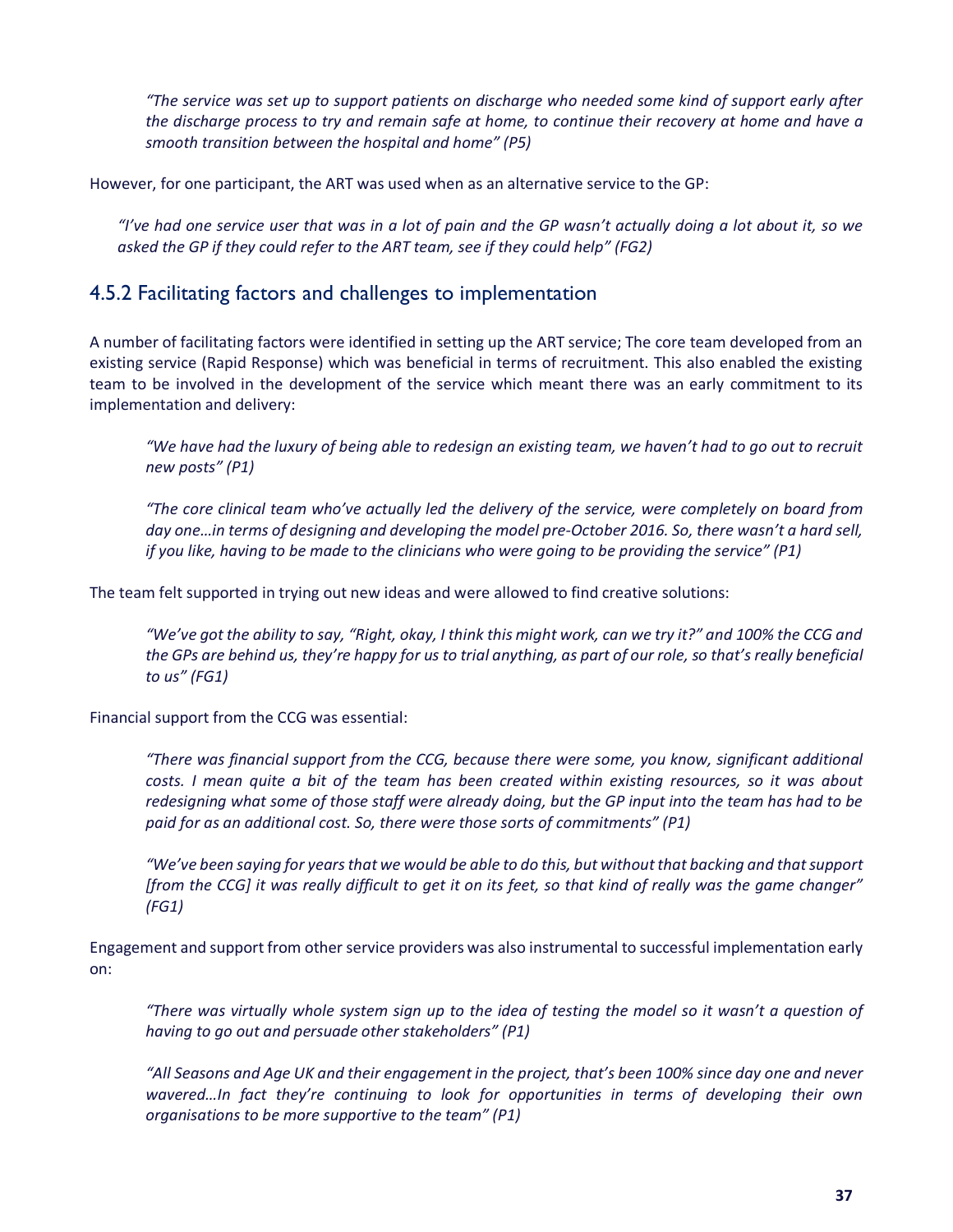*"The service was set up to support patients on discharge who needed some kind of support early after the discharge process to try and remain safe at home, to continue their recovery at home and have a smooth transition between the hospital and home" (P5)*

However, for one participant, the ART was used when as an alternative service to the GP:

*"I've had one service user that was in a lot of pain and the GP wasn't actually doing a lot about it, so we asked the GP if they could refer to the ART team, see if they could help" (FG2)*

### 4.5.2 Facilitating factors and challenges to implementation

A number of facilitating factors were identified in setting up the ART service; The core team developed from an existing service (Rapid Response) which was beneficial in terms of recruitment. This also enabled the existing team to be involved in the development of the service which meant there was an early commitment to its implementation and delivery:

*"We have had the luxury of being able to redesign an existing team, we haven't had to go out to recruit new posts" (P1)*

*"The core clinical team who've actually led the delivery of the service, were completely on board from day one…in terms of designing and developing the model pre-October 2016. So, there wasn't a hard sell, if you like, having to be made to the clinicians who were going to be providing the service" (P1)*

The team felt supported in trying out new ideas and were allowed to find creative solutions:

*"We've got the ability to say, "Right, okay, I think this might work, can we try it?" and 100% the CCG and the GPs are behind us, they're happy for us to trial anything, as part of our role, so that's really beneficial to us" (FG1)*

Financial support from the CCG was essential:

*"There was financial support from the CCG, because there were some, you know, significant additional costs. I mean quite a bit of the team has been created within existing resources, so it was about redesigning what some of those staff were already doing, but the GP input into the team has had to be paid for as an additional cost. So, there were those sorts of commitments" (P1)*

*"We've been saying for years that we would be able to do this, but without that backing and that support [from the CCG] it was really difficult to get it on its feet, so that kind of really was the game changer" (FG1)*

Engagement and support from other service providers was also instrumental to successful implementation early on:

*"There was virtually whole system sign up to the idea of testing the model so it wasn't a question of having to go out and persuade other stakeholders" (P1)*

*"All Seasons and Age UK and their engagement in the project, that's been 100% since day one and never wavered…In fact they're continuing to look for opportunities in terms of developing their own organisations to be more supportive to the team" (P1)*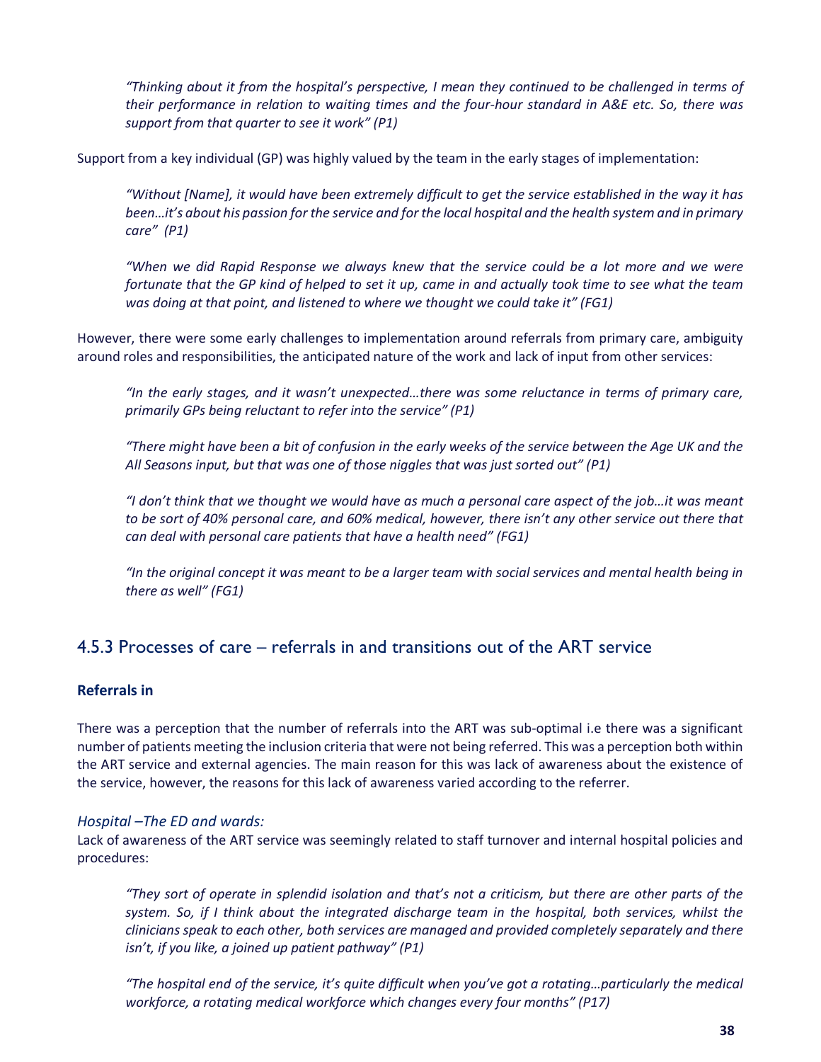*"Thinking about it from the hospital's perspective, I mean they continued to be challenged in terms of their performance in relation to waiting times and the four-hour standard in A&E etc. So, there was support from that quarter to see it work" (P1)*

Support from a key individual (GP) was highly valued by the team in the early stages of implementation:

*"Without [Name], it would have been extremely difficult to get the service established in the way it has been…it's about his passion for the service and for the local hospital and the health system and in primary care" (P1)*

*"When we did Rapid Response we always knew that the service could be a lot more and we were fortunate that the GP kind of helped to set it up, came in and actually took time to see what the team was doing at that point, and listened to where we thought we could take it" (FG1)*

However, there were some early challenges to implementation around referrals from primary care, ambiguity around roles and responsibilities, the anticipated nature of the work and lack of input from other services:

*"In the early stages, and it wasn't unexpected…there was some reluctance in terms of primary care, primarily GPs being reluctant to refer into the service" (P1)*

*"There might have been a bit of confusion in the early weeks of the service between the Age UK and the All Seasons input, but that was one of those niggles that was just sorted out" (P1)*

*"I don't think that we thought we would have as much a personal care aspect of the job…it was meant to be sort of 40% personal care, and 60% medical, however, there isn't any other service out there that can deal with personal care patients that have a health need" (FG1)*

*"In the original concept it was meant to be a larger team with social services and mental health being in there as well" (FG1)*

## 4.5.3 Processes of care – referrals in and transitions out of the ART service

### Referrals in

There was a perception that the number of referrals into the ART was sub-optimal i.e there was a significant number of patients meeting the inclusion criteria that were not being referred. This was a perception both within the ART service and external agencies. The main reason for this was lack of awareness about the existence of the service, however, the reasons for this lack of awareness varied according to the referrer.

*Hospital –The ED and wards:*

Lack of awareness of the ART service was seemingly related to staff turnover and internal hospital policies and procedures:

*"They sort of operate in splendid isolation and that's not a criticism, but there are other parts of the system. So, if I think about the integrated discharge team in the hospital, both services, whilst the clinicians speak to each other, both services are managed and provided completely separately and there isn't, if you like, a joined up patient pathway" (P1)*

*"The hospital end of the service, it's quite difficult when you've got a rotating…particularly the medical workforce, a rotating medical workforce which changes every four months" (P17)*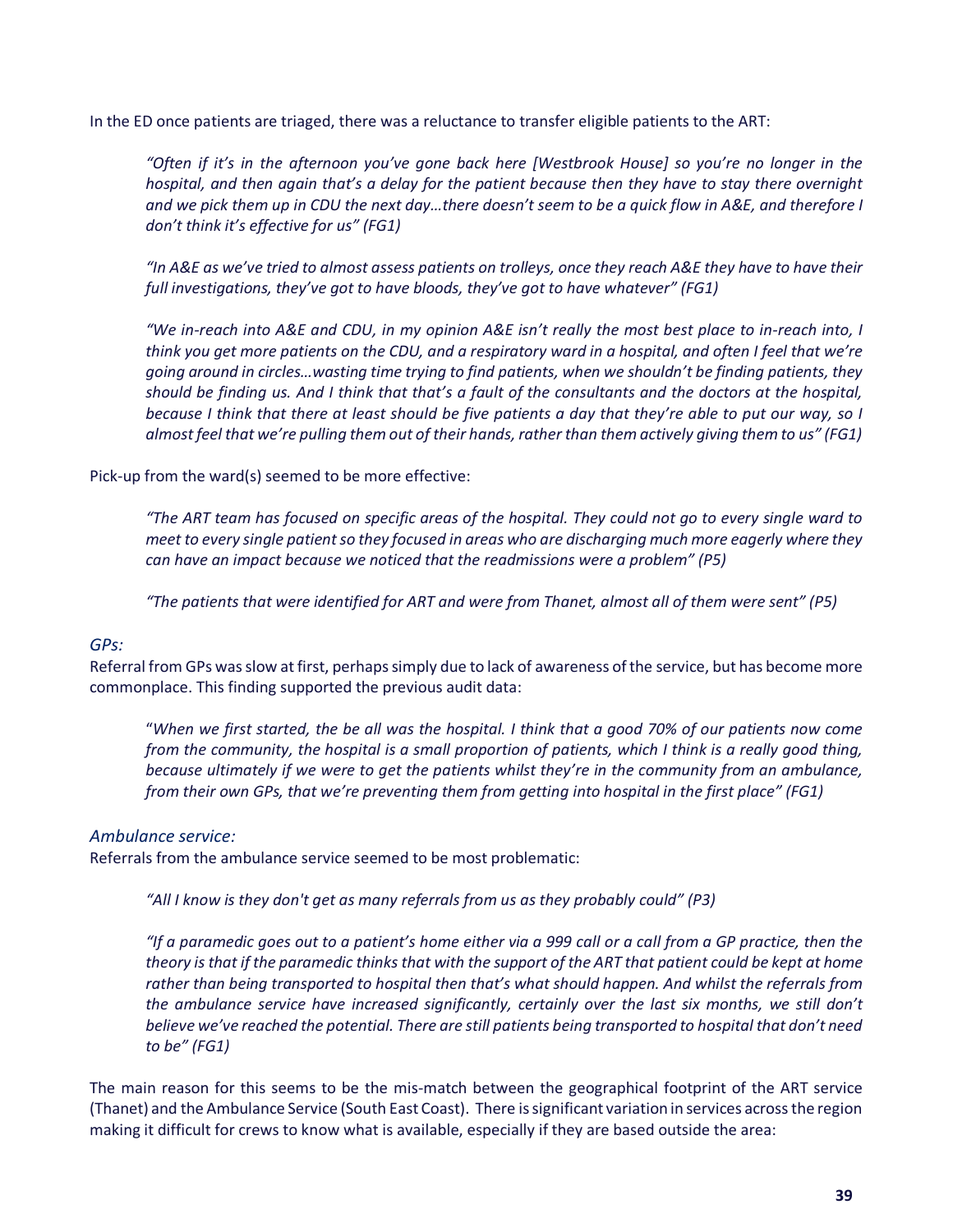In the ED once patients are triaged, there was a reluctance to transfer eligible patients to the ART:

> *"Often if it's in the afternoon you've gone back here [Westbrook House] so you're no longer in the hospital, and then again that's a delay for the patient because then they have to stay there overnight and we pick them up in CDU the next day…there doesn't seem to be a quick flow in A&E, and therefore I don't think it's effective for us" (FG1)*

> *"In A&E as we've tried to almost assess patients on trolleys, once they reach A&E they have to have their full investigations, they've got to have bloods, they've got to have whatever" (FG1)*

> *"We in-reach into A&E and CDU, in my opinion A&E isn't really the most best place to in-reach into, I think you get more patients on the CDU, and a respiratory ward in a hospital, and often I feel that we're going around in circles…wasting time trying to find patients, when we shouldn't be finding patients, they should be finding us. And I think that that's a fault of the consultants and the doctors at the hospital, because I think that there at least should be five patients a day that they're able to put our way, so I almost feel that we're pulling them out of their hands, rather than them actively giving them to us" (FG1)*

Pick-up from the ward(s) seemed to be more effective:

> *"The ART team has focused on specific areas of the hospital. They could not go to every single ward to meet to every single patient so they focused in areas who are discharging much more eagerly where they can have an impact because we noticed that the readmissions were a problem" (P5)*

> *"The patients that were identified for ART and were from Thanet, almost all of them were sent" (P5)*

### *GPs:*

Referral from GPs was slow at first, perhaps simply due to lack of awareness of the service, but has become more commonplace. This finding supported the previous audit data:

> "*When we first started, the be all was the hospital. I think that a good 70% of our patients now come from the community, the hospital is a small proportion of patients, which I think is a really good thing, because ultimately if we were to get the patients whilst they're in the community from an ambulance, from their own GPs, that we're preventing them from getting into hospital in the first place" (FG1)*

### *Ambulance service:*

Referrals from the ambulance service seemed to be most problematic:

> *"All I know is they don't get as many referrals from us as they probably could" (P3)*

> *"If a paramedic goes out to a patient's home either via a 999 call or a call from a GP practice, then the theory is that if the paramedic thinks that with the support of the ART that patient could be kept at home rather than being transported to hospital then that's what should happen. And whilst the referrals from the ambulance service have increased significantly, certainly over the last six months, we still don't believe we've reached the potential. There are still patients being transported to hospital that don't need to be" (FG1)*

The main reason for this seems to be the mis-match between the geographical footprint of the ART service (Thanet) and the Ambulance Service (South East Coast). There is significant variation in services across the region making it difficult for crews to know what is available, especially if they are based outside the area: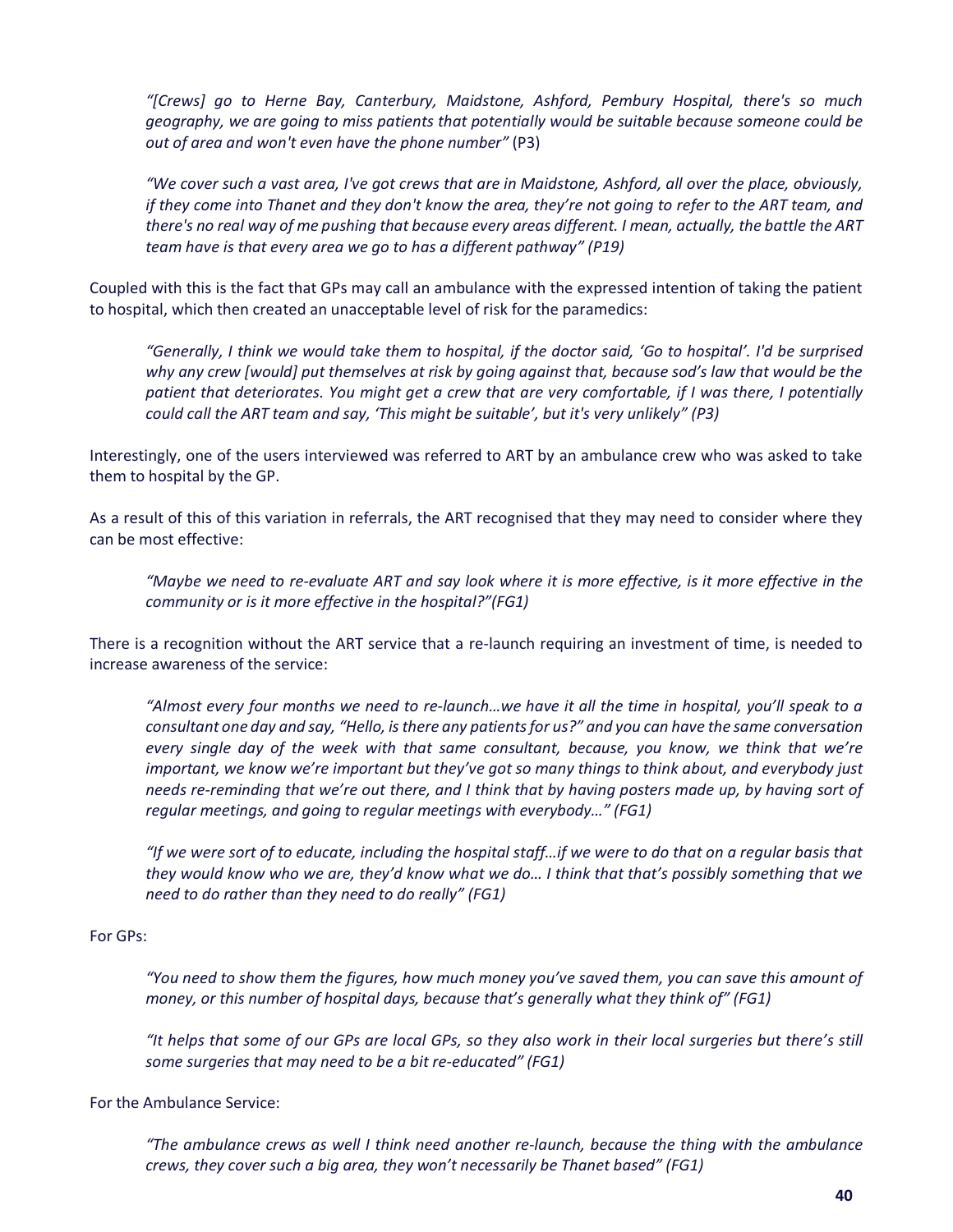> *"[Crews] go to Herne Bay, Canterbury, Maidstone, Ashford, Pembury Hospital, there's so much geography, we are going to miss patients that potentially would be suitable because someone could be out of area and won't even have the phone number"* (P3)

> *"We cover such a vast area, I've got crews that are in Maidstone, Ashford, all over the place, obviously, if they come into Thanet and they don't know the area, they're not going to refer to the ART team, and there's no real way of me pushing that because every areas different. I mean, actually, the battle the ART team have is that every area we go to has a different pathway" (P19)*

Coupled with this is the fact that GPs may call an ambulance with the expressed intention of taking the patient to hospital, which then created an unacceptable level of risk for the paramedics:

> *"Generally, I think we would take them to hospital, if the doctor said, 'Go to hospital'. I'd be surprised why any crew [would] put themselves at risk by going against that, because sod's law that would be the patient that deteriorates. You might get a crew that are very comfortable, if I was there, I potentially could call the ART team and say, 'This might be suitable', but it's very unlikely" (P3)*

Interestingly, one of the users interviewed was referred to ART by an ambulance crew who was asked to take them to hospital by the GP.

As a result of this of this variation in referrals, the ART recognised that they may need to consider where they can be most effective:

> *"Maybe we need to re-evaluate ART and say look where it is more effective, is it more effective in the community or is it more effective in the hospital?"(FG1)*

There is a recognition without the ART service that a re-launch requiring an investment of time, is needed to increase awareness of the service:

> *"Almost every four months we need to re-launch…we have it all the time in hospital, you'll speak to a consultant one day and say, "Hello, is there any patients for us?" and you can have the same conversation every single day of the week with that same consultant, because, you know, we think that we're important, we know we're important but they've got so many things to think about, and everybody just needs re-reminding that we're out there, and I think that by having posters made up, by having sort of regular meetings, and going to regular meetings with everybody…" (FG1)*

> *"If we were sort of to educate, including the hospital staff…if we were to do that on a regular basis that they would know who we are, they'd know what we do… I think that that's possibly something that we need to do rather than they need to do really" (FG1)*

For GPs:

> *"You need to show them the figures, how much money you've saved them, you can save this amount of money, or this number of hospital days, because that's generally what they think of" (FG1)*

> *"It helps that some of our GPs are local GPs, so they also work in their local surgeries but there's still some surgeries that may need to be a bit re-educated" (FG1)*

For the Ambulance Service:

> *"The ambulance crews as well I think need another re-launch, because the thing with the ambulance crews, they cover such a big area, they won't necessarily be Thanet based" (FG1)*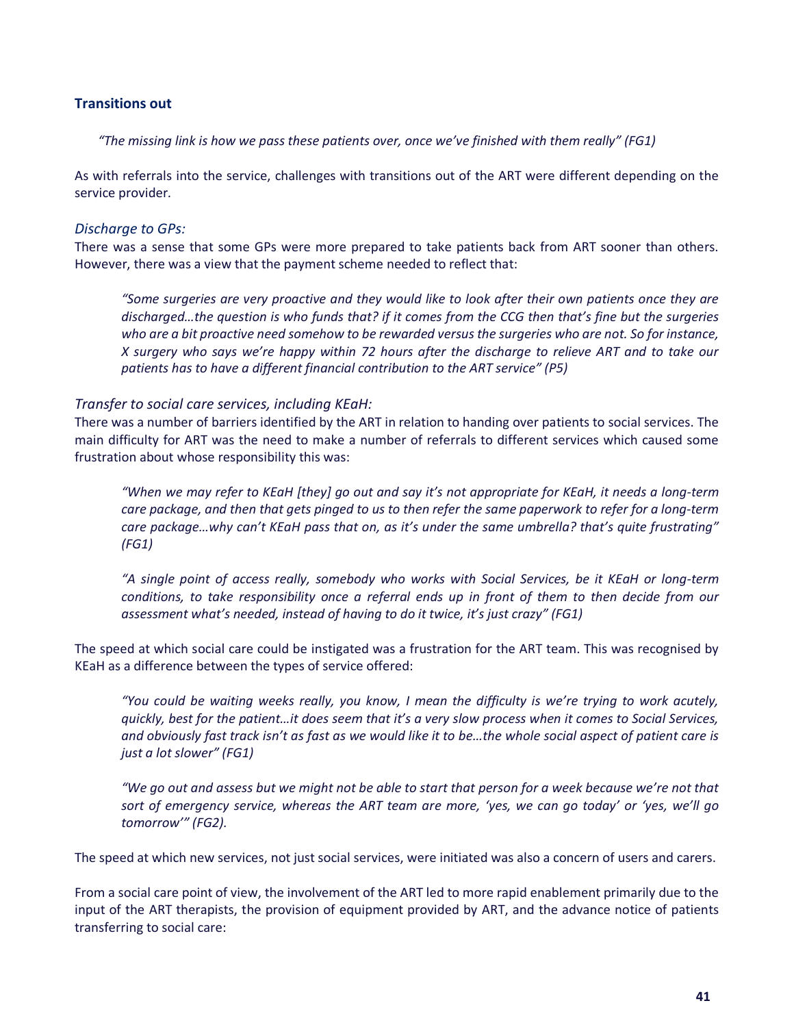### **Transitions out**

> *"The missing link is how we pass these patients over, once we've finished with them really" (FG1)*

As with referrals into the service, challenges with transitions out of the ART were different depending on the service provider.

#### *Discharge to GPs:*

There was a sense that some GPs were more prepared to take patients back from ART sooner than others. However, there was a view that the payment scheme needed to reflect that:

> *"Some surgeries are very proactive and they would like to look after their own patients once they are discharged…the question is who funds that? if it comes from the CCG then that's fine but the surgeries who are a bit proactive need somehow to be rewarded versus the surgeries who are not. So for instance, X surgery who says we're happy within 72 hours after the discharge to relieve ART and to take our patients has to have a different financial contribution to the ART service" (P5)*

#### *Transfer to social care services, including KEaH:*

There was a number of barriers identified by the ART in relation to handing over patients to social services. The main difficulty for ART was the need to make a number of referrals to different services which caused some frustration about whose responsibility this was:

> *"When we may refer to KEaH [they] go out and say it's not appropriate for KEaH, it needs a long-term care package, and then that gets pinged to us to then refer the same paperwork to refer for a long-term care package…why can't KEaH pass that on, as it's under the same umbrella? that's quite frustrating" (FG1)*

> *"A single point of access really, somebody who works with Social Services, be it KEaH or long-term conditions, to take responsibility once a referral ends up in front of them to then decide from our assessment what's needed, instead of having to do it twice, it's just crazy" (FG1)*

The speed at which social care could be instigated was a frustration for the ART team. This was recognised by KEaH as a difference between the types of service offered:

> *"You could be waiting weeks really, you know, I mean the difficulty is we're trying to work acutely, quickly, best for the patient…it does seem that it's a very slow process when it comes to Social Services, and obviously fast track isn't as fast as we would like it to be…the whole social aspect of patient care is just a lot slower" (FG1)*

> *"We go out and assess but we might not be able to start that person for a week because we're not that sort of emergency service, whereas the ART team are more, 'yes, we can go today' or 'yes, we'll go tomorrow'" (FG2).*

The speed at which new services, not just social services, were initiated was also a concern of users and carers.

From a social care point of view, the involvement of the ART led to more rapid enablement primarily due to the input of the ART therapists, the provision of equipment provided by ART, and the advance notice of patients transferring to social care: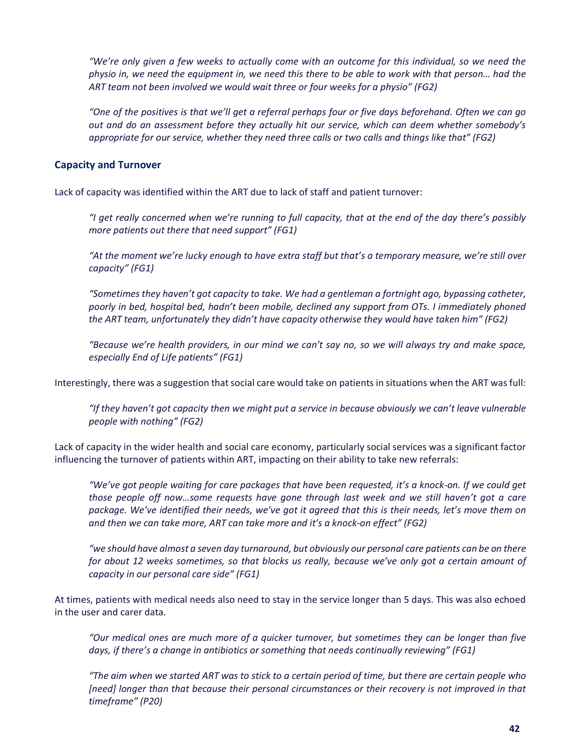*"We're only given a few weeks to actually come with an outcome for this individual, so we need the physio in, we need the equipment in, we need this there to be able to work with that person… had the ART team not been involved we would wait three or four weeks for a physio" (FG2)*

*"One of the positives is that we'll get a referral perhaps four or five days beforehand. Often we can go out and do an assessment before they actually hit our service, which can deem whether somebody's appropriate for our service, whether they need three calls or two calls and things like that" (FG2)*

### Capacity and Turnover

Lack of capacity was identified within the ART due to lack of staff and patient turnover:

*"I get really concerned when we're running to full capacity, that at the end of the day there's possibly more patients out there that need support" (FG1)*

*"At the moment we're lucky enough to have extra staff but that's a temporary measure, we're still over capacity" (FG1)*

*"Sometimes they haven't got capacity to take. We had a gentleman a fortnight ago, bypassing catheter, poorly in bed, hospital bed, hadn't been mobile, declined any support from OTs. I immediately phoned the ART team, unfortunately they didn't have capacity otherwise they would have taken him" (FG2)*

*"Because we're health providers, in our mind we can't say no, so we will always try and make space, especially End of Life patients" (FG1)*

Interestingly, there was a suggestion that social care would take on patients in situations when the ART was full:

*"If they haven't got capacity then we might put a service in because obviously we can't leave vulnerable people with nothing" (FG2)*

Lack of capacity in the wider health and social care economy, particularly social services was a significant factor influencing the turnover of patients within ART, impacting on their ability to take new referrals:

*"We've got people waiting for care packages that have been requested, it's a knock-on. If we could get those people off now…some requests have gone through last week and we still haven't got a care package. We've identified their needs, we've got it agreed that this is their needs, let's move them on and then we can take more, ART can take more and it's a knock-on effect" (FG2)*

*"we should have almost a seven day turnaround, but obviously our personal care patients can be on there for about 12 weeks sometimes, so that blocks us really, because we've only got a certain amount of capacity in our personal care side" (FG1)*

At times, patients with medical needs also need to stay in the service longer than 5 days. This was also echoed in the user and carer data.

*"Our medical ones are much more of a quicker turnover, but sometimes they can be longer than five days, if there's a change in antibiotics or something that needs continually reviewing" (FG1)*

*"The aim when we started ART was to stick to a certain period of time, but there are certain people who [need] longer than that because their personal circumstances or their recovery is not improved in that timeframe" (P20)*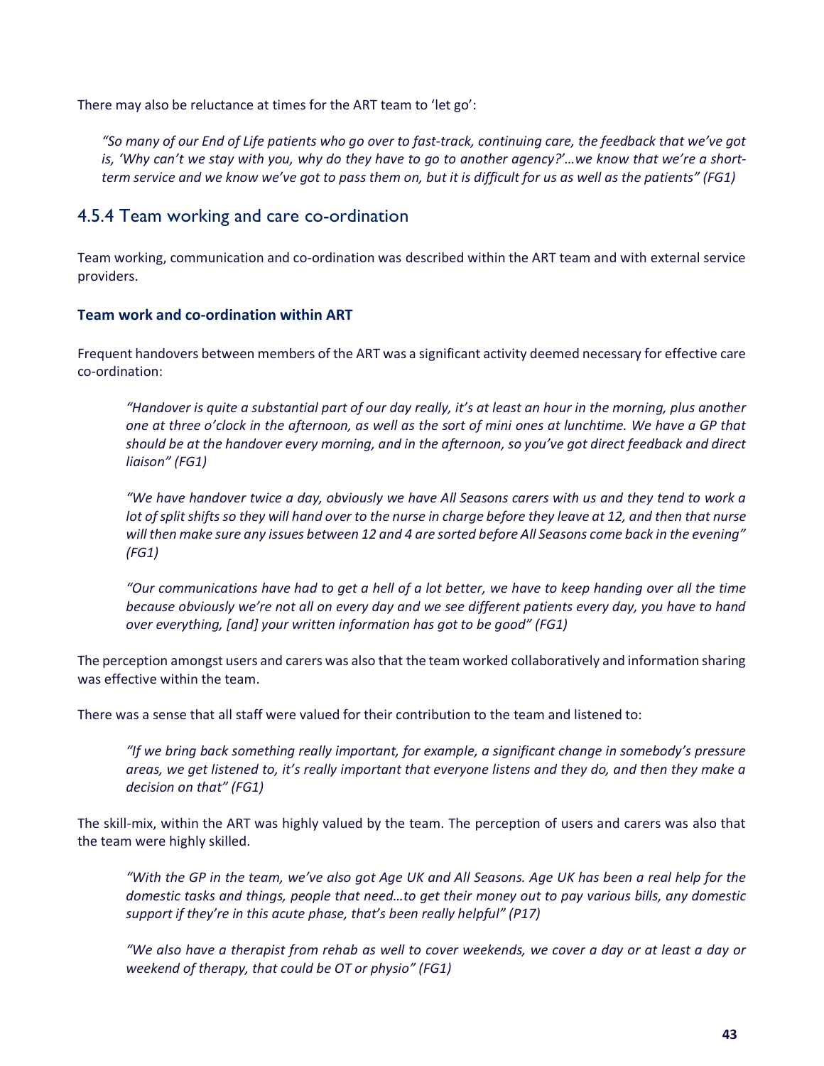There may also be reluctance at times for the ART team to 'let go':

> *"So many of our End of Life patients who go over to fast-track, continuing care, the feedback that we've got is, 'Why can't we stay with you, why do they have to go to another agency?'…we know that we're a short-term service and we know we've got to pass them on, but it is difficult for us as well as the patients" (FG1)*

### 4.5.4 Team working and care co-ordination

Team working, communication and co-ordination was described within the ART team and with external service providers.

**Team work and co-ordination within ART**

Frequent handovers between members of the ART was a significant activity deemed necessary for effective care co-ordination:

> *"Handover is quite a substantial part of our day really, it's at least an hour in the morning, plus another one at three o'clock in the afternoon, as well as the sort of mini ones at lunchtime. We have a GP that should be at the handover every morning, and in the afternoon, so you've got direct feedback and direct liaison" (FG1)*

> *"We have handover twice a day, obviously we have All Seasons carers with us and they tend to work a lot of split shifts so they will hand over to the nurse in charge before they leave at 12, and then that nurse will then make sure any issues between 12 and 4 are sorted before All Seasons come back in the evening" (FG1)*

> *"Our communications have had to get a hell of a lot better, we have to keep handing over all the time because obviously we're not all on every day and we see different patients every day, you have to hand over everything, [and] your written information has got to be good" (FG1)*

The perception amongst users and carers was also that the team worked collaboratively and information sharing was effective within the team.

There was a sense that all staff were valued for their contribution to the team and listened to:

> *"If we bring back something really important, for example, a significant change in somebody's pressure areas, we get listened to, it's really important that everyone listens and they do, and then they make a decision on that" (FG1)*

The skill-mix, within the ART was highly valued by the team. The perception of users and carers was also that the team were highly skilled.

> *"With the GP in the team, we've also got Age UK and All Seasons. Age UK has been a real help for the domestic tasks and things, people that need…to get their money out to pay various bills, any domestic support if they're in this acute phase, that's been really helpful" (P17)*

> *"We also have a therapist from rehab as well to cover weekends, we cover a day or at least a day or weekend of therapy, that could be OT or physio" (FG1)*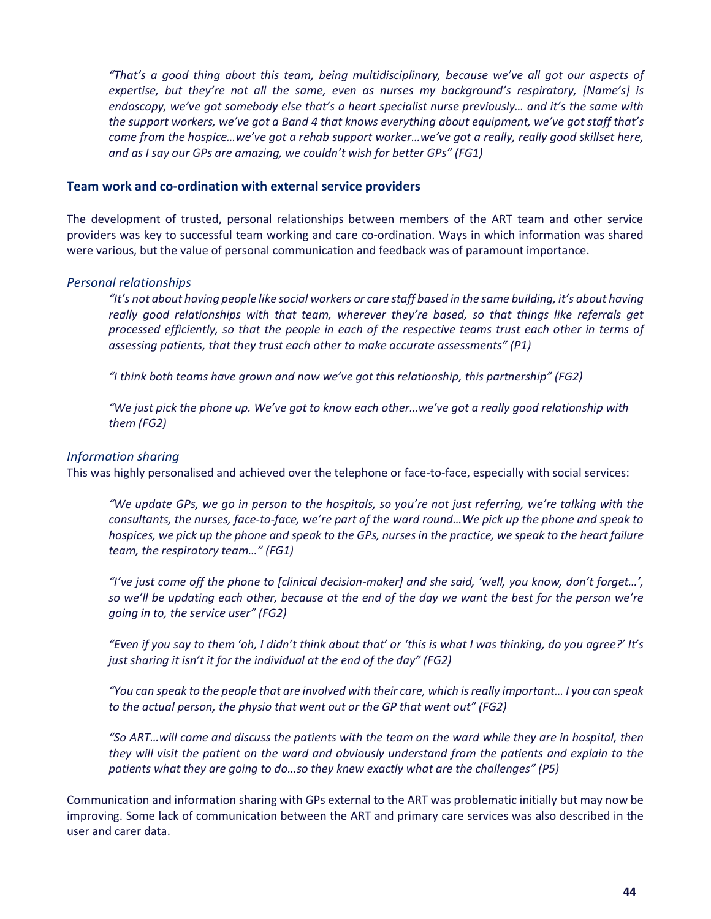*"That's a good thing about this team, being multidisciplinary, because we've all got our aspects of expertise, but they're not all the same, even as nurses my background's respiratory, [Name's] is endoscopy, we've got somebody else that's a heart specialist nurse previously… and it's the same with the support workers, we've got a Band 4 that knows everything about equipment, we've got staff that's come from the hospice…we've got a rehab support worker…we've got a really, really good skillset here, and as I say our GPs are amazing, we couldn't wish for better GPs" (FG1)*

### Team work and co-ordination with external service providers

The development of trusted, personal relationships between members of the ART team and other service providers was key to successful team working and care co-ordination. Ways in which information was shared were various, but the value of personal communication and feedback was of paramount importance.

#### *Personal relationships*

*"It's not about having people like social workers or care staff based in the same building, it's about having really good relationships with that team, wherever they're based, so that things like referrals get processed efficiently, so that the people in each of the respective teams trust each other in terms of assessing patients, that they trust each other to make accurate assessments" (P1)*

*"I think both teams have grown and now we've got this relationship, this partnership" (FG2)*

*"We just pick the phone up. We've got to know each other…we've got a really good relationship with them (FG2)*

#### *Information sharing*

This was highly personalised and achieved over the telephone or face-to-face, especially with social services:

*"We update GPs, we go in person to the hospitals, so you're not just referring, we're talking with the consultants, the nurses, face-to-face, we're part of the ward round…We pick up the phone and speak to hospices, we pick up the phone and speak to the GPs, nurses in the practice, we speak to the heart failure team, the respiratory team…" (FG1)*

*"I've just come off the phone to [clinical decision-maker] and she said, 'well, you know, don't forget…', so we'll be updating each other, because at the end of the day we want the best for the person we're going in to, the service user" (FG2)*

*"Even if you say to them 'oh, I didn't think about that' or 'this is what I was thinking, do you agree?' It's just sharing it isn't it for the individual at the end of the day" (FG2)*

*"You can speak to the people that are involved with their care, which is really important… I you can speak to the actual person, the physio that went out or the GP that went out" (FG2)*

*"So ART…will come and discuss the patients with the team on the ward while they are in hospital, then they will visit the patient on the ward and obviously understand from the patients and explain to the patients what they are going to do…so they knew exactly what are the challenges" (P5)*

Communication and information sharing with GPs external to the ART was problematic initially but may now be improving. Some lack of communication between the ART and primary care services was also described in the user and carer data.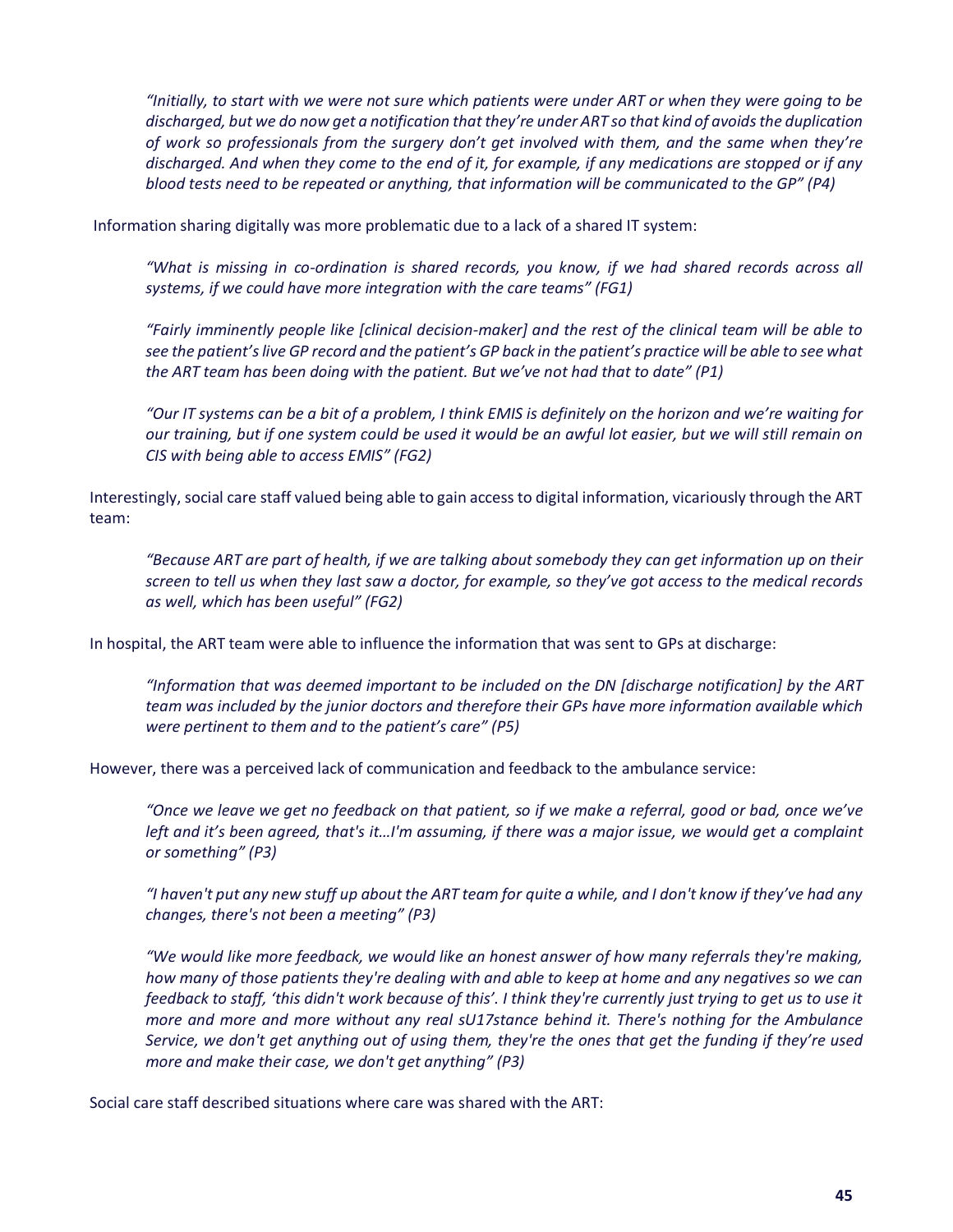*"Initially, to start with we were not sure which patients were under ART or when they were going to be discharged, but we do now get a notification that they're under ART so that kind of avoids the duplication of work so professionals from the surgery don't get involved with them, and the same when they're discharged. And when they come to the end of it, for example, if any medications are stopped or if any blood tests need to be repeated or anything, that information will be communicated to the GP" (P4)*

Information sharing digitally was more problematic due to a lack of a shared IT system:

*"What is missing in co-ordination is shared records, you know, if we had shared records across all systems, if we could have more integration with the care teams" (FG1)*

*"Fairly imminently people like [clinical decision-maker] and the rest of the clinical team will be able to see the patient's live GP record and the patient's GP back in the patient's practice will be able to see what the ART team has been doing with the patient. But we've not had that to date" (P1)*

*"Our IT systems can be a bit of a problem, I think EMIS is definitely on the horizon and we're waiting for our training, but if one system could be used it would be an awful lot easier, but we will still remain on CIS with being able to access EMIS" (FG2)*

Interestingly, social care staff valued being able to gain access to digital information, vicariously through the ART team:

*"Because ART are part of health, if we are talking about somebody they can get information up on their screen to tell us when they last saw a doctor, for example, so they've got access to the medical records as well, which has been useful" (FG2)*

In hospital, the ART team were able to influence the information that was sent to GPs at discharge:

*"Information that was deemed important to be included on the DN [discharge notification] by the ART team was included by the junior doctors and therefore their GPs have more information available which were pertinent to them and to the patient's care" (P5)*

However, there was a perceived lack of communication and feedback to the ambulance service:

*"Once we leave we get no feedback on that patient, so if we make a referral, good or bad, once we've left and it's been agreed, that's it…I'm assuming, if there was a major issue, we would get a complaint or something" (P3)*

*"I haven't put any new stuff up about the ART team for quite a while, and I don't know if they've had any changes, there's not been a meeting" (P3)*

*"We would like more feedback, we would like an honest answer of how many referrals they're making, how many of those patients they're dealing with and able to keep at home and any negatives so we can feedback to staff, 'this didn't work because of this'. I think they're currently just trying to get us to use it more and more and more without any real sU17stance behind it. There's nothing for the Ambulance Service, we don't get anything out of using them, they're the ones that get the funding if they're used more and make their case, we don't get anything" (P3)*

Social care staff described situations where care was shared with the ART: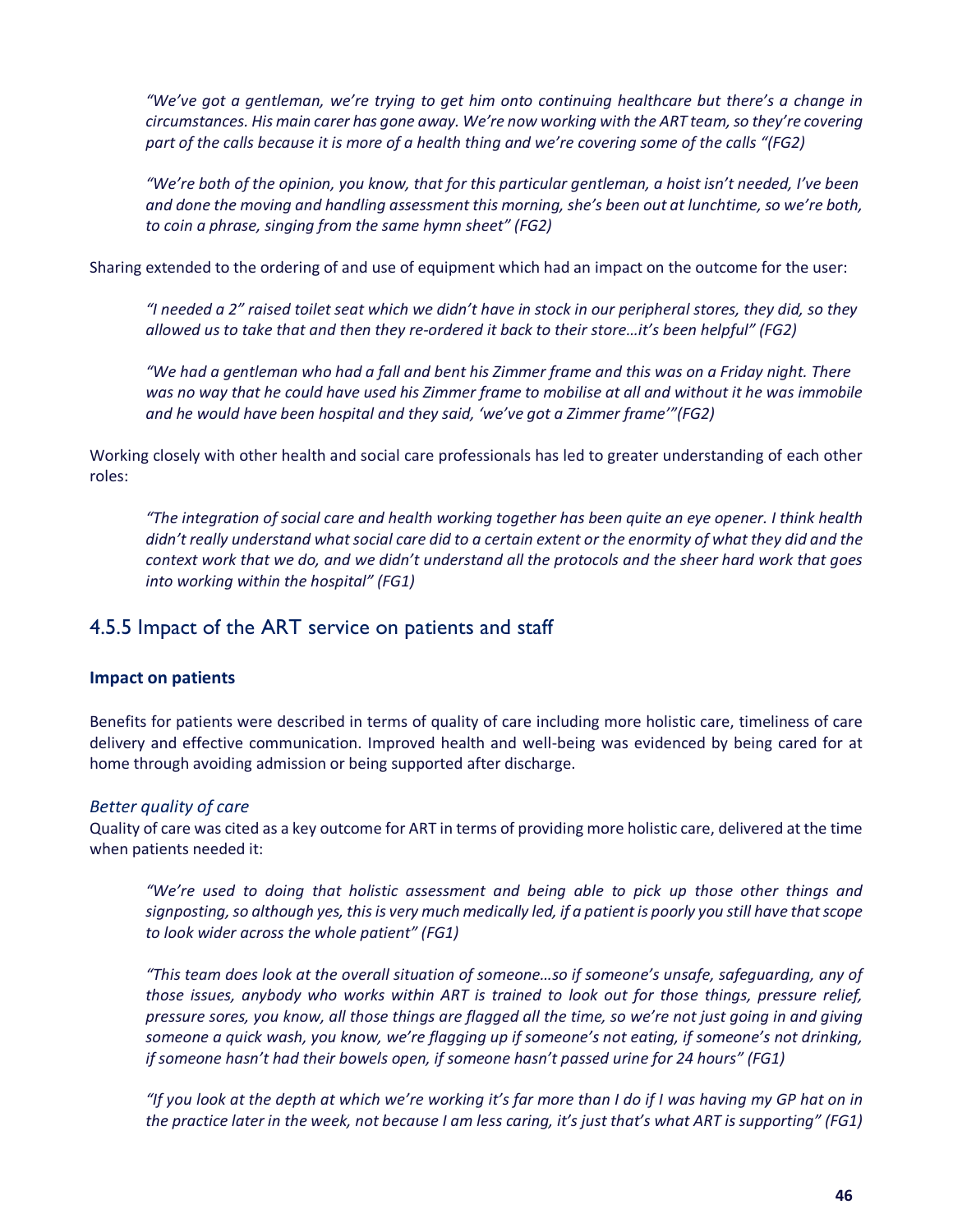*"We've got a gentleman, we're trying to get him onto continuing healthcare but there's a change in circumstances. His main carer has gone away. We're now working with the ART team, so they're covering part of the calls because it is more of a health thing and we're covering some of the calls "(FG2)*

*"We're both of the opinion, you know, that for this particular gentleman, a hoist isn't needed, I've been and done the moving and handling assessment this morning, she's been out at lunchtime, so we're both, to coin a phrase, singing from the same hymn sheet" (FG2)*

Sharing extended to the ordering of and use of equipment which had an impact on the outcome for the user:

*"I needed a 2" raised toilet seat which we didn't have in stock in our peripheral stores, they did, so they allowed us to take that and then they re-ordered it back to their store…it's been helpful" (FG2)*

*"We had a gentleman who had a fall and bent his Zimmer frame and this was on a Friday night. There was no way that he could have used his Zimmer frame to mobilise at all and without it he was immobile and he would have been hospital and they said, 'we've got a Zimmer frame'"(FG2)*

Working closely with other health and social care professionals has led to greater understanding of each other roles:

*"The integration of social care and health working together has been quite an eye opener. I think health didn't really understand what social care did to a certain extent or the enormity of what they did and the context work that we do, and we didn't understand all the protocols and the sheer hard work that goes into working within the hospital" (FG1)*

## 4.5.5 Impact of the ART service on patients and staff

**Impact on patients**

Benefits for patients were described in terms of quality of care including more holistic care, timeliness of care delivery and effective communication. Improved health and well-being was evidenced by being cared for at home through avoiding admission or being supported after discharge.

*Better quality of care*

Quality of care was cited as a key outcome for ART in terms of providing more holistic care, delivered at the time when patients needed it:

*"We're used to doing that holistic assessment and being able to pick up those other things and signposting, so although yes, this is very much medically led, if a patient is poorly you still have that scope to look wider across the whole patient" (FG1)*

*"This team does look at the overall situation of someone…so if someone's unsafe, safeguarding, any of those issues, anybody who works within ART is trained to look out for those things, pressure relief, pressure sores, you know, all those things are flagged all the time, so we're not just going in and giving someone a quick wash, you know, we're flagging up if someone's not eating, if someone's not drinking, if someone hasn't had their bowels open, if someone hasn't passed urine for 24 hours" (FG1)*

*"If you look at the depth at which we're working it's far more than I do if I was having my GP hat on in the practice later in the week, not because I am less caring, it's just that's what ART is supporting" (FG1)*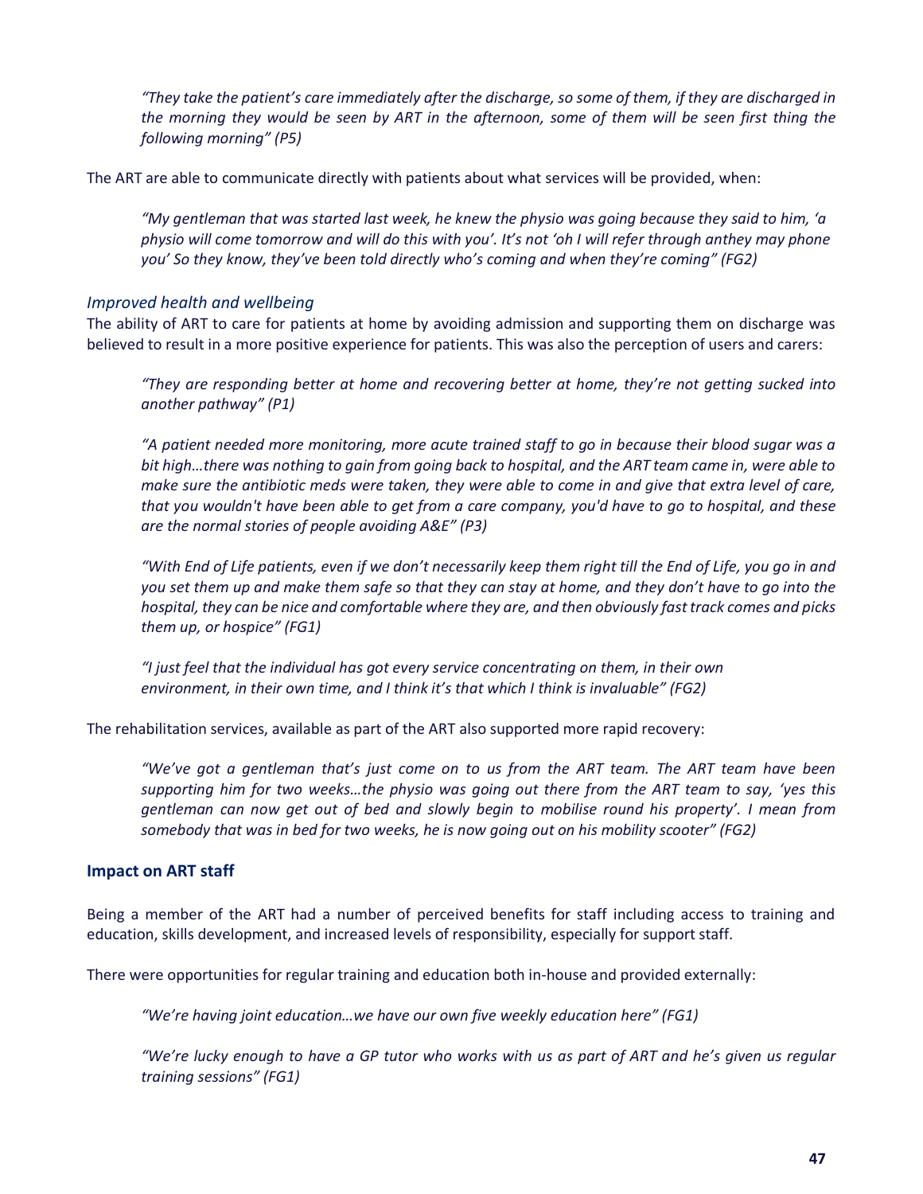> *"They take the patient's care immediately after the discharge, so some of them, if they are discharged in the morning they would be seen by ART in the afternoon, some of them will be seen first thing the following morning" (P5)*

The ART are able to communicate directly with patients about what services will be provided, when:

> *"My gentleman that was started last week, he knew the physio was going because they said to him, 'a physio will come tomorrow and will do this with you'. It's not 'oh I will refer through anthey may phone you' So they know, they've been told directly who's coming and when they're coming" (FG2)*

### *Improved health and wellbeing*

The ability of ART to care for patients at home by avoiding admission and supporting them on discharge was believed to result in a more positive experience for patients. This was also the perception of users and carers:

> *"They are responding better at home and recovering better at home, they're not getting sucked into another pathway" (P1)*

> *"A patient needed more monitoring, more acute trained staff to go in because their blood sugar was a bit high…there was nothing to gain from going back to hospital, and the ART team came in, were able to make sure the antibiotic meds were taken, they were able to come in and give that extra level of care, that you wouldn't have been able to get from a care company, you'd have to go to hospital, and these are the normal stories of people avoiding A&E" (P3)*

> *"With End of Life patients, even if we don't necessarily keep them right till the End of Life, you go in and you set them up and make them safe so that they can stay at home, and they don't have to go into the hospital, they can be nice and comfortable where they are, and then obviously fast track comes and picks them up, or hospice" (FG1)*

> *"I just feel that the individual has got every service concentrating on them, in their own environment, in their own time, and I think it's that which I think is invaluable" (FG2)*

The rehabilitation services, available as part of the ART also supported more rapid recovery:

> *"We've got a gentleman that's just come on to us from the ART team. The ART team have been supporting him for two weeks…the physio was going out there from the ART team to say, 'yes this gentleman can now get out of bed and slowly begin to mobilise round his property'. I mean from somebody that was in bed for two weeks, he is now going out on his mobility scooter" (FG2)*

## **Impact on ART staff**

Being a member of the ART had a number of perceived benefits for staff including access to training and education, skills development, and increased levels of responsibility, especially for support staff.

There were opportunities for regular training and education both in-house and provided externally:

> *"We're having joint education…we have our own five weekly education here" (FG1)*

> *"We're lucky enough to have a GP tutor who works with us as part of ART and he's given us regular training sessions" (FG1)*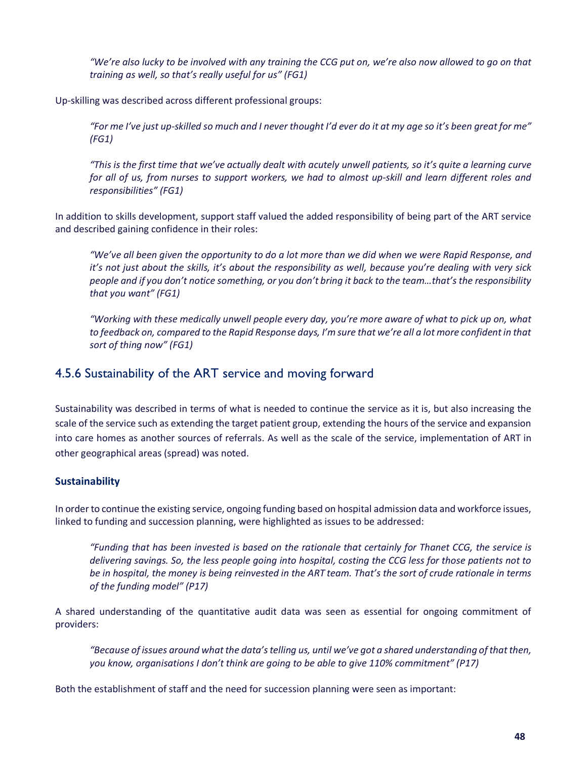> *"We're also lucky to be involved with any training the CCG put on, we're also now allowed to go on that training as well, so that's really useful for us" (FG1)*

Up-skilling was described across different professional groups:

> *"For me I've just up-skilled so much and I never thought I'd ever do it at my age so it's been great for me" (FG1)*

> *"This is the first time that we've actually dealt with acutely unwell patients, so it's quite a learning curve for all of us, from nurses to support workers, we had to almost up-skill and learn different roles and responsibilities" (FG1)*

In addition to skills development, support staff valued the added responsibility of being part of the ART service and described gaining confidence in their roles:

> *"We've all been given the opportunity to do a lot more than we did when we were Rapid Response, and it's not just about the skills, it's about the responsibility as well, because you're dealing with very sick people and if you don't notice something, or you don't bring it back to the team…that's the responsibility that you want" (FG1)*

> *"Working with these medically unwell people every day, you're more aware of what to pick up on, what to feedback on, compared to the Rapid Response days, I'm sure that we're all a lot more confident in that sort of thing now" (FG1)*

### 4.5.6 Sustainability of the ART service and moving forward

Sustainability was described in terms of what is needed to continue the service as it is, but also increasing the scale of the service such as extending the target patient group, extending the hours of the service and expansion into care homes as another sources of referrals. As well as the scale of the service, implementation of ART in other geographical areas (spread) was noted.

#### Sustainability

In order to continue the existing service, ongoing funding based on hospital admission data and workforce issues, linked to funding and succession planning, were highlighted as issues to be addressed:

> *"Funding that has been invested is based on the rationale that certainly for Thanet CCG, the service is delivering savings. So, the less people going into hospital, costing the CCG less for those patients not to be in hospital, the money is being reinvested in the ART team. That's the sort of crude rationale in terms of the funding model" (P17)*

A shared understanding of the quantitative audit data was seen as essential for ongoing commitment of providers:

> *"Because of issues around what the data's telling us, until we've got a shared understanding of that then, you know, organisations I don't think are going to be able to give 110% commitment" (P17)*

Both the establishment of staff and the need for succession planning were seen as important: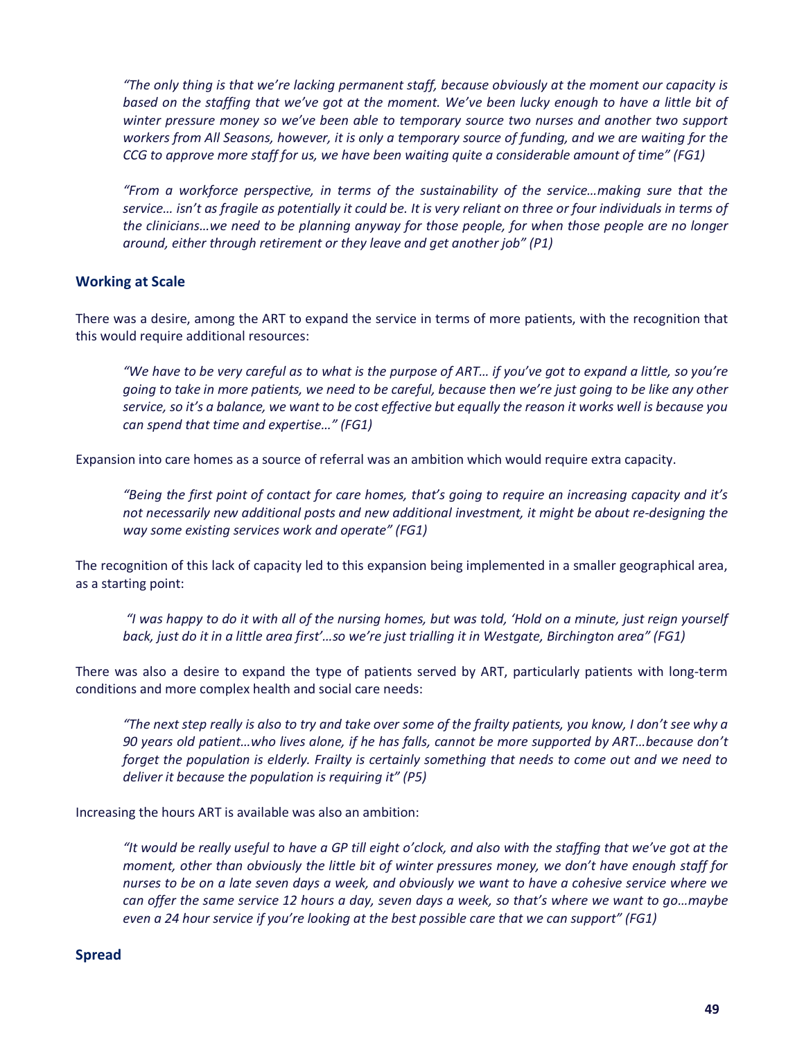*"The only thing is that we're lacking permanent staff, because obviously at the moment our capacity is based on the staffing that we've got at the moment. We've been lucky enough to have a little bit of winter pressure money so we've been able to temporary source two nurses and another two support workers from All Seasons, however, it is only a temporary source of funding, and we are waiting for the CCG to approve more staff for us, we have been waiting quite a considerable amount of time" (FG1)*

*"From a workforce perspective, in terms of the sustainability of the service…making sure that the service… isn't as fragile as potentially it could be. It is very reliant on three or four individuals in terms of the clinicians…we need to be planning anyway for those people, for when those people are no longer around, either through retirement or they leave and get another job" (P1)*

### Working at Scale

There was a desire, among the ART to expand the service in terms of more patients, with the recognition that this would require additional resources:

*"We have to be very careful as to what is the purpose of ART… if you've got to expand a little, so you're going to take in more patients, we need to be careful, because then we're just going to be like any other service, so it's a balance, we want to be cost effective but equally the reason it works well is because you can spend that time and expertise…" (FG1)*

Expansion into care homes as a source of referral was an ambition which would require extra capacity.

*"Being the first point of contact for care homes, that's going to require an increasing capacity and it's not necessarily new additional posts and new additional investment, it might be about re-designing the way some existing services work and operate" (FG1)*

The recognition of this lack of capacity led to this expansion being implemented in a smaller geographical area, as a starting point:

*"I was happy to do it with all of the nursing homes, but was told, 'Hold on a minute, just reign yourself back, just do it in a little area first'…so we're just trialling it in Westgate, Birchington area" (FG1)*

There was also a desire to expand the type of patients served by ART, particularly patients with long-term conditions and more complex health and social care needs:

*"The next step really is also to try and take over some of the frailty patients, you know, I don't see why a 90 years old patient…who lives alone, if he has falls, cannot be more supported by ART…because don't forget the population is elderly. Frailty is certainly something that needs to come out and we need to deliver it because the population is requiring it" (P5)*

Increasing the hours ART is available was also an ambition:

*"It would be really useful to have a GP till eight o'clock, and also with the staffing that we've got at the moment, other than obviously the little bit of winter pressures money, we don't have enough staff for nurses to be on a late seven days a week, and obviously we want to have a cohesive service where we can offer the same service 12 hours a day, seven days a week, so that's where we want to go…maybe even a 24 hour service if you're looking at the best possible care that we can support" (FG1)*

### Spread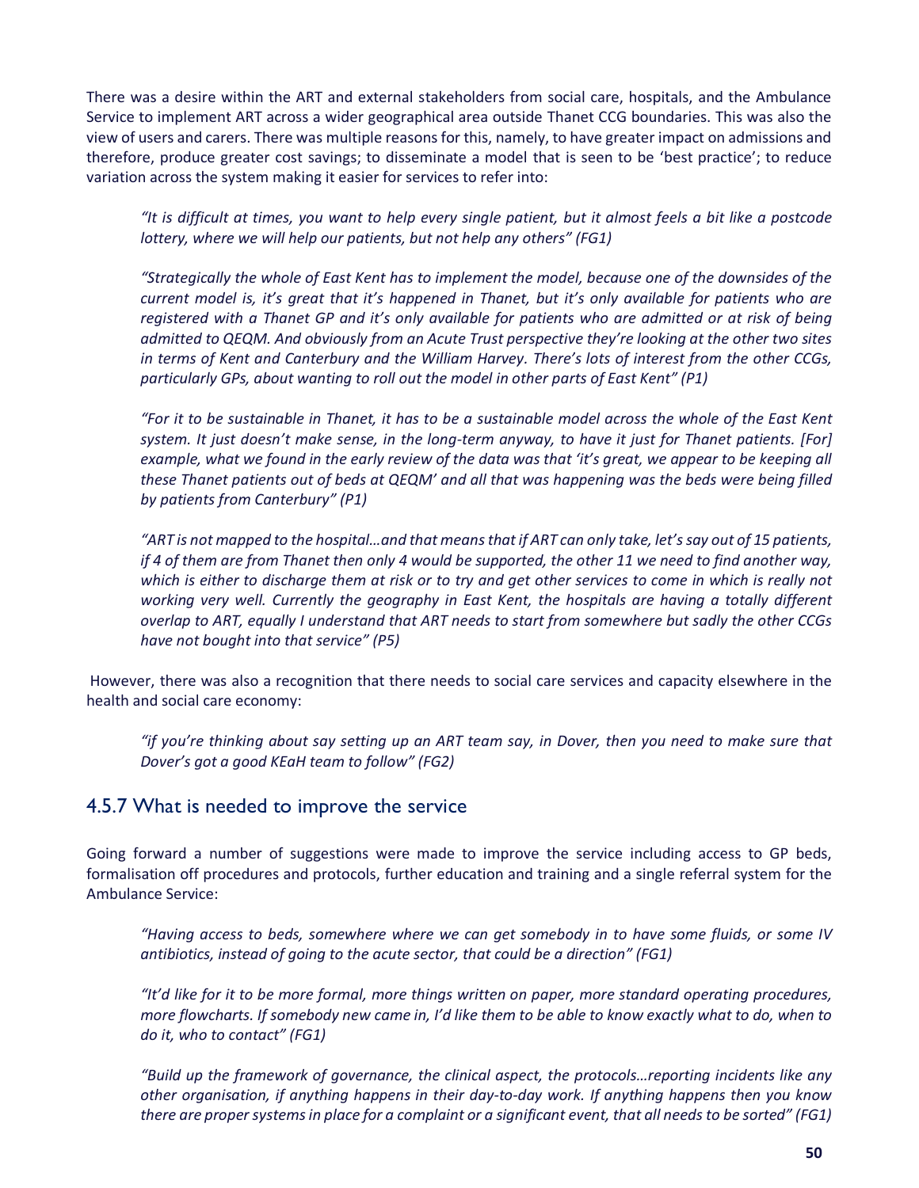There was a desire within the ART and external stakeholders from social care, hospitals, and the Ambulance Service to implement ART across a wider geographical area outside Thanet CCG boundaries. This was also the view of users and carers. There was multiple reasons for this, namely, to have greater impact on admissions and therefore, produce greater cost savings; to disseminate a model that is seen to be 'best practice'; to reduce variation across the system making it easier for services to refer into:

> *"It is difficult at times, you want to help every single patient, but it almost feels a bit like a postcode lottery, where we will help our patients, but not help any others" (FG1)*

> *"Strategically the whole of East Kent has to implement the model, because one of the downsides of the current model is, it's great that it's happened in Thanet, but it's only available for patients who are registered with a Thanet GP and it's only available for patients who are admitted or at risk of being admitted to QEQM. And obviously from an Acute Trust perspective they're looking at the other two sites in terms of Kent and Canterbury and the William Harvey. There's lots of interest from the other CCGs, particularly GPs, about wanting to roll out the model in other parts of East Kent" (P1)*

> *"For it to be sustainable in Thanet, it has to be a sustainable model across the whole of the East Kent system. It just doesn't make sense, in the long-term anyway, to have it just for Thanet patients. [For] example, what we found in the early review of the data was that 'it's great, we appear to be keeping all these Thanet patients out of beds at QEQM' and all that was happening was the beds were being filled by patients from Canterbury" (P1)*

> *"ART is not mapped to the hospital…and that means that if ART can only take, let's say out of 15 patients, if 4 of them are from Thanet then only 4 would be supported, the other 11 we need to find another way, which is either to discharge them at risk or to try and get other services to come in which is really not working very well. Currently the geography in East Kent, the hospitals are having a totally different overlap to ART, equally I understand that ART needs to start from somewhere but sadly the other CCGs have not bought into that service" (P5)*

However, there was also a recognition that there needs to social care services and capacity elsewhere in the health and social care economy:

> *"if you're thinking about say setting up an ART team say, in Dover, then you need to make sure that Dover's got a good KEaH team to follow" (FG2)*

## 4.5.7 What is needed to improve the service

Going forward a number of suggestions were made to improve the service including access to GP beds, formalisation off procedures and protocols, further education and training and a single referral system for the Ambulance Service:

> *"Having access to beds, somewhere where we can get somebody in to have some fluids, or some IV antibiotics, instead of going to the acute sector, that could be a direction" (FG1)*

> *"It'd like for it to be more formal, more things written on paper, more standard operating procedures, more flowcharts. If somebody new came in, I'd like them to be able to know exactly what to do, when to do it, who to contact" (FG1)*

> *"Build up the framework of governance, the clinical aspect, the protocols…reporting incidents like any other organisation, if anything happens in their day-to-day work. If anything happens then you know there are proper systems in place for a complaint or a significant event, that all needs to be sorted" (FG1)*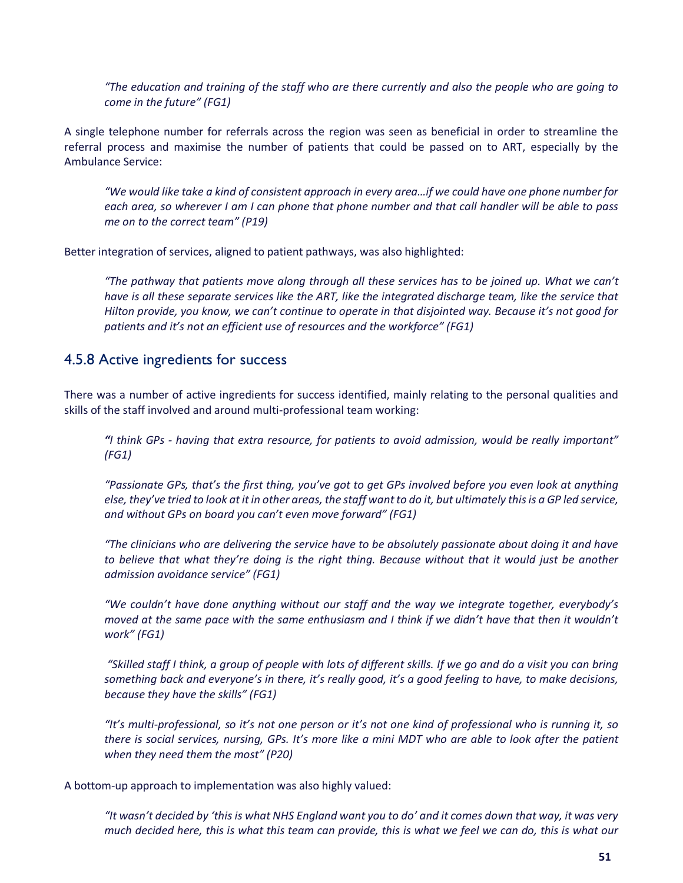*"The education and training of the staff who are there currently and also the people who are going to come in the future" (FG1)*

A single telephone number for referrals across the region was seen as beneficial in order to streamline the referral process and maximise the number of patients that could be passed on to ART, especially by the Ambulance Service:

> *"We would like take a kind of consistent approach in every area…if we could have one phone number for each area, so wherever I am I can phone that phone number and that call handler will be able to pass me on to the correct team" (P19)*

Better integration of services, aligned to patient pathways, was also highlighted:

> *"The pathway that patients move along through all these services has to be joined up. What we can't have is all these separate services like the ART, like the integrated discharge team, like the service that Hilton provide, you know, we can't continue to operate in that disjointed way. Because it's not good for patients and it's not an efficient use of resources and the workforce" (FG1)*

### 4.5.8 Active ingredients for success

There was a number of active ingredients for success identified, mainly relating to the personal qualities and skills of the staff involved and around multi-professional team working:

> *"I think GPs - having that extra resource, for patients to avoid admission, would be really important" (FG1)*

> *"Passionate GPs, that's the first thing, you've got to get GPs involved before you even look at anything else, they've tried to look at it in other areas, the staff want to do it, but ultimately this is a GP led service, and without GPs on board you can't even move forward" (FG1)*

> *"The clinicians who are delivering the service have to be absolutely passionate about doing it and have to believe that what they're doing is the right thing. Because without that it would just be another admission avoidance service" (FG1)*

> *"We couldn't have done anything without our staff and the way we integrate together, everybody's moved at the same pace with the same enthusiasm and I think if we didn't have that then it wouldn't work" (FG1)*

> *"Skilled staff I think, a group of people with lots of different skills. If we go and do a visit you can bring something back and everyone's in there, it's really good, it's a good feeling to have, to make decisions, because they have the skills" (FG1)*

> *"It's multi-professional, so it's not one person or it's not one kind of professional who is running it, so there is social services, nursing, GPs. It's more like a mini MDT who are able to look after the patient when they need them the most" (P20)*

A bottom-up approach to implementation was also highly valued:

> *"It wasn't decided by 'this is what NHS England want you to do' and it comes down that way, it was very much decided here, this is what this team can provide, this is what we feel we can do, this is what our*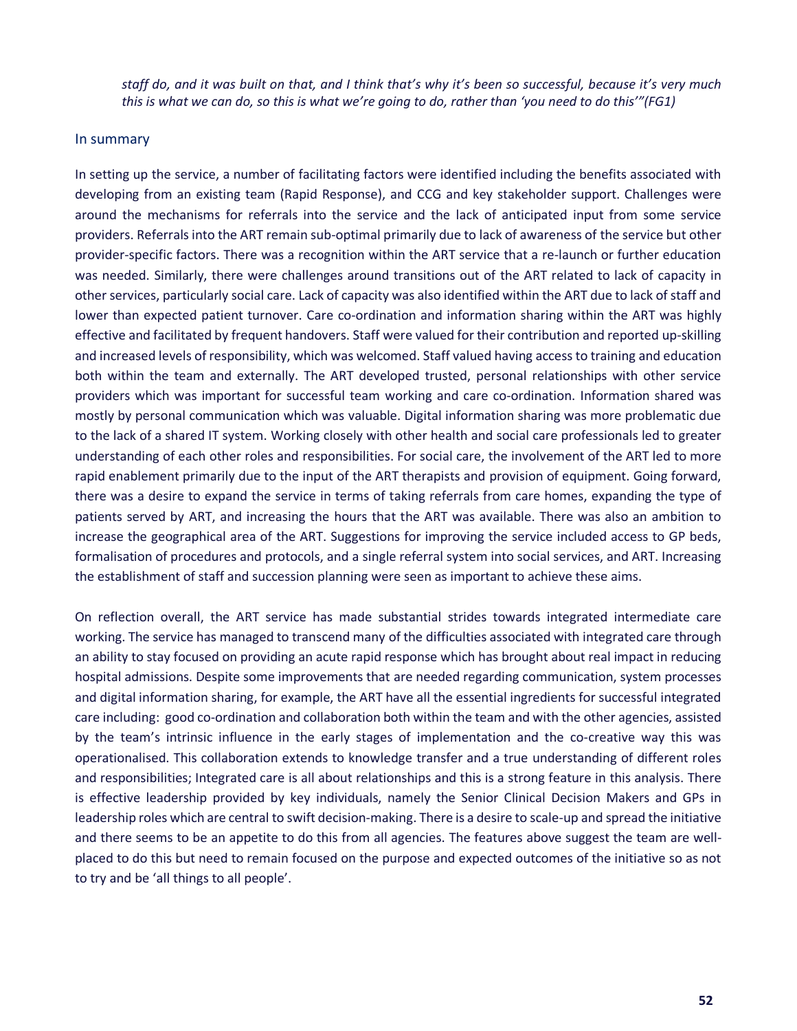*staff do, and it was built on that, and I think that's why it's been so successful, because it's very much this is what we can do, so this is what we're going to do, rather than 'you need to do this'"(FG1)*

### In summary

In setting up the service, a number of facilitating factors were identified including the benefits associated with developing from an existing team (Rapid Response), and CCG and key stakeholder support. Challenges were around the mechanisms for referrals into the service and the lack of anticipated input from some service providers. Referrals into the ART remain sub-optimal primarily due to lack of awareness of the service but other provider-specific factors. There was a recognition within the ART service that a re-launch or further education was needed. Similarly, there were challenges around transitions out of the ART related to lack of capacity in other services, particularly social care. Lack of capacity was also identified within the ART due to lack of staff and lower than expected patient turnover. Care co-ordination and information sharing within the ART was highly effective and facilitated by frequent handovers. Staff were valued for their contribution and reported up-skilling and increased levels of responsibility, which was welcomed. Staff valued having access to training and education both within the team and externally. The ART developed trusted, personal relationships with other service providers which was important for successful team working and care co-ordination. Information shared was mostly by personal communication which was valuable. Digital information sharing was more problematic due to the lack of a shared IT system. Working closely with other health and social care professionals led to greater understanding of each other roles and responsibilities. For social care, the involvement of the ART led to more rapid enablement primarily due to the input of the ART therapists and provision of equipment. Going forward, there was a desire to expand the service in terms of taking referrals from care homes, expanding the type of patients served by ART, and increasing the hours that the ART was available. There was also an ambition to increase the geographical area of the ART. Suggestions for improving the service included access to GP beds, formalisation of procedures and protocols, and a single referral system into social services, and ART. Increasing the establishment of staff and succession planning were seen as important to achieve these aims.

On reflection overall, the ART service has made substantial strides towards integrated intermediate care working. The service has managed to transcend many of the difficulties associated with integrated care through an ability to stay focused on providing an acute rapid response which has brought about real impact in reducing hospital admissions. Despite some improvements that are needed regarding communication, system processes and digital information sharing, for example, the ART have all the essential ingredients for successful integrated care including: good co-ordination and collaboration both within the team and with the other agencies, assisted by the team's intrinsic influence in the early stages of implementation and the co-creative way this was operationalised. This collaboration extends to knowledge transfer and a true understanding of different roles and responsibilities; Integrated care is all about relationships and this is a strong feature in this analysis. There is effective leadership provided by key individuals, namely the Senior Clinical Decision Makers and GPs in leadership roles which are central to swift decision-making. There is a desire to scale-up and spread the initiative and there seems to be an appetite to do this from all agencies. The features above suggest the team are well-placed to do this but need to remain focused on the purpose and expected outcomes of the initiative so as not to try and be 'all things to all people'.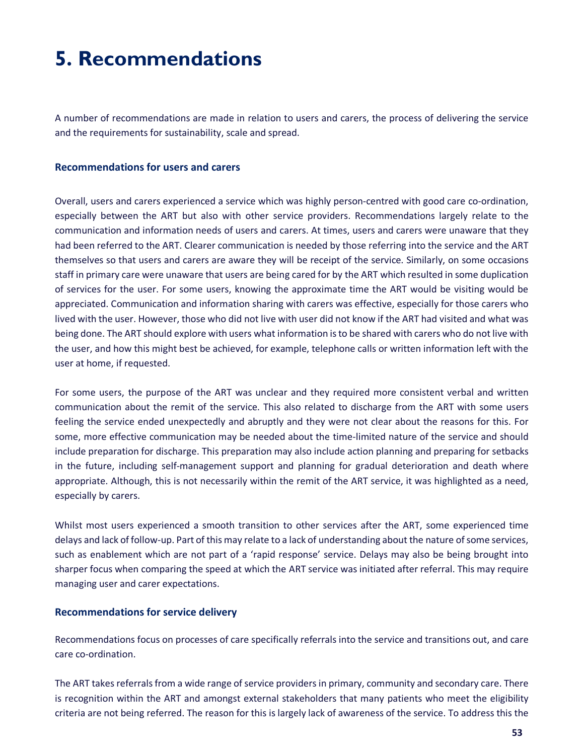# 5. Recommendations

A number of recommendations are made in relation to users and carers, the process of delivering the service and the requirements for sustainability, scale and spread.

### Recommendations for users and carers

Overall, users and carers experienced a service which was highly person-centred with good care co-ordination, especially between the ART but also with other service providers. Recommendations largely relate to the communication and information needs of users and carers. At times, users and carers were unaware that they had been referred to the ART. Clearer communication is needed by those referring into the service and the ART themselves so that users and carers are aware they will be receipt of the service. Similarly, on some occasions staff in primary care were unaware that users are being cared for by the ART which resulted in some duplication of services for the user. For some users, knowing the approximate time the ART would be visiting would be appreciated. Communication and information sharing with carers was effective, especially for those carers who lived with the user. However, those who did not live with user did not know if the ART had visited and what was being done. The ART should explore with users what information is to be shared with carers who do not live with the user, and how this might best be achieved, for example, telephone calls or written information left with the user at home, if requested.

For some users, the purpose of the ART was unclear and they required more consistent verbal and written communication about the remit of the service. This also related to discharge from the ART with some users feeling the service ended unexpectedly and abruptly and they were not clear about the reasons for this. For some, more effective communication may be needed about the time-limited nature of the service and should include preparation for discharge. This preparation may also include action planning and preparing for setbacks in the future, including self-management support and planning for gradual deterioration and death where appropriate. Although, this is not necessarily within the remit of the ART service, it was highlighted as a need, especially by carers.

Whilst most users experienced a smooth transition to other services after the ART, some experienced time delays and lack of follow-up. Part of this may relate to a lack of understanding about the nature of some services, such as enablement which are not part of a 'rapid response' service. Delays may also be being brought into sharper focus when comparing the speed at which the ART service was initiated after referral. This may require managing user and carer expectations.

### Recommendations for service delivery

Recommendations focus on processes of care specifically referrals into the service and transitions out, and care care co-ordination.

The ART takes referrals from a wide range of service providers in primary, community and secondary care. There is recognition within the ART and amongst external stakeholders that many patients who meet the eligibility criteria are not being referred. The reason for this is largely lack of awareness of the service. To address this the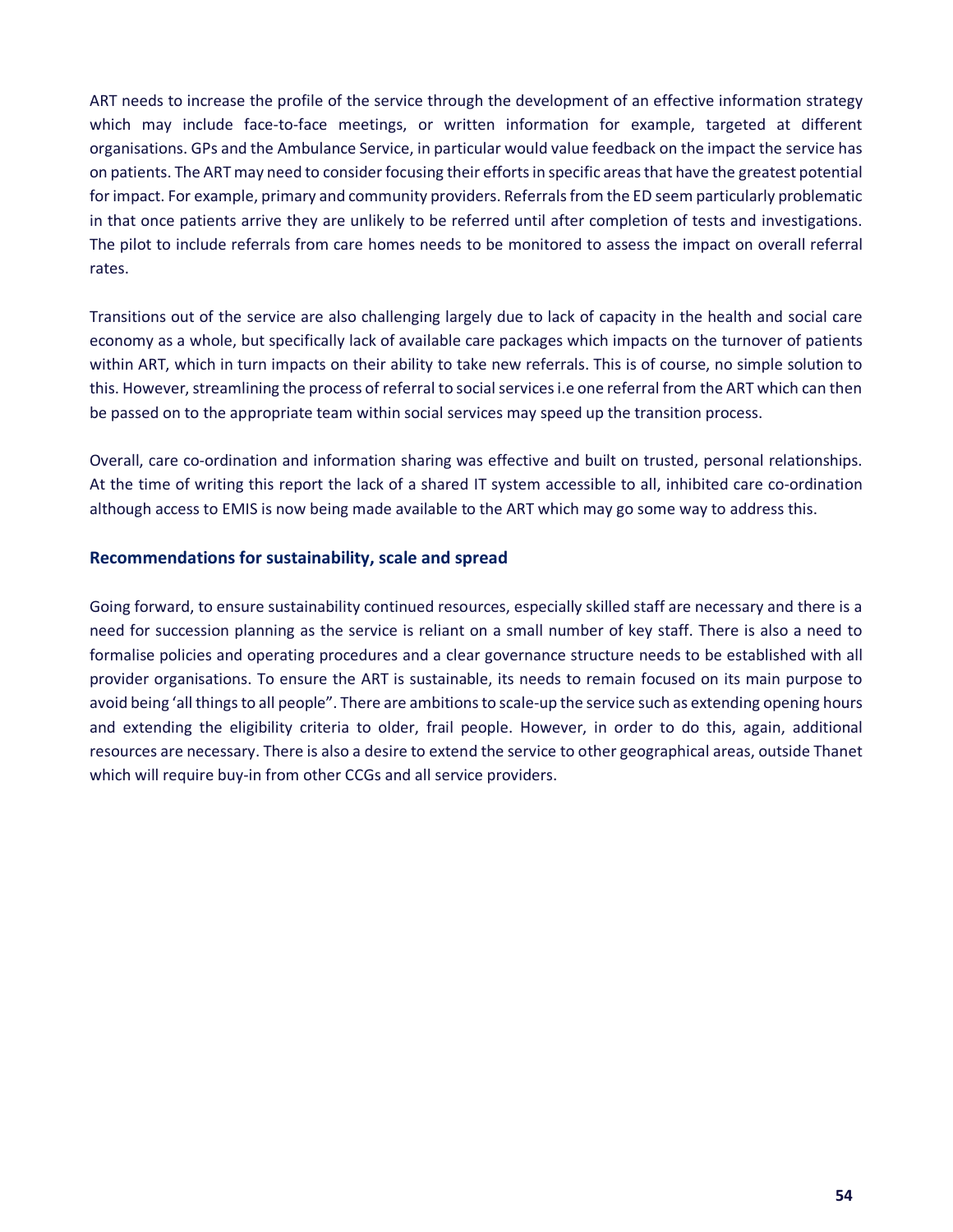ART needs to increase the profile of the service through the development of an effective information strategy which may include face-to-face meetings, or written information for example, targeted at different organisations. GPs and the Ambulance Service, in particular would value feedback on the impact the service has on patients. The ART may need to consider focusing their efforts in specific areas that have the greatest potential for impact. For example, primary and community providers. Referrals from the ED seem particularly problematic in that once patients arrive they are unlikely to be referred until after completion of tests and investigations. The pilot to include referrals from care homes needs to be monitored to assess the impact on overall referral rates.

Transitions out of the service are also challenging largely due to lack of capacity in the health and social care economy as a whole, but specifically lack of available care packages which impacts on the turnover of patients within ART, which in turn impacts on their ability to take new referrals. This is of course, no simple solution to this. However, streamlining the process of referral to social services i.e one referral from the ART which can then be passed on to the appropriate team within social services may speed up the transition process.

Overall, care co-ordination and information sharing was effective and built on trusted, personal relationships. At the time of writing this report the lack of a shared IT system accessible to all, inhibited care co-ordination although access to EMIS is now being made available to the ART which may go some way to address this.

### Recommendations for sustainability, scale and spread

Going forward, to ensure sustainability continued resources, especially skilled staff are necessary and there is a need for succession planning as the service is reliant on a small number of key staff. There is also a need to formalise policies and operating procedures and a clear governance structure needs to be established with all provider organisations. To ensure the ART is sustainable, its needs to remain focused on its main purpose to avoid being 'all things to all people". There are ambitions to scale-up the service such as extending opening hours and extending the eligibility criteria to older, frail people. However, in order to do this, again, additional resources are necessary. There is also a desire to extend the service to other geographical areas, outside Thanet which will require buy-in from other CCGs and all service providers.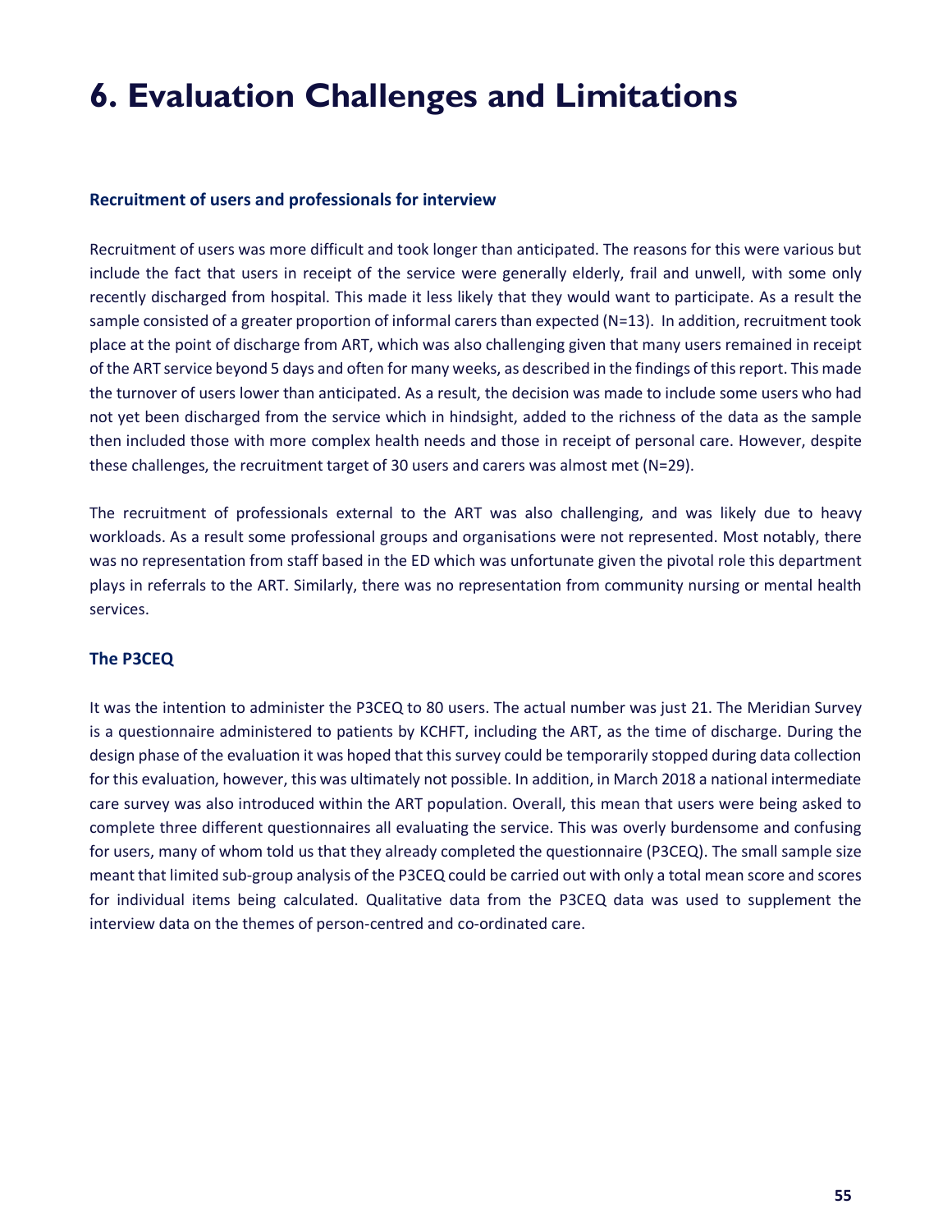# 6. Evaluation Challenges and Limitations

### Recruitment of users and professionals for interview

Recruitment of users was more difficult and took longer than anticipated. The reasons for this were various but include the fact that users in receipt of the service were generally elderly, frail and unwell, with some only recently discharged from hospital. This made it less likely that they would want to participate. As a result the sample consisted of a greater proportion of informal carers than expected (N=13). In addition, recruitment took place at the point of discharge from ART, which was also challenging given that many users remained in receipt of the ART service beyond 5 days and often for many weeks, as described in the findings of this report. This made the turnover of users lower than anticipated. As a result, the decision was made to include some users who had not yet been discharged from the service which in hindsight, added to the richness of the data as the sample then included those with more complex health needs and those in receipt of personal care. However, despite these challenges, the recruitment target of 30 users and carers was almost met (N=29).

The recruitment of professionals external to the ART was also challenging, and was likely due to heavy workloads. As a result some professional groups and organisations were not represented. Most notably, there was no representation from staff based in the ED which was unfortunate given the pivotal role this department plays in referrals to the ART. Similarly, there was no representation from community nursing or mental health services.

### The P3CEQ

It was the intention to administer the P3CEQ to 80 users. The actual number was just 21. The Meridian Survey is a questionnaire administered to patients by KCHFT, including the ART, as the time of discharge. During the design phase of the evaluation it was hoped that this survey could be temporarily stopped during data collection for this evaluation, however, this was ultimately not possible. In addition, in March 2018 a national intermediate care survey was also introduced within the ART population. Overall, this mean that users were being asked to complete three different questionnaires all evaluating the service. This was overly burdensome and confusing for users, many of whom told us that they already completed the questionnaire (P3CEQ). The small sample size meant that limited sub-group analysis of the P3CEQ could be carried out with only a total mean score and scores for individual items being calculated. Qualitative data from the P3CEQ data was used to supplement the interview data on the themes of person-centred and co-ordinated care.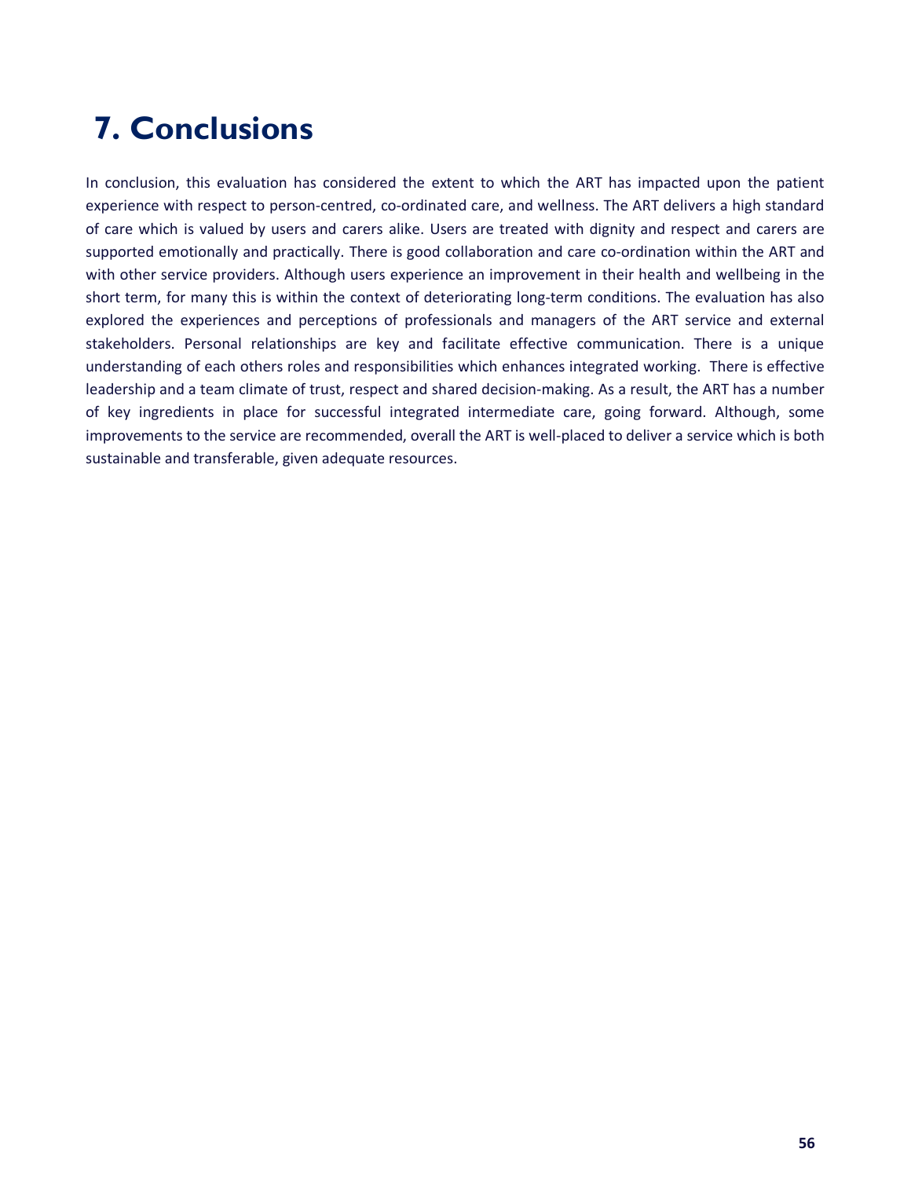# 7. Conclusions

In conclusion, this evaluation has considered the extent to which the ART has impacted upon the patient experience with respect to person-centred, co-ordinated care, and wellness. The ART delivers a high standard of care which is valued by users and carers alike. Users are treated with dignity and respect and carers are supported emotionally and practically. There is good collaboration and care co-ordination within the ART and with other service providers. Although users experience an improvement in their health and wellbeing in the short term, for many this is within the context of deteriorating long-term conditions. The evaluation has also explored the experiences and perceptions of professionals and managers of the ART service and external stakeholders. Personal relationships are key and facilitate effective communication. There is a unique understanding of each others roles and responsibilities which enhances integrated working. There is effective leadership and a team climate of trust, respect and shared decision-making. As a result, the ART has a number of key ingredients in place for successful integrated intermediate care, going forward. Although, some improvements to the service are recommended, overall the ART is well-placed to deliver a service which is both sustainable and transferable, given adequate resources.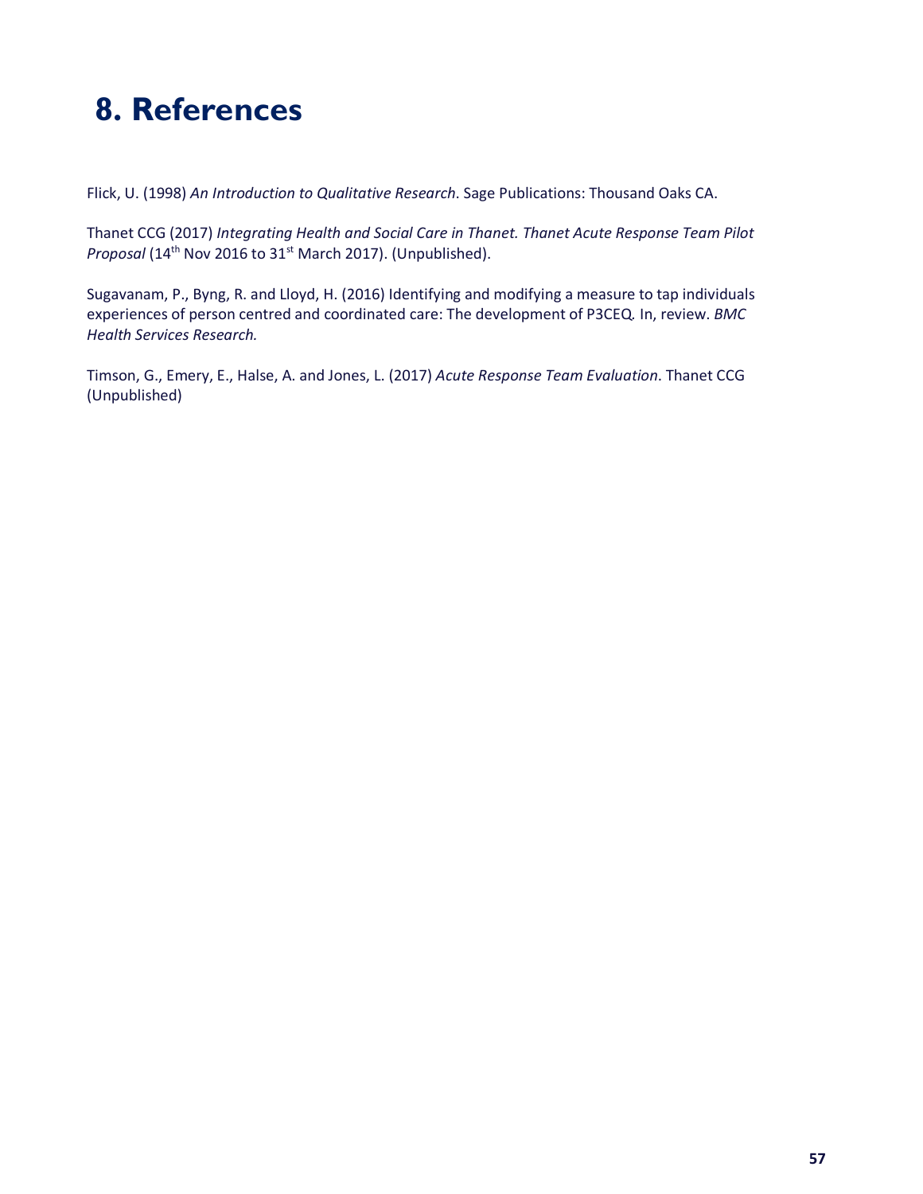# 8. References

Flick, U. (1998) *An Introduction to Qualitative Research*. Sage Publications: Thousand Oaks CA.

Thanet CCG (2017) *Integrating Health and Social Care in Thanet. Thanet Acute Response Team Pilot Proposal* (14th Nov 2016 to 31st March 2017). (Unpublished).

Sugavanam, P., Byng, R. and Lloyd, H. (2016) Identifying and modifying a measure to tap individuals experiences of person centred and coordinated care: The development of P3CEQ. In, review. *BMC Health Services Research.*

Timson, G., Emery, E., Halse, A. and Jones, L. (2017) *Acute Response Team Evaluation*. Thanet CCG (Unpublished)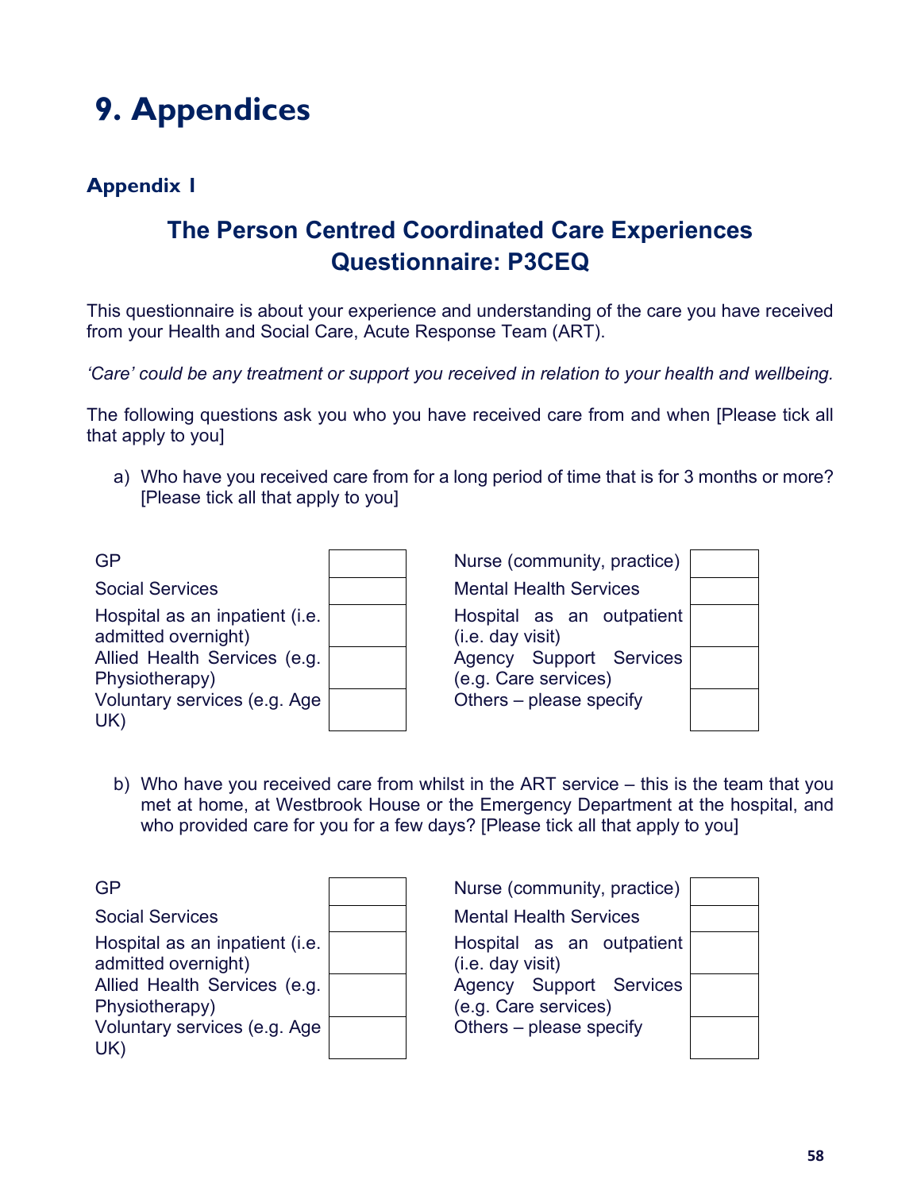# 9. Appendices

## Appendix 1

### The Person Centred Coordinated Care Experiences Questionnaire: P3CEQ

This questionnaire is about your experience and understanding of the care you have received from your Health and Social Care, Acute Response Team (ART).

*'Care' could be any treatment or support you received in relation to your health and wellbeing.*

The following questions ask you who you have received care from and when [Please tick all that apply to you]

a) Who have you received care from for a long period of time that is for 3 months or more? [Please tick all that apply to you]

| | | | |
|---|---|---|---|
| GP | | Nurse (community, practice) | |
| Social Services | | Mental Health Services | |
| Hospital as an inpatient (i.e. admitted overnight) | | Hospital as an outpatient (i.e. day visit) | |
| Allied Health Services (e.g. Physiotherapy) | | Agency Support Services (e.g. Care services) | |
| Voluntary services (e.g. Age UK) | | Others – please specify | |

b) Who have you received care from whilst in the ART service – this is the team that you met at home, at Westbrook House or the Emergency Department at the hospital, and who provided care for you for a few days? [Please tick all that apply to you]

| | | | |
|---|---|---|---|
| GP | | Nurse (community, practice) | |
| Social Services | | Mental Health Services | |
| Hospital as an inpatient (i.e. admitted overnight) | | Hospital as an outpatient (i.e. day visit) | |
| Allied Health Services (e.g. Physiotherapy) | | Agency Support Services (e.g. Care services) | |
| Voluntary services (e.g. Age UK) | | Others – please specify | |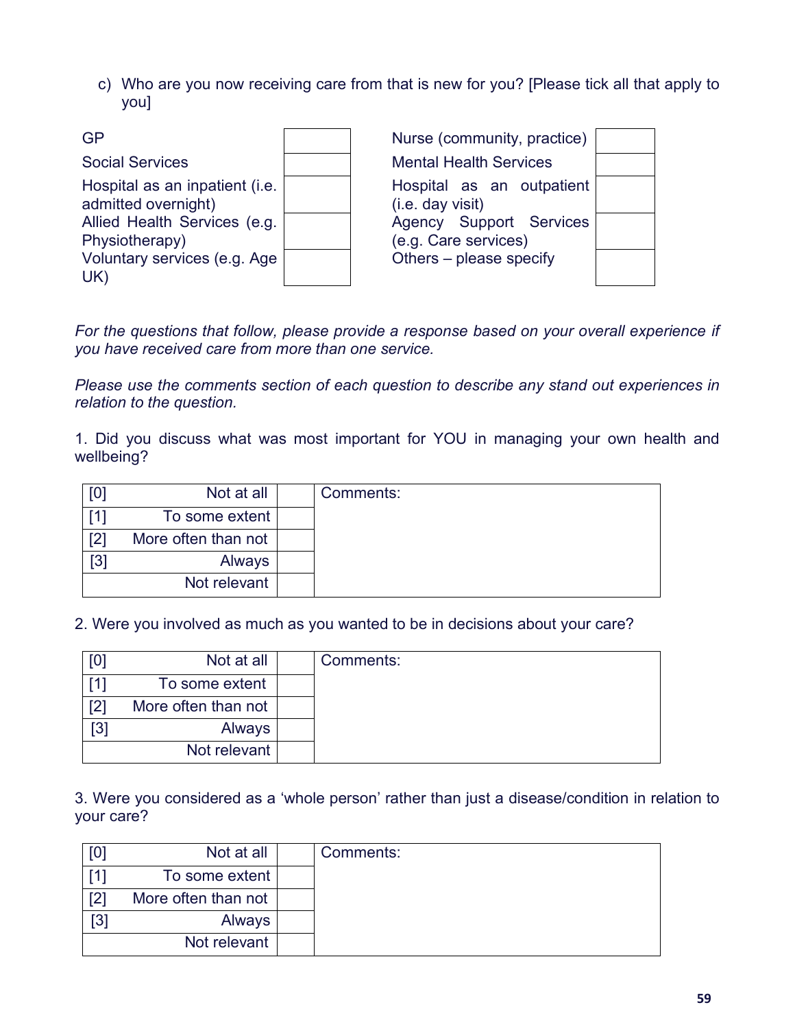c) Who are you now receiving care from that is new for you? [Please tick all that apply to you]

| | | | |
|---|---|---|---|
| GP | | Nurse (community, practice) | |
| Social Services | | Mental Health Services | |
| Hospital as an inpatient (i.e. admitted overnight) | | Hospital as an outpatient (i.e. day visit) | |
| Allied Health Services (e.g. Physiotherapy) | | Agency Support Services (e.g. Care services) | |
| Voluntary services (e.g. Age UK) | | Others – please specify | |

*For the questions that follow, please provide a response based on your overall experience if you have received care from more than one service.*

*Please use the comments section of each question to describe any stand out experiences in relation to the question.*

1. Did you discuss what was most important for YOU in managing your own health and wellbeing?

| | | | Comments: |
|---|---|---|---|
| [0] | Not at all | | |
| [1] | To some extent | | |
| [2] | More often than not | | |
| [3] | Always | | |
| | Not relevant | | |

2. Were you involved as much as you wanted to be in decisions about your care?

| | | | Comments: |
|---|---|---|---|
| [0] | Not at all | | |
| [1] | To some extent | | |
| [2] | More often than not | | |
| [3] | Always | | |
| | Not relevant | | |

3. Were you considered as a 'whole person' rather than just a disease/condition in relation to your care?

| | | | Comments: |
|---|---|---|---|
| [0] | Not at all | | |
| [1] | To some extent | | |
| [2] | More often than not | | |
| [3] | Always | | |
| | Not relevant | | |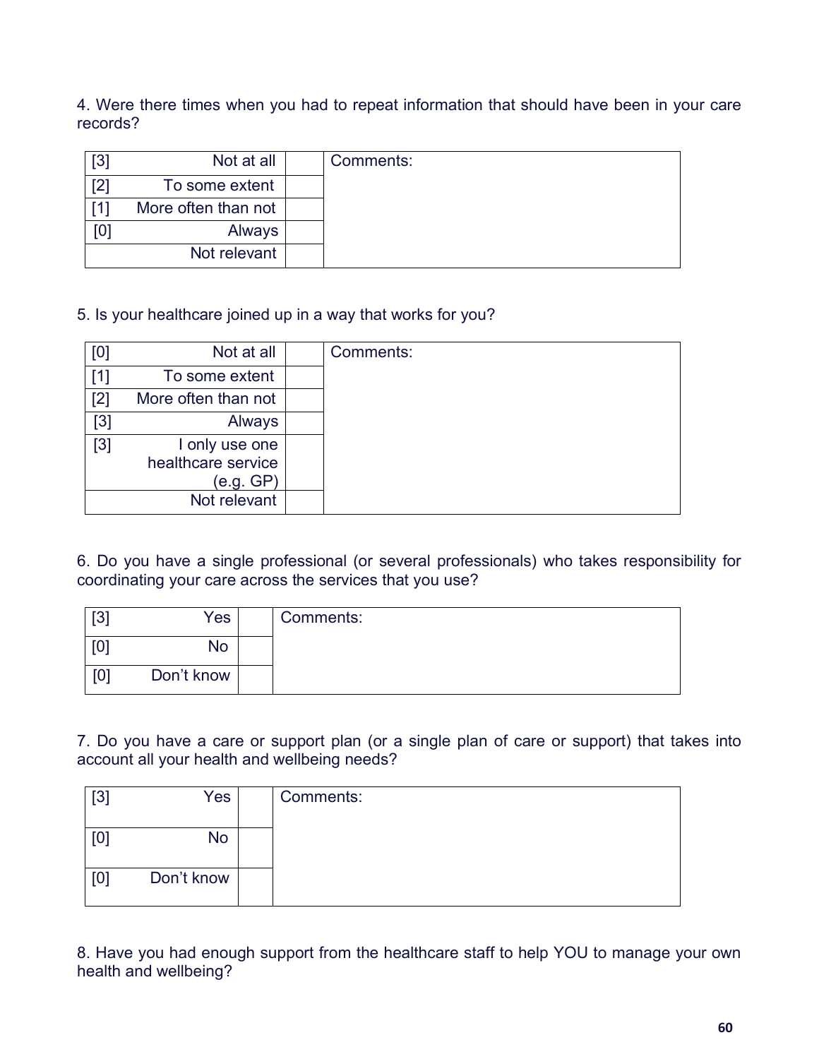4. Were there times when you had to repeat information that should have been in your care records?

| Score | Response | | Comments: |
|---|---|---|---|
| [3] | Not at all | | |
| [2] | To some extent | | |
| [1] | More often than not | | |
| [0] | Always | | |
| | Not relevant | | |

5. Is your healthcare joined up in a way that works for you?

| Score | Response | | Comments: |
|---|---|---|---|
| [0] | Not at all | | |
| [1] | To some extent | | |
| [2] | More often than not | | |
| [3] | Always | | |
| [3] | I only use one healthcare service (e.g. GP) | | |
| | Not relevant | | |

6. Do you have a single professional (or several professionals) who takes responsibility for coordinating your care across the services that you use?

| Score | Response | | Comments: |
|---|---|---|---|
| [3] | Yes | | |
| [0] | No | | |
| [0] | Don't know | | |

7. Do you have a care or support plan (or a single plan of care or support) that takes into account all your health and wellbeing needs?

| Score | Response | | Comments: |
|---|---|---|---|
| [3] | Yes | | |
| [0] | No | | |
| [0] | Don't know | | |

8. Have you had enough support from the healthcare staff to help YOU to manage your own health and wellbeing?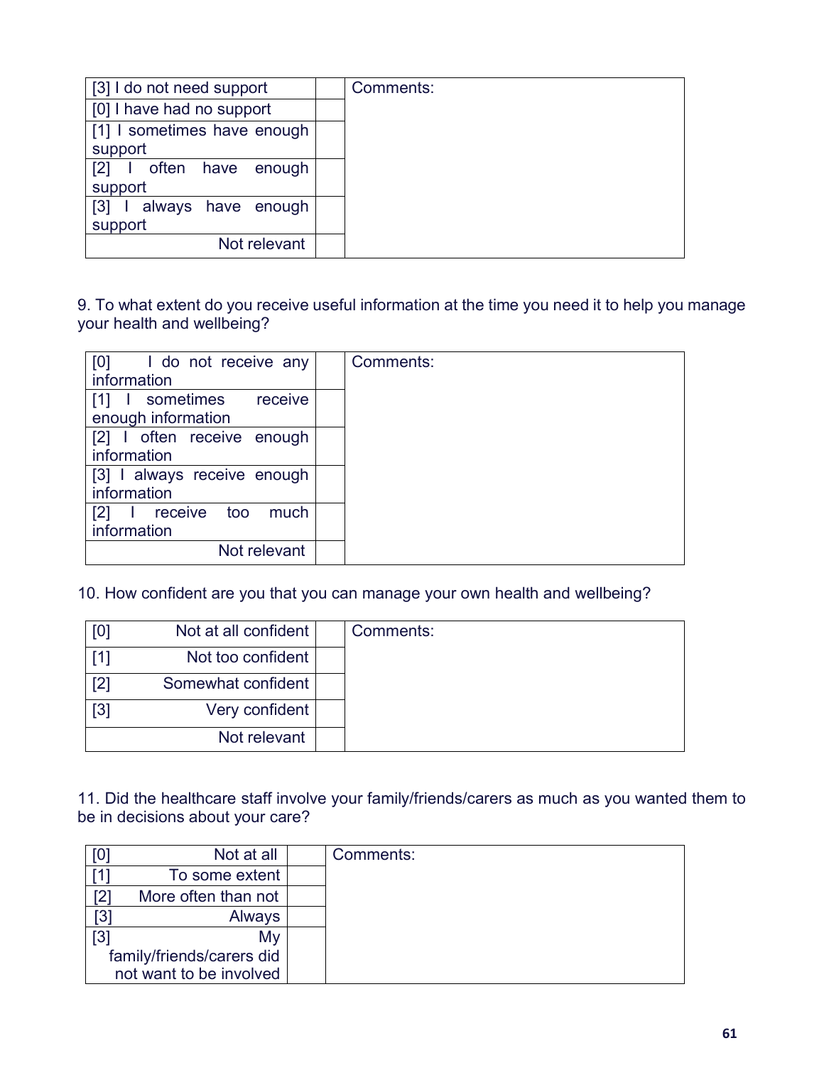| [3] I do not need support | | Comments: |
|---|---|---|
| [0] I have had no support | | |
| [1] I sometimes have enough support | | |
| [2] I often have enough support | | |
| [3] I always have enough support | | |
| Not relevant | | |

9. To what extent do you receive useful information at the time you need it to help you manage your health and wellbeing?

| [0] I do not receive any information | | Comments: |
|---|---|---|
| [1] I sometimes receive enough information | | |
| [2] I often receive enough information | | |
| [3] I always receive enough information | | |
| [2] I receive too much information | | |
| Not relevant | | |

10. How confident are you that you can manage your own health and wellbeing?

| [0] Not at all confident | | Comments: |
|---|---|---|
| [1] Not too confident | | |
| [2] Somewhat confident | | |
| [3] Very confident | | |
| Not relevant | | |

11. Did the healthcare staff involve your family/friends/carers as much as you wanted them to be in decisions about your care?

| [0] Not at all | | Comments: |
|---|---|---|
| [1] To some extent | | |
| [2] More often than not | | |
| [3] Always | | |
| [3] My family/friends/carers did not want to be involved | | |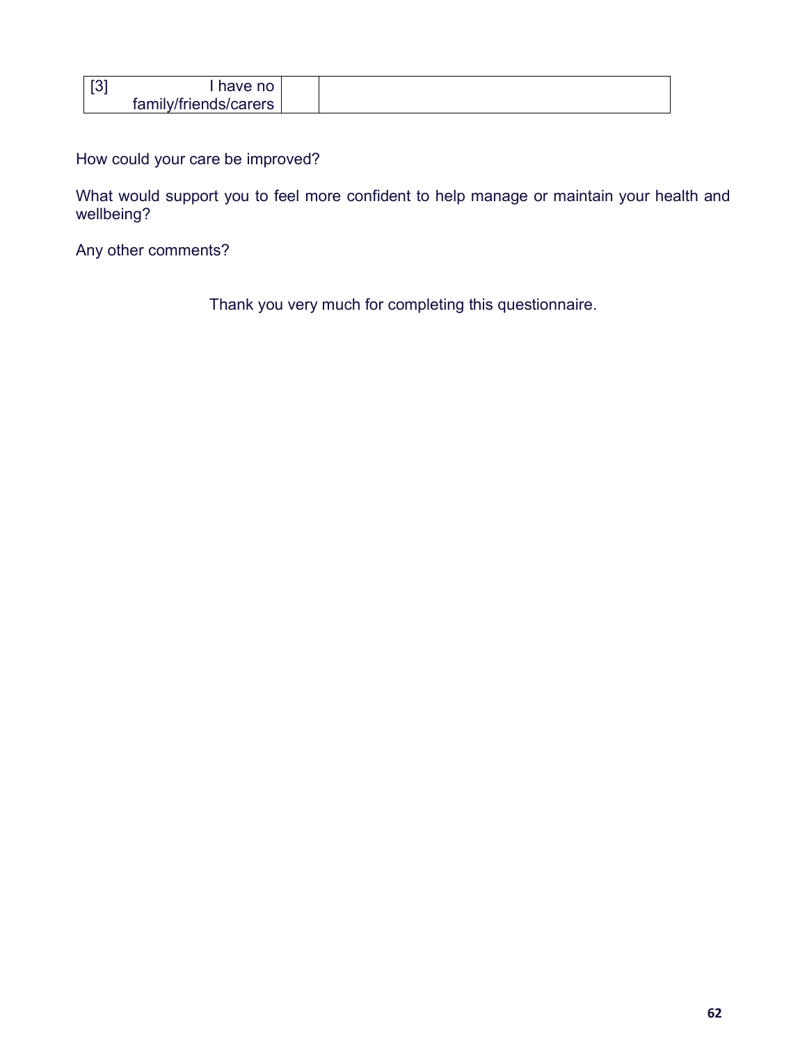| [3] I have no family/friends/carers | | |
|---|---|---|

How could your care be improved?

What would support you to feel more confident to help manage or maintain your health and wellbeing?

Any other comments?

Thank you very much for completing this questionnaire.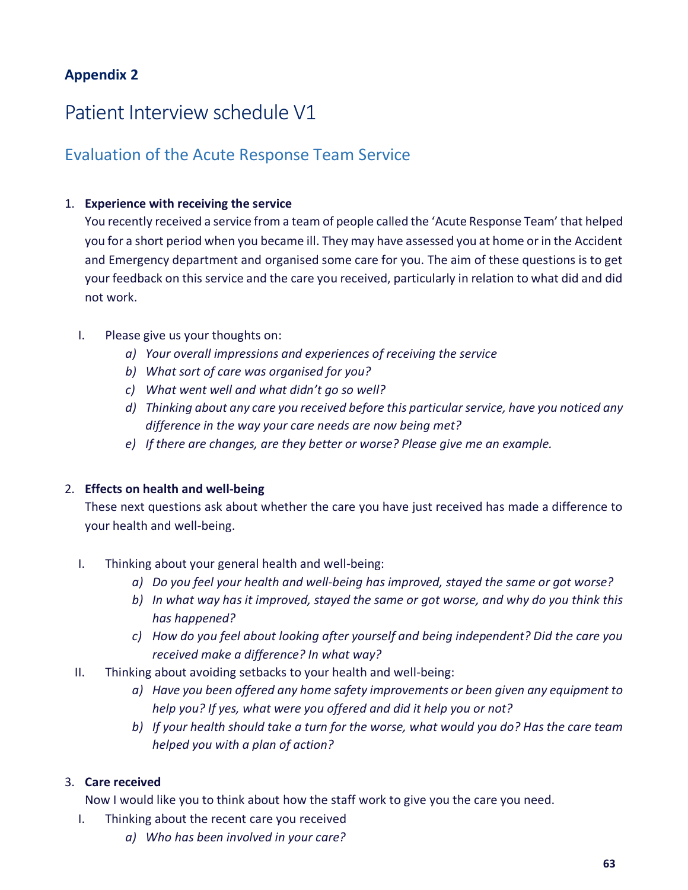**Appendix 2**

# Patient Interview schedule V1

## Evaluation of the Acute Response Team Service

1. **Experience with receiving the service**

   You recently received a service from a team of people called the 'Acute Response Team' that helped you for a short period when you became ill. They may have assessed you at home or in the Accident and Emergency department and organised some care for you. The aim of these questions is to get your feedback on this service and the care you received, particularly in relation to what did and did not work.

   I. Please give us your thoughts on:

      a) *Your overall impressions and experiences of receiving the service*
      
      b) *What sort of care was organised for you?*
      
      c) *What went well and what didn't go so well?*
      
      d) *Thinking about any care you received before this particular service, have you noticed any difference in the way your care needs are now being met?*
      
      e) *If there are changes, are they better or worse? Please give me an example.*

2. **Effects on health and well-being**

   These next questions ask about whether the care you have just received has made a difference to your health and well-being.

   I. Thinking about your general health and well-being:

      a) *Do you feel your health and well-being has improved, stayed the same or got worse?*
      
      b) *In what way has it improved, stayed the same or got worse, and why do you think this has happened?*
      
      c) *How do you feel about looking after yourself and being independent? Did the care you received make a difference? In what way?*

   II. Thinking about avoiding setbacks to your health and well-being:

      a) *Have you been offered any home safety improvements or been given any equipment to help you? If yes, what were you offered and did it help you or not?*
      
      b) *If your health should take a turn for the worse, what would you do? Has the care team helped you with a plan of action?*

3. **Care received**

   Now I would like you to think about how the staff work to give you the care you need.

   I. Thinking about the recent care you received

      a) *Who has been involved in your care?*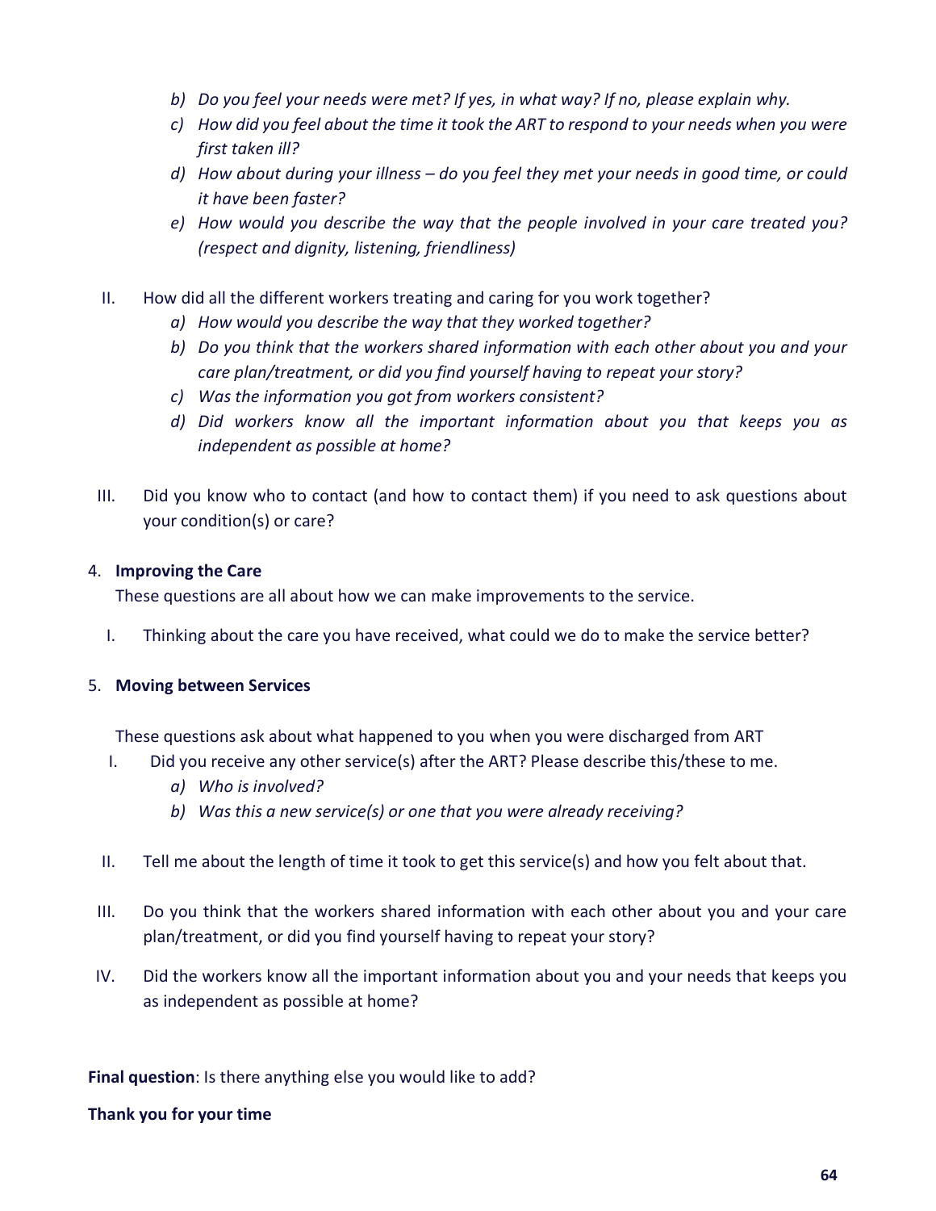b) *Do you feel your needs were met? If yes, in what way? If no, please explain why.*
   c) *How did you feel about the time it took the ART to respond to your needs when you were first taken ill?*
   d) *How about during your illness – do you feel they met your needs in good time, or could it have been faster?*
   e) *How would you describe the way that the people involved in your care treated you? (respect and dignity, listening, friendliness)*

II. How did all the different workers treating and caring for you work together?
   a) *How would you describe the way that they worked together?*
   b) *Do you think that the workers shared information with each other about you and your care plan/treatment, or did you find yourself having to repeat your story?*
   c) *Was the information you got from workers consistent?*
   d) *Did workers know all the important information about you that keeps you as independent as possible at home?*

III. Did you know who to contact (and how to contact them) if you need to ask questions about your condition(s) or care?

4. **Improving the Care**

   These questions are all about how we can make improvements to the service.

   I. Thinking about the care you have received, what could we do to make the service better?

5. **Moving between Services**

   These questions ask about what happened to you when you were discharged from ART

   I. Did you receive any other service(s) after the ART? Please describe this/these to me.
      a) *Who is involved?*
      b) *Was this a new service(s) or one that you were already receiving?*

   II. Tell me about the length of time it took to get this service(s) and how you felt about that.

   III. Do you think that the workers shared information with each other about you and your care plan/treatment, or did you find yourself having to repeat your story?

   IV. Did the workers know all the important information about you and your needs that keeps you as independent as possible at home?

**Final question**: Is there anything else you would like to add?

**Thank you for your time**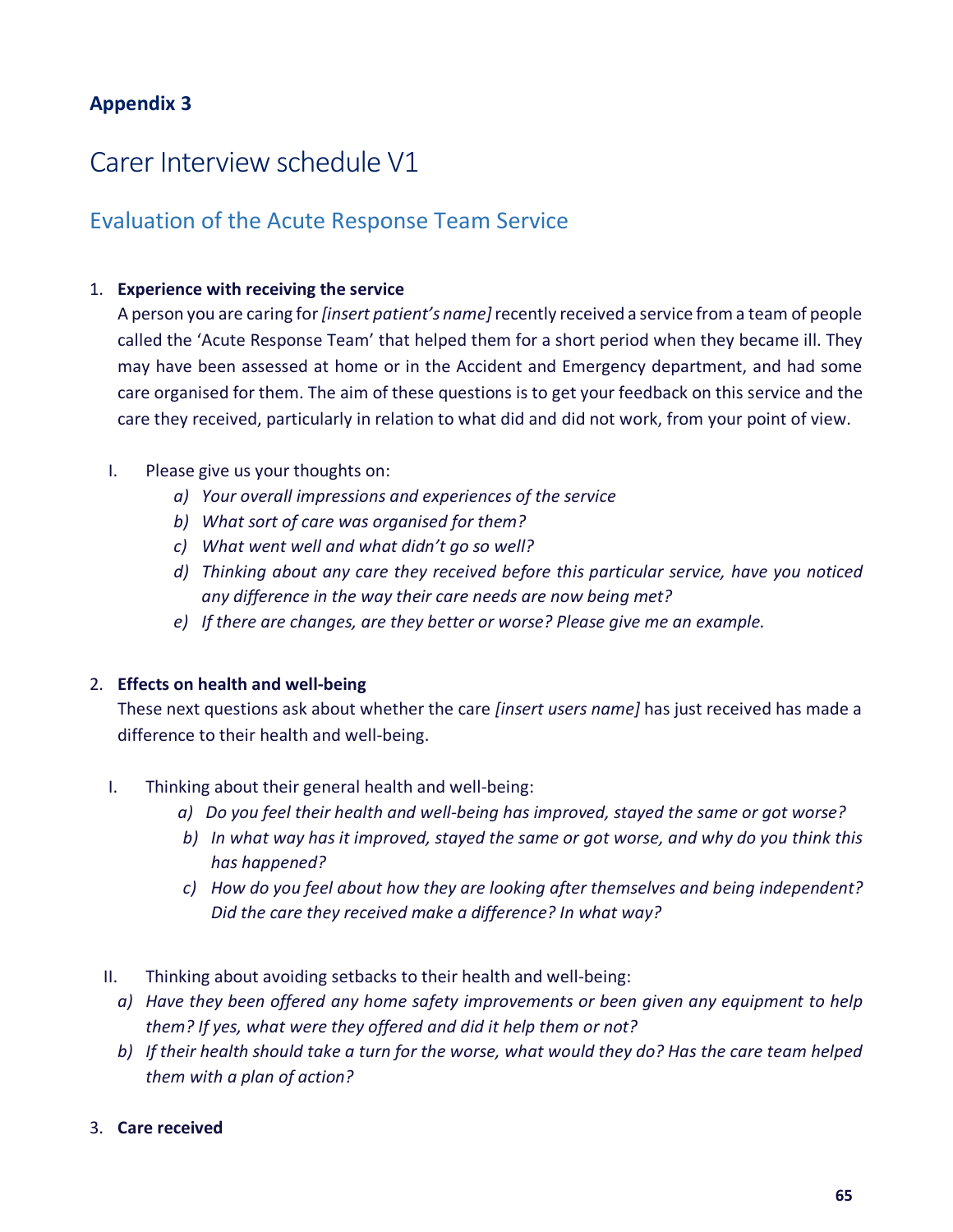**Appendix 3**

# Carer Interview schedule V1

## Evaluation of the Acute Response Team Service

1. **Experience with receiving the service**

   A person you are caring for *[insert patient's name]* recently received a service from a team of people called the 'Acute Response Team' that helped them for a short period when they became ill. They may have been assessed at home or in the Accident and Emergency department, and had some care organised for them. The aim of these questions is to get your feedback on this service and the care they received, particularly in relation to what did and did not work, from your point of view.

   I. Please give us your thoughts on:
      - *a) Your overall impressions and experiences of the service*
      - *b) What sort of care was organised for them?*
      - *c) What went well and what didn't go so well?*
      - *d) Thinking about any care they received before this particular service, have you noticed any difference in the way their care needs are now being met?*
      - *e) If there are changes, are they better or worse? Please give me an example.*

2. **Effects on health and well-being**

   These next questions ask about whether the care *[insert users name]* has just received has made a difference to their health and well-being.

   I. Thinking about their general health and well-being:
      - *a) Do you feel their health and well-being has improved, stayed the same or got worse?*
      - *b) In what way has it improved, stayed the same or got worse, and why do you think this has happened?*
      - *c) How do you feel about how they are looking after themselves and being independent? Did the care they received make a difference? In what way?*

   II. Thinking about avoiding setbacks to their health and well-being:
      - *a) Have they been offered any home safety improvements or been given any equipment to help them? If yes, what were they offered and did it help them or not?*
      - *b) If their health should take a turn for the worse, what would they do? Has the care team helped them with a plan of action?*

3. **Care received**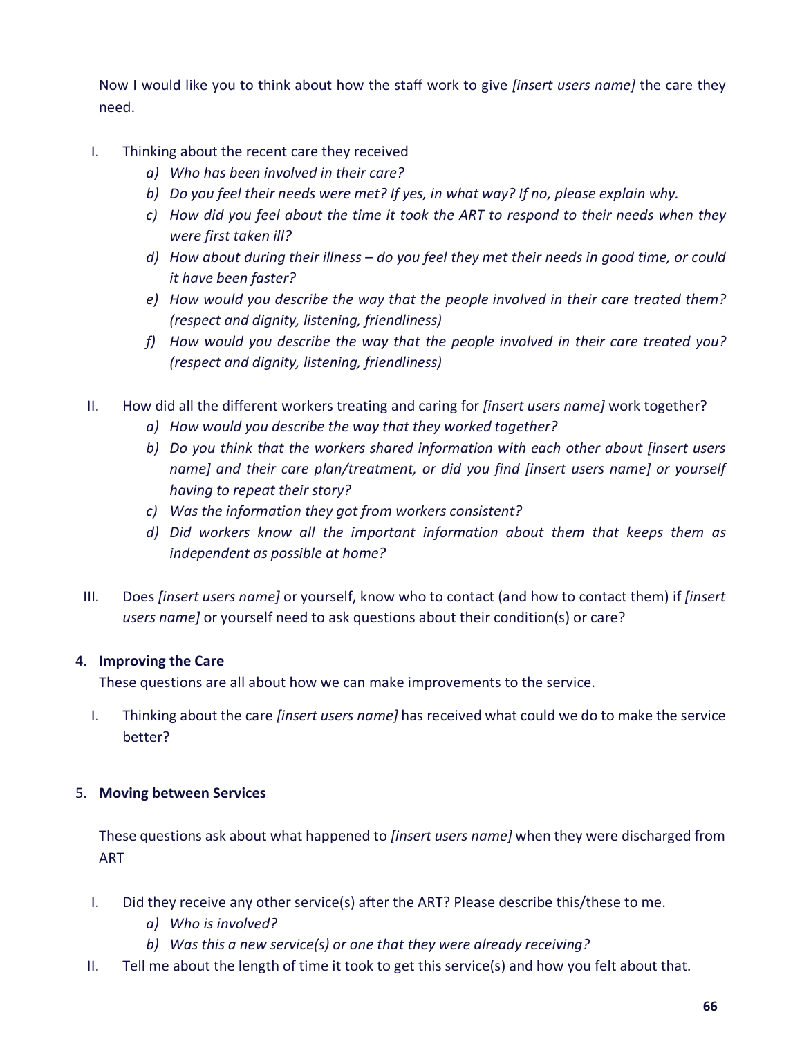Now I would like you to think about how the staff work to give *[insert users name]* the care they need.

I. Thinking about the recent care they received
   a) *Who has been involved in their care?*
   b) *Do you feel their needs were met? If yes, in what way? If no, please explain why.*
   c) *How did you feel about the time it took the ART to respond to their needs when they were first taken ill?*
   d) *How about during their illness – do you feel they met their needs in good time, or could it have been faster?*
   e) *How would you describe the way that the people involved in their care treated them? (respect and dignity, listening, friendliness)*
   f) *How would you describe the way that the people involved in their care treated you? (respect and dignity, listening, friendliness)*

II. How did all the different workers treating and caring for *[insert users name]* work together?
   a) *How would you describe the way that they worked together?*
   b) *Do you think that the workers shared information with each other about [insert users name] and their care plan/treatment, or did you find [insert users name] or yourself having to repeat their story?*
   c) *Was the information they got from workers consistent?*
   d) *Did workers know all the important information about them that keeps them as independent as possible at home?*

III. Does *[insert users name]* or yourself, know who to contact (and how to contact them) if *[insert users name]* or yourself need to ask questions about their condition(s) or care?

4. **Improving the Care**

These questions are all about how we can make improvements to the service.

I. Thinking about the care *[insert users name]* has received what could we do to make the service better?

5. **Moving between Services**

These questions ask about what happened to *[insert users name]* when they were discharged from ART

I. Did they receive any other service(s) after the ART? Please describe this/these to me.
   a) *Who is involved?*
   b) *Was this a new service(s) or one that they were already receiving?*

II. Tell me about the length of time it took to get this service(s) and how you felt about that.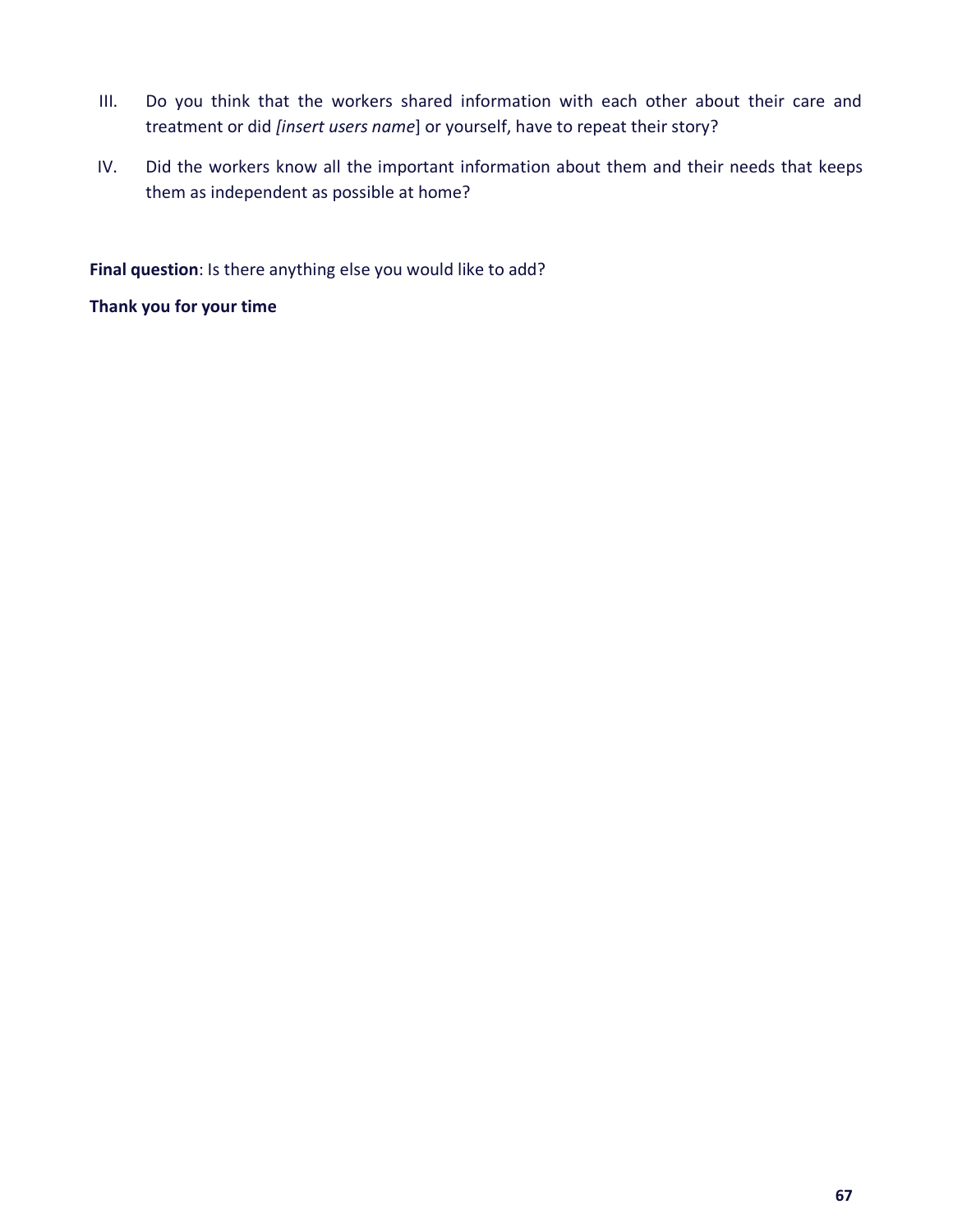III. Do you think that the workers shared information with each other about their care and treatment or did *[insert users name*] or yourself, have to repeat their story?

IV. Did the workers know all the important information about them and their needs that keeps them as independent as possible at home?

**Final question**: Is there anything else you would like to add?

**Thank you for your time**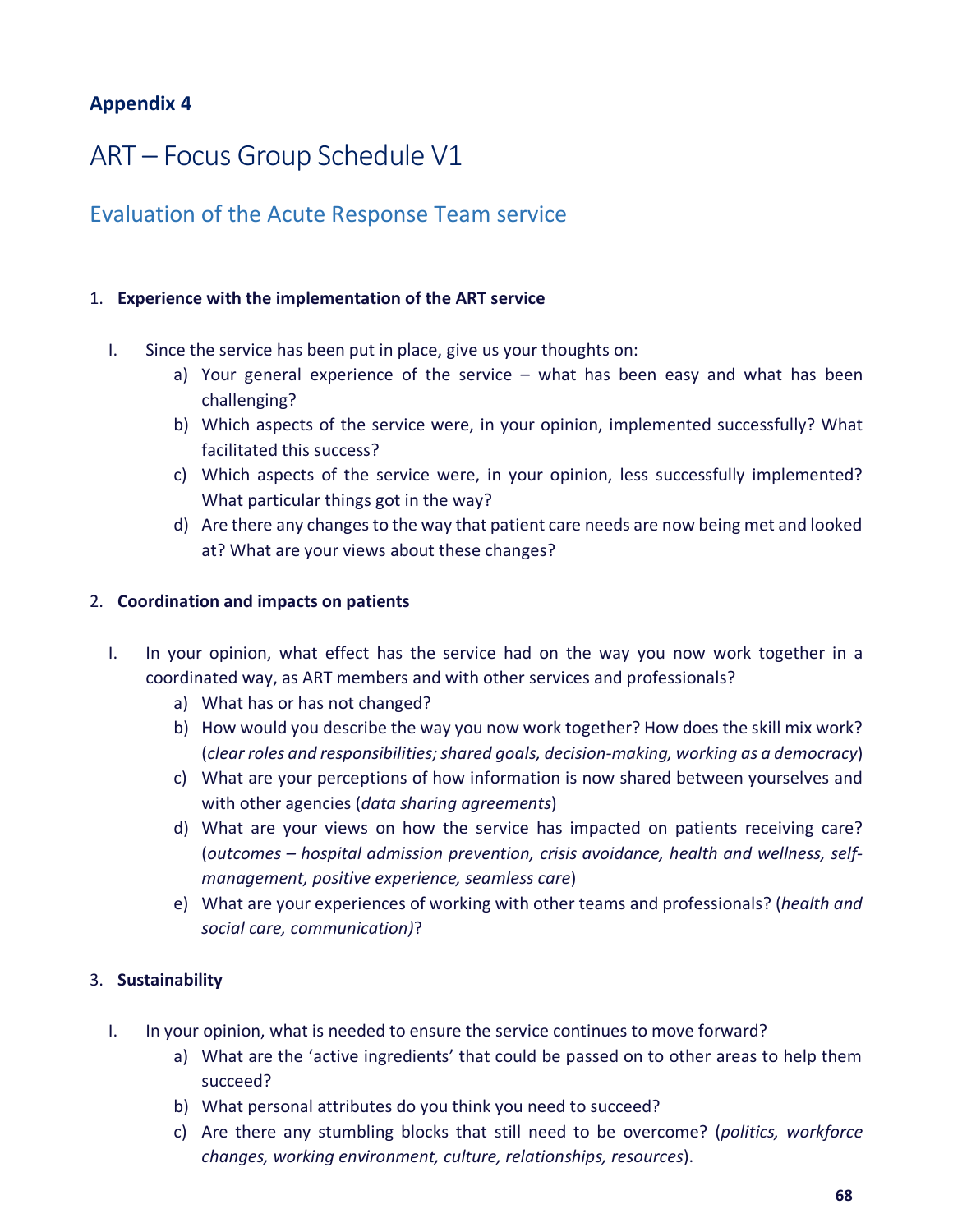**Appendix 4**

# ART – Focus Group Schedule V1

## Evaluation of the Acute Response Team service

1. **Experience with the implementation of the ART service**

   I. Since the service has been put in place, give us your thoughts on:
      a) Your general experience of the service – what has been easy and what has been challenging?
      b) Which aspects of the service were, in your opinion, implemented successfully? What facilitated this success?
      c) Which aspects of the service were, in your opinion, less successfully implemented? What particular things got in the way?
      d) Are there any changes to the way that patient care needs are now being met and looked at? What are your views about these changes?

2. **Coordination and impacts on patients**

   I. In your opinion, what effect has the service had on the way you now work together in a coordinated way, as ART members and with other services and professionals?
      a) What has or has not changed?
      b) How would you describe the way you now work together? How does the skill mix work? (*clear roles and responsibilities; shared goals, decision-making, working as a democracy*)
      c) What are your perceptions of how information is now shared between yourselves and with other agencies (*data sharing agreements*)
      d) What are your views on how the service has impacted on patients receiving care? (*outcomes – hospital admission prevention, crisis avoidance, health and wellness, self-management, positive experience, seamless care*)
      e) What are your experiences of working with other teams and professionals? (*health and social care, communication)*?

3. **Sustainability**

   I. In your opinion, what is needed to ensure the service continues to move forward?
      a) What are the 'active ingredients' that could be passed on to other areas to help them succeed?
      b) What personal attributes do you think you need to succeed?
      c) Are there any stumbling blocks that still need to be overcome? (*politics, workforce changes, working environment, culture, relationships, resources*).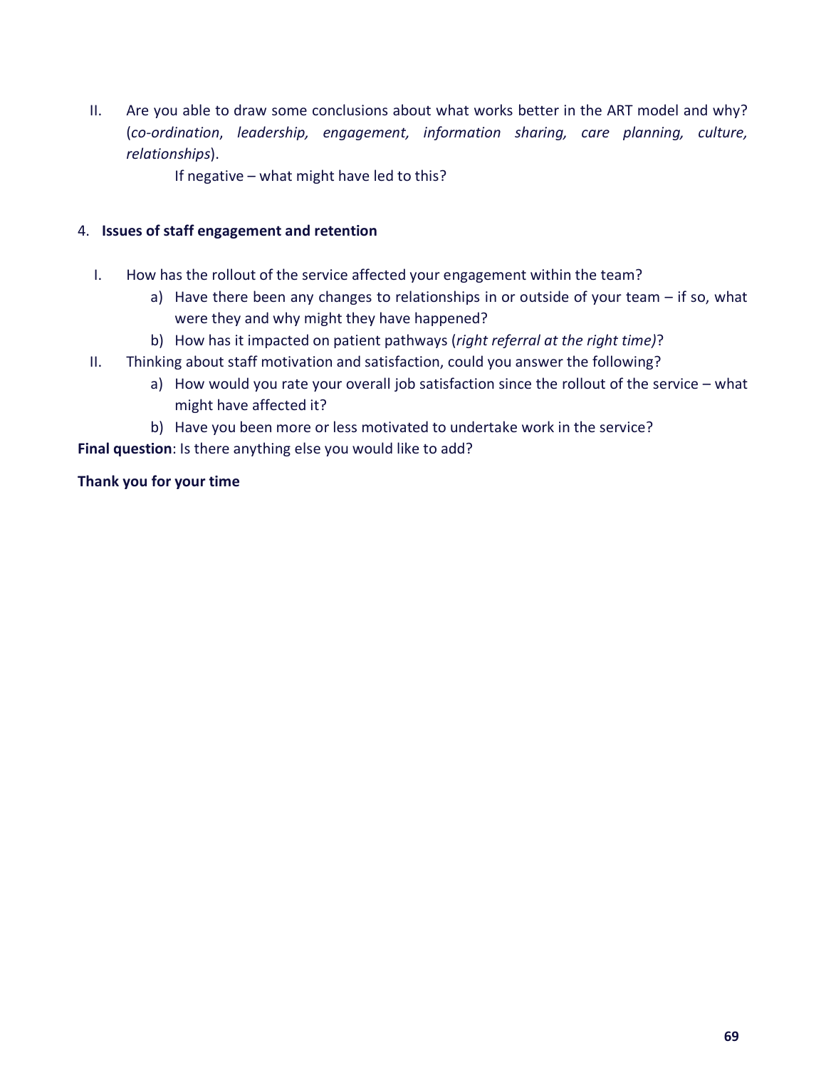II. Are you able to draw some conclusions about what works better in the ART model and why? (*co-ordination*, *leadership, engagement, information sharing, care planning, culture, relationships*).

    If negative – what might have led to this?

4. **Issues of staff engagement and retention**

I. How has the rollout of the service affected your engagement within the team?
    a) Have there been any changes to relationships in or outside of your team – if so, what were they and why might they have happened?
    b) How has it impacted on patient pathways (*right referral at the right time)*?

II. Thinking about staff motivation and satisfaction, could you answer the following?
    a) How would you rate your overall job satisfaction since the rollout of the service – what might have affected it?
    b) Have you been more or less motivated to undertake work in the service?

**Final question**: Is there anything else you would like to add?

**Thank you for your time**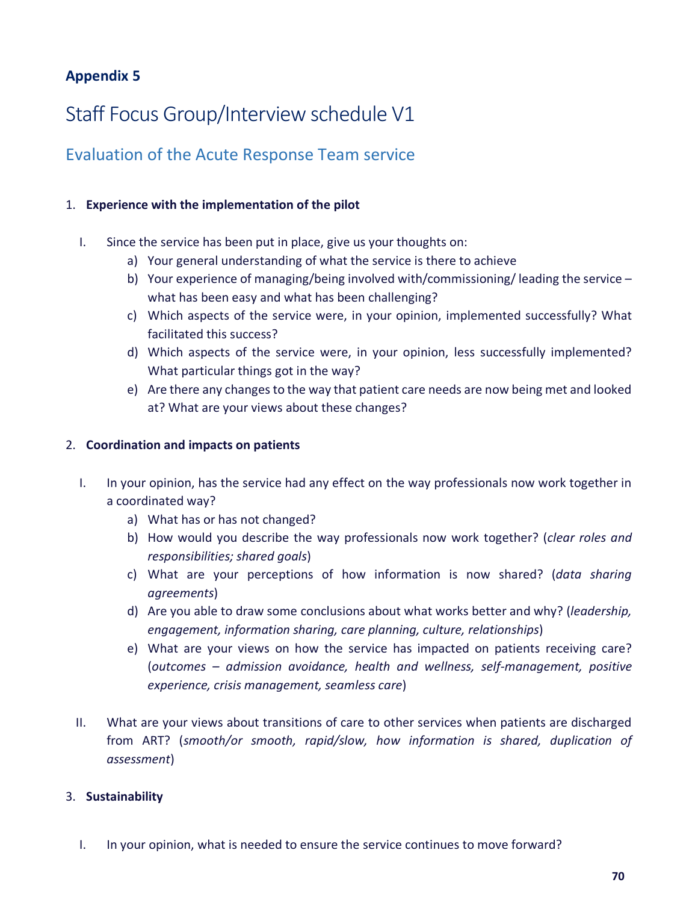## Appendix 5

# Staff Focus Group/Interview schedule V1

## Evaluation of the Acute Response Team service

1. **Experience with the implementation of the pilot**

   I. Since the service has been put in place, give us your thoughts on:

   a) Your general understanding of what the service is there to achieve

   b) Your experience of managing/being involved with/commissioning/ leading the service – what has been easy and what has been challenging?

   c) Which aspects of the service were, in your opinion, implemented successfully? What facilitated this success?

   d) Which aspects of the service were, in your opinion, less successfully implemented? What particular things got in the way?

   e) Are there any changes to the way that patient care needs are now being met and looked at? What are your views about these changes?

2. **Coordination and impacts on patients**

   I. In your opinion, has the service had any effect on the way professionals now work together in a coordinated way?

   a) What has or has not changed?

   b) How would you describe the way professionals now work together? (*clear roles and responsibilities; shared goals*)

   c) What are your perceptions of how information is now shared? (*data sharing agreements*)

   d) Are you able to draw some conclusions about what works better and why? (*leadership, engagement, information sharing, care planning, culture, relationships*)

   e) What are your views on how the service has impacted on patients receiving care? (*outcomes – admission avoidance, health and wellness, self-management, positive experience, crisis management, seamless care*)

   II. What are your views about transitions of care to other services when patients are discharged from ART? (*smooth/or smooth, rapid/slow, how information is shared, duplication of assessment*)

3. **Sustainability**

   I. In your opinion, what is needed to ensure the service continues to move forward?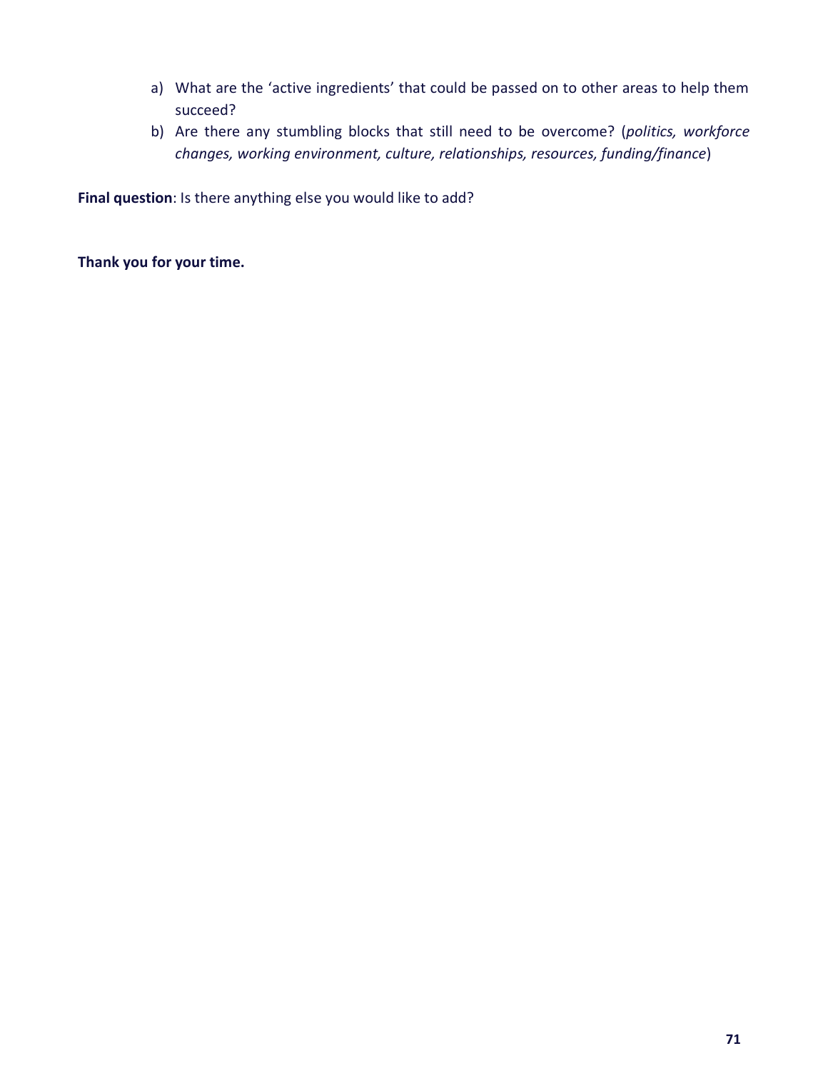a) What are the 'active ingredients' that could be passed on to other areas to help them succeed?
b) Are there any stumbling blocks that still need to be overcome? (*politics, workforce changes, working environment, culture, relationships, resources, funding/finance*)

**Final question**: Is there anything else you would like to add?

**Thank you for your time.**